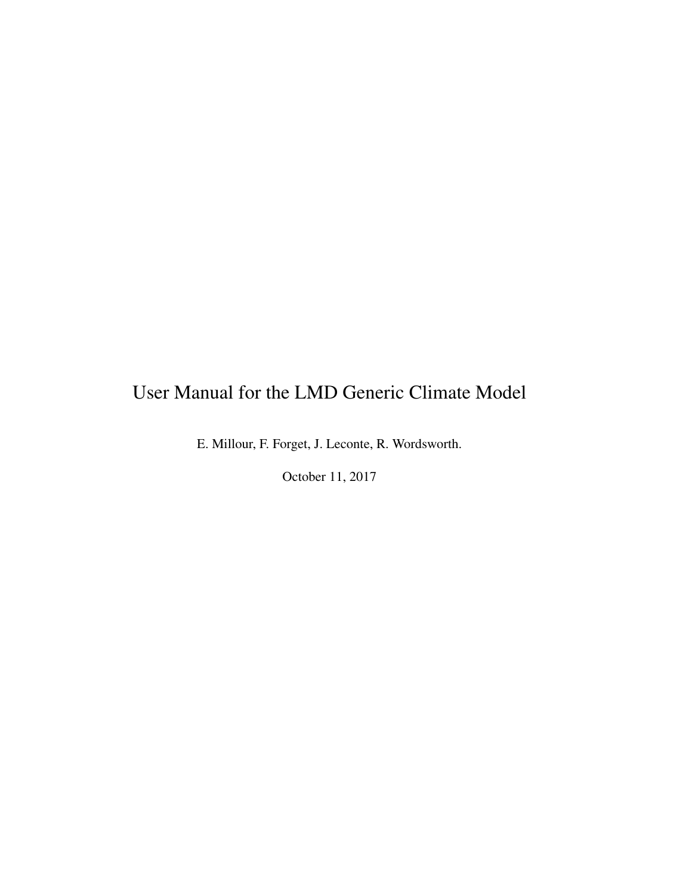# User Manual for the LMD Generic Climate Model

E. Millour, F. Forget, J. Leconte, R. Wordsworth.

October 11, 2017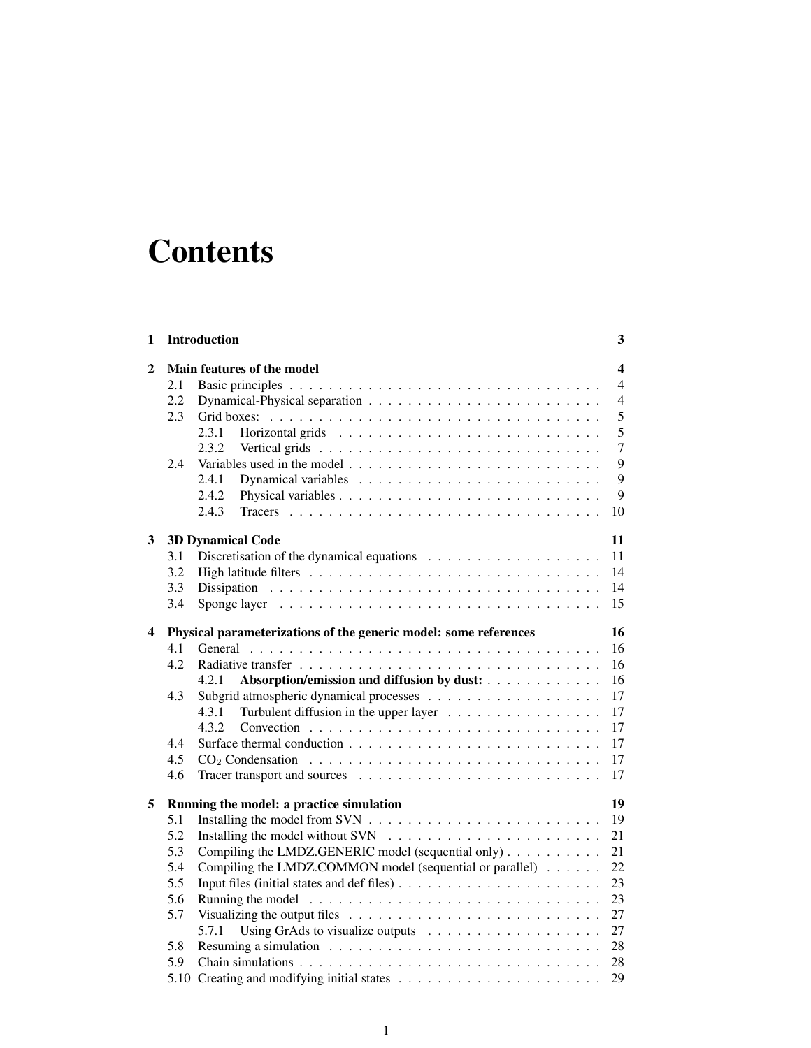# Contents

| | | |
|---|---|---|
| **1** | **Introduction** | **3** |
| **2** | **Main features of the model** | **4** |
| 2.1 | Basic principles | 4 |
| 2.2 | Dynamical-Physical separation | 4 |
| 2.3 | Grid boxes: | 5 |
| 2.3.1 | Horizontal grids | 5 |
| 2.3.2 | Vertical grids | 7 |
| 2.4 | Variables used in the model | 9 |
| 2.4.1 | Dynamical variables | 9 |
| 2.4.2 | Physical variables | 9 |
| 2.4.3 | Tracers | 10 |
| **3** | **3D Dynamical Code** | **11** |
| 3.1 | Discretisation of the dynamical equations | 11 |
| 3.2 | High latitude filters | 14 |
| 3.3 | Dissipation | 14 |
| 3.4 | Sponge layer | 15 |
| **4** | **Physical parameterizations of the generic model: some references** | **16** |
| 4.1 | General | 16 |
| 4.2 | Radiative transfer | 16 |
| 4.2.1 | **Absorption/emission and diffusion by dust:** | 16 |
| 4.3 | Subgrid atmospheric dynamical processes | 17 |
| 4.3.1 | Turbulent diffusion in the upper layer | 17 |
| 4.3.2 | Convection | 17 |
| 4.4 | Surface thermal conduction | 17 |
| 4.5 | $CO_2$ Condensation | 17 |
| 4.6 | Tracer transport and sources | 17 |
| **5** | **Running the model: a practice simulation** | **19** |
| 5.1 | Installing the model from SVN | 19 |
| 5.2 | Installing the model without SVN | 21 |
| 5.3 | Compiling the LMDZ.GENERIC model (sequential only) | 21 |
| 5.4 | Compiling the LMDZ.COMMON model (sequential or parallel) | 22 |
| 5.5 | Input files (initial states and def files) | 23 |
| 5.6 | Running the model | 23 |
| 5.7 | Visualizing the output files | 27 |
| 5.7.1 | Using GrAds to visualize outputs | 27 |
| 5.8 | Resuming a simulation | 28 |
| 5.9 | Chain simulations | 28 |
| 5.10 | Creating and modifying initial states | 29 |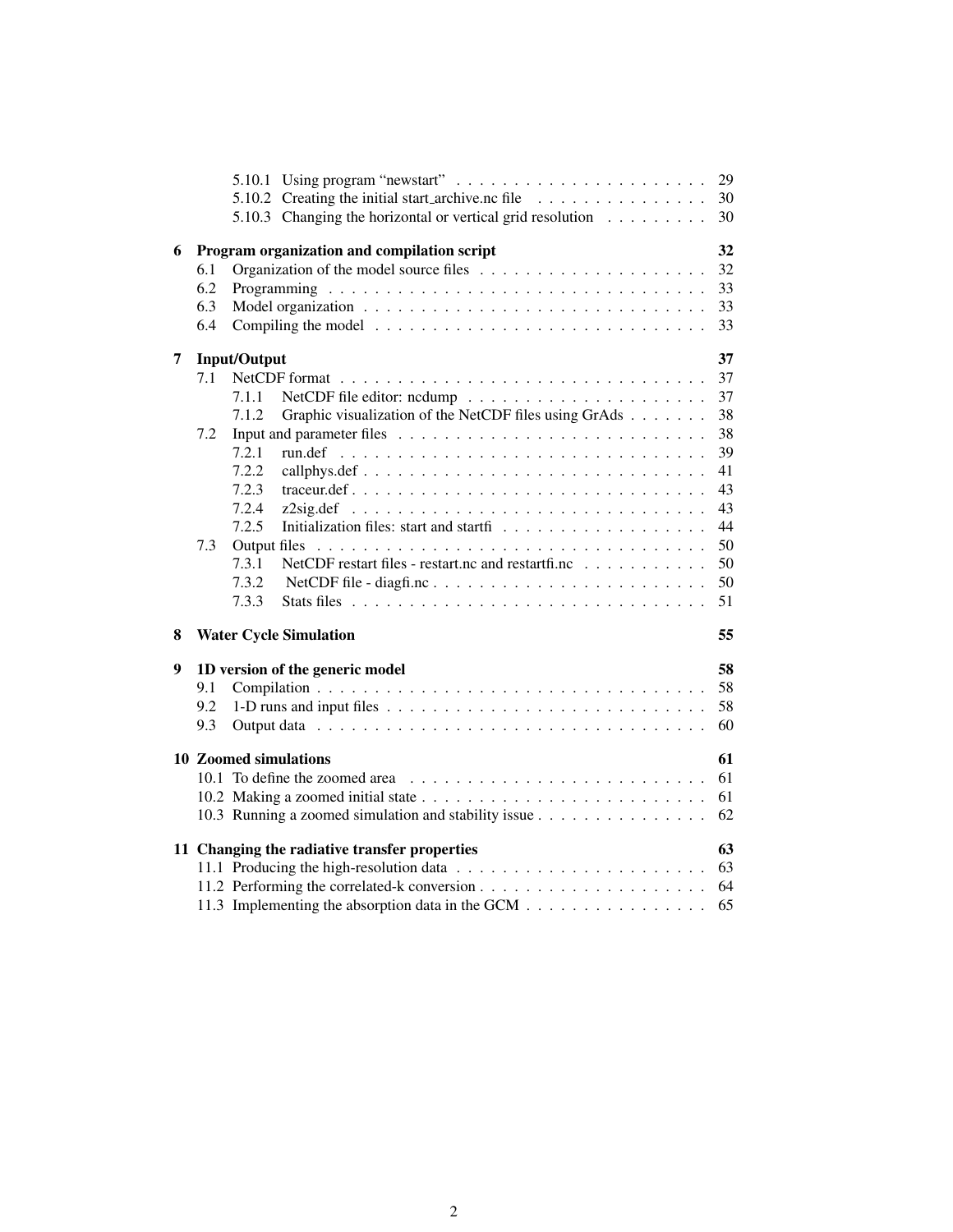- 5.10.1 Using program "newstart" . . . . . . . . . . . . . . . . . . . . . . 29
- 5.10.2 Creating the initial start_archive.nc file . . . . . . . . . . . . . . . 30
- 5.10.3 Changing the horizontal or vertical grid resolution . . . . . . . . . 30

**6 Program organization and compilation script** **32**

- 6.1 Organization of the model source files . . . . . . . . . . . . . . . . . . . . 32
- 6.2 Programming . . . . . . . . . . . . . . . . . . . . . . . . . . . . . . . . . 33
- 6.3 Model organization . . . . . . . . . . . . . . . . . . . . . . . . . . . . . . 33
- 6.4 Compiling the model . . . . . . . . . . . . . . . . . . . . . . . . . . . . 33

**7 Input/Output** **37**

- 7.1 NetCDF format . . . . . . . . . . . . . . . . . . . . . . . . . . . . . . . 37
  - 7.1.1 NetCDF file editor: ncdump . . . . . . . . . . . . . . . . . . . . 37
  - 7.1.2 Graphic visualization of the NetCDF files using GrAds . . . . . . . 38
- 7.2 Input and parameter files . . . . . . . . . . . . . . . . . . . . . . . . . . 38
  - 7.2.1 run.def . . . . . . . . . . . . . . . . . . . . . . . . . . . . . . . 39
  - 7.2.2 callphys.def . . . . . . . . . . . . . . . . . . . . . . . . . . . . . 41
  - 7.2.3 traceur.def . . . . . . . . . . . . . . . . . . . . . . . . . . . . . 43
  - 7.2.4 z2sig.def . . . . . . . . . . . . . . . . . . . . . . . . . . . . . . 43
  - 7.2.5 Initialization files: start and startfi . . . . . . . . . . . . . . . . . 44
- 7.3 Output files . . . . . . . . . . . . . . . . . . . . . . . . . . . . . . . . . 50
  - 7.3.1 NetCDF restart files - restart.nc and restartfi.nc . . . . . . . . . . . 50
  - 7.3.2 NetCDF file - diagfi.nc . . . . . . . . . . . . . . . . . . . . . . . 50
  - 7.3.3 Stats files . . . . . . . . . . . . . . . . . . . . . . . . . . . . . . 51

**8 Water Cycle Simulation** **55**

**9 1D version of the generic model** **58**

- 9.1 Compilation . . . . . . . . . . . . . . . . . . . . . . . . . . . . . . . . . 58
- 9.2 1-D runs and input files . . . . . . . . . . . . . . . . . . . . . . . . . . . 58
- 9.3 Output data . . . . . . . . . . . . . . . . . . . . . . . . . . . . . . . . . 60

**10 Zoomed simulations** **61**

- 10.1 To define the zoomed area . . . . . . . . . . . . . . . . . . . . . . . . . 61
- 10.2 Making a zoomed initial state . . . . . . . . . . . . . . . . . . . . . . . . 61
- 10.3 Running a zoomed simulation and stability issue . . . . . . . . . . . . . . . 62

**11 Changing the radiative transfer properties** **63**

- 11.1 Producing the high-resolution data . . . . . . . . . . . . . . . . . . . . . 63
- 11.2 Performing the correlated-k conversion . . . . . . . . . . . . . . . . . . . 64
- 11.3 Implementing the absorption data in the GCM . . . . . . . . . . . . . . . . 65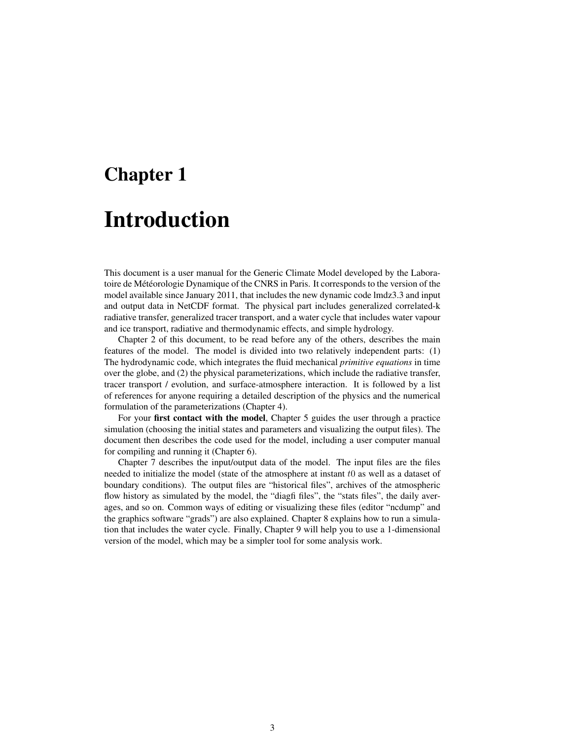# Chapter 1

# Introduction

This document is a user manual for the Generic Climate Model developed by the Laboratoire de Météorologie Dynamique of the CNRS in Paris. It corresponds to the version of the model available since January 2011, that includes the new dynamic code lmdz3.3 and input and output data in NetCDF format. The physical part includes generalized correlated-k radiative transfer, generalized tracer transport, and a water cycle that includes water vapour and ice transport, radiative and thermodynamic effects, and simple hydrology.

Chapter 2 of this document, to be read before any of the others, describes the main features of the model. The model is divided into two relatively independent parts: (1) The hydrodynamic code, which integrates the fluid mechanical *primitive equations* in time over the globe, and (2) the physical parameterizations, which include the radiative transfer, tracer transport / evolution, and surface-atmosphere interaction. It is followed by a list of references for anyone requiring a detailed description of the physics and the numerical formulation of the parameterizations (Chapter 4).

For your **first contact with the model**, Chapter 5 guides the user through a practice simulation (choosing the initial states and parameters and visualizing the output files). The document then describes the code used for the model, including a user computer manual for compiling and running it (Chapter 6).

Chapter 7 describes the input/output data of the model. The input files are the files needed to initialize the model (state of the atmosphere at instant $t0$ as well as a dataset of boundary conditions). The output files are "historical files", archives of the atmospheric flow history as simulated by the model, the "diagfi files", the "stats files", the daily averages, and so on. Common ways of editing or visualizing these files (editor "ncdump" and the graphics software "grads") are also explained. Chapter 8 explains how to run a simulation that includes the water cycle. Finally, Chapter 9 will help you to use a 1-dimensional version of the model, which may be a simpler tool for some analysis work.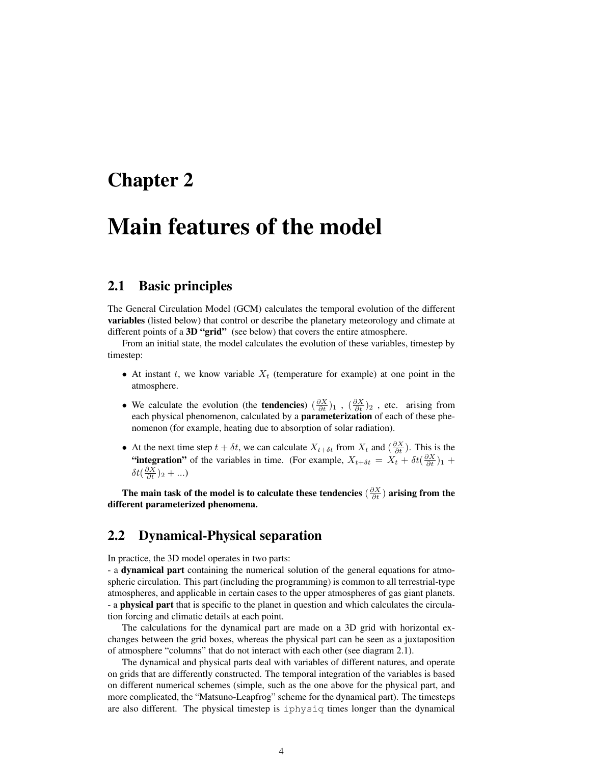# Chapter 2

# Main features of the model

## 2.1 Basic principles

The General Circulation Model (GCM) calculates the temporal evolution of the different **variables** (listed below) that control or describe the planetary meteorology and climate at different points of a **3D "grid"** (see below) that covers the entire atmosphere.

From an initial state, the model calculates the evolution of these variables, timestep by timestep:

- At instant $t$, we know variable $X_t$ (temperature for example) at one point in the atmosphere.
- We calculate the evolution (the **tendencies**) $(\frac{\partial X}{\partial t})_1$ , $(\frac{\partial X}{\partial t})_2$ , etc. arising from each physical phenomenon, calculated by a **parameterization** of each of these phenomenon (for example, heating due to absorption of solar radiation).
- At the next time step $t + \delta t$, we can calculate $X_{t+\delta t}$ from $X_t$ and $(\frac{\partial X}{\partial t})$. This is the **"integration"** of the variables in time. (For example, $X_{t+\delta t} = X_t + \delta t (\frac{\partial X}{\partial t})_1 + \delta t (\frac{\partial X}{\partial t})_2 + ...$)

**The main task of the model is to calculate these tendencies $(\frac{\partial X}{\partial t})$ arising from the different parameterized phenomena.**

## 2.2 Dynamical-Physical separation

In practice, the 3D model operates in two parts:
- a **dynamical part** containing the numerical solution of the general equations for atmospheric circulation. This part (including the programming) is common to all terrestrial-type atmospheres, and applicable in certain cases to the upper atmospheres of gas giant planets.
- a **physical part** that is specific to the planet in question and which calculates the circulation forcing and climatic details at each point.

The calculations for the dynamical part are made on a 3D grid with horizontal exchanges between the grid boxes, whereas the physical part can be seen as a juxtaposition of atmosphere "columns" that do not interact with each other (see diagram 2.1).

The dynamical and physical parts deal with variables of different natures, and operate on grids that are differently constructed. The temporal integration of the variables is based on different numerical schemes (simple, such as the one above for the physical part, and more complicated, the "Matsuno-Leapfrog" scheme for the dynamical part). The timesteps are also different. The physical timestep is `iphysiq` times longer than the dynamical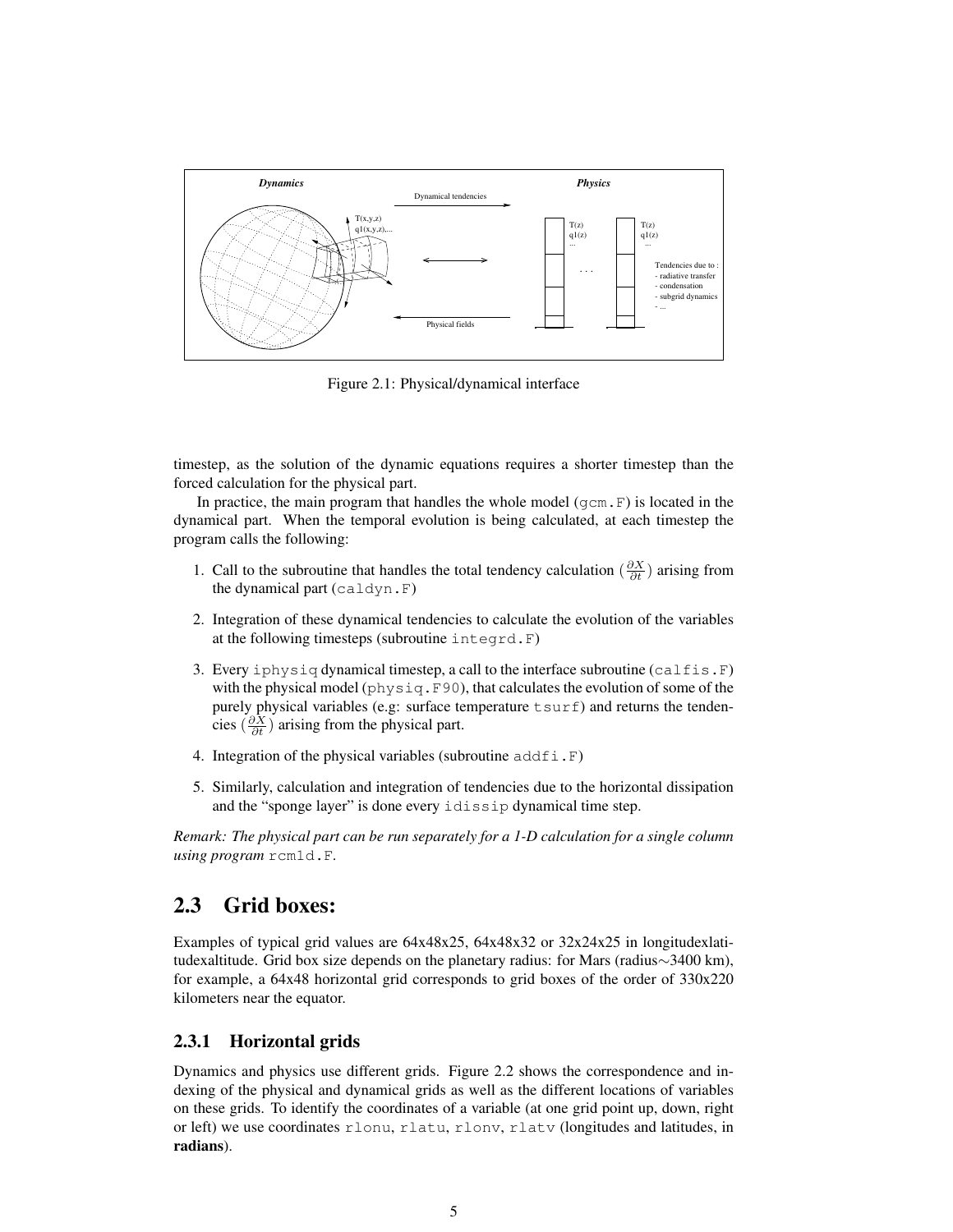Figure 2.1: Physical/dynamical interface

timestep, as the solution of the dynamic equations requires a shorter timestep than the forced calculation for the physical part.

In practice, the main program that handles the whole model (`gcm.F`) is located in the dynamical part. When the temporal evolution is being calculated, at each timestep the program calls the following:

1. Call to the subroutine that handles the total tendency calculation ($\frac{\partial X}{\partial t}$) arising from the dynamical part (`caldyn.F`)
2. Integration of these dynamical tendencies to calculate the evolution of the variables at the following timesteps (subroutine `integrd.F`)
3. Every `iphysiq` dynamical timestep, a call to the interface subroutine (`calfis.F`) with the physical model (`physiq.F90`), that calculates the evolution of some of the purely physical variables (e.g: surface temperature `tsurf`) and returns the tendencies ($\frac{\partial X}{\partial t}$) arising from the physical part.
4. Integration of the physical variables (subroutine `addfi.F`)
5. Similarly, calculation and integration of tendencies due to the horizontal dissipation and the "sponge layer" is done every `idissip` dynamical time step.

*Remark: The physical part can be run separately for a 1-D calculation for a single column using program* `rcm1d.F`.

## 2.3 Grid boxes:

Examples of typical grid values are 64x48x25, 64x48x32 or 32x24x25 in longitudexlatitudexaltitude. Grid box size depends on the planetary radius: for Mars (radius∼3400 km), for example, a 64x48 horizontal grid corresponds to grid boxes of the order of 330x220 kilometers near the equator.

### 2.3.1 Horizontal grids

Dynamics and physics use different grids. Figure 2.2 shows the correspondence and indexing of the physical and dynamical grids as well as the different locations of variables on these grids. To identify the coordinates of a variable (at one grid point up, down, right or left) we use coordinates `rlonu`, `rlatu`, `rlonv`, `rlatv` (longitudes and latitudes, in **radians**).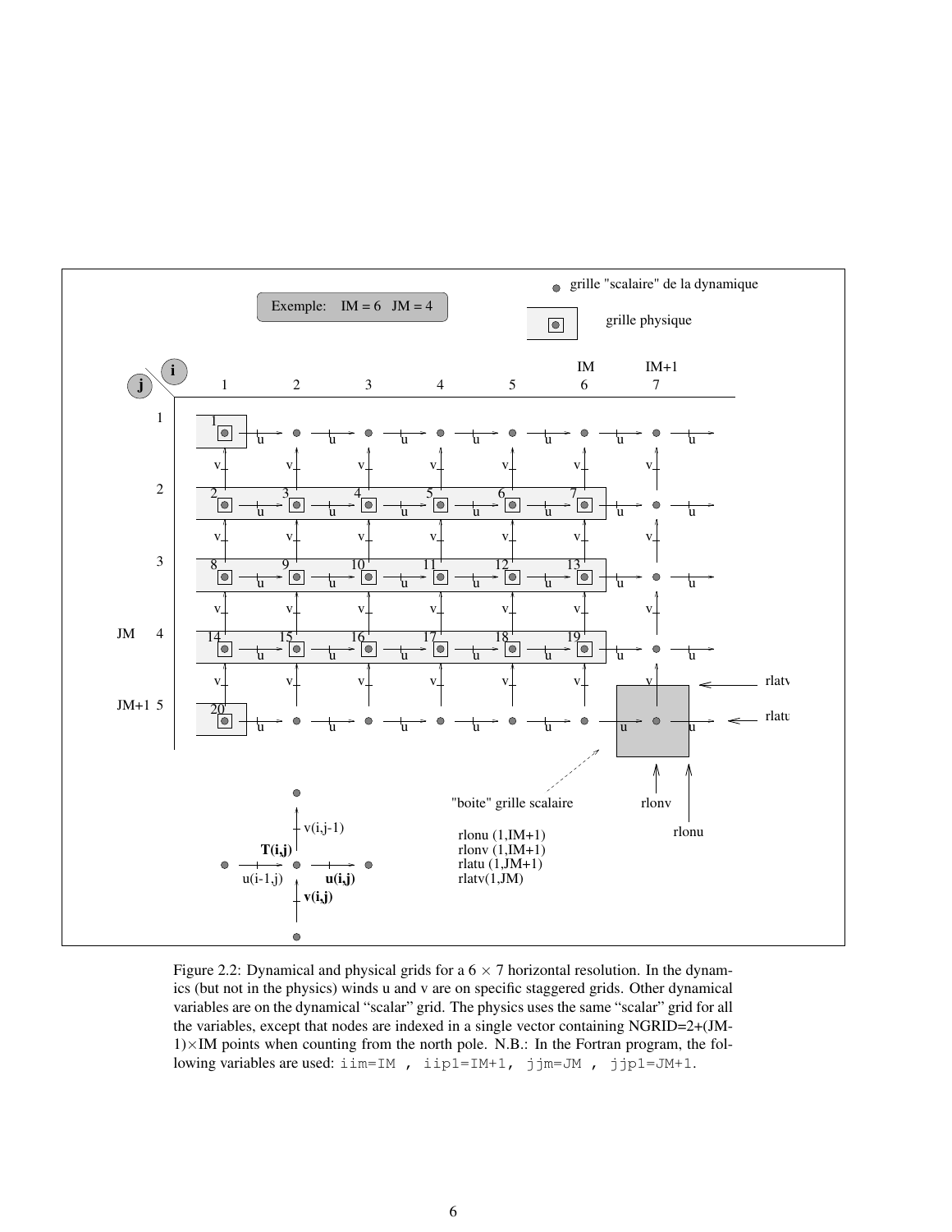Figure 2.2: Dynamical and physical grids for a 6 × 7 horizontal resolution. In the dynamics (but not in the physics) winds u and v are on specific staggered grids. Other dynamical variables are on the dynamical "scalar" grid. The physics uses the same "scalar" grid for all the variables, except that nodes are indexed in a single vector containing NGRID=2+(JM-1)×IM points when counting from the north pole. N.B.: In the Fortran program, the following variables are used: `iim=IM , iip1=IM+1, jjm=JM , jjp1=JM+1`.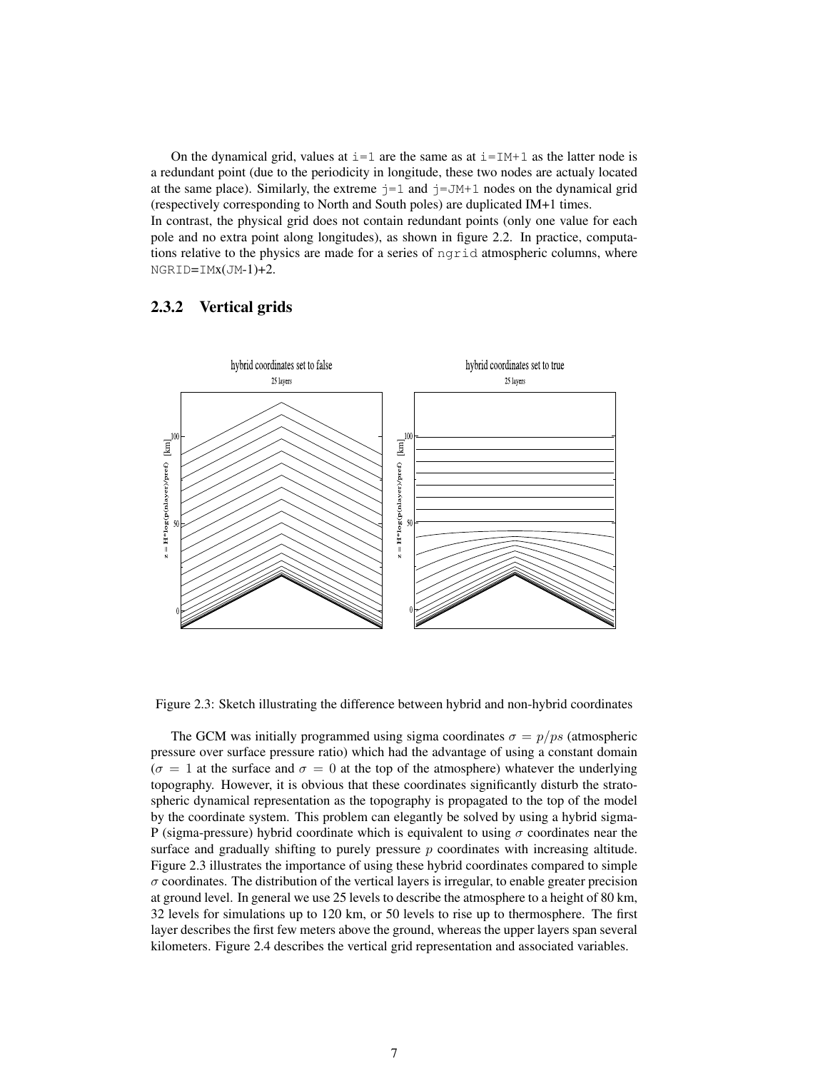On the dynamical grid, values at `i=1` are the same as at `i=IM+1` as the latter node is a redundant point (due to the periodicity in longitude, these two nodes are actualy located at the same place). Similarly, the extreme `j=1` and `j=JM+1` nodes on the dynamical grid (respectively corresponding to North and South poles) are duplicated IM+1 times.
In contrast, the physical grid does not contain redundant points (only one value for each pole and no extra point along longitudes), as shown in figure 2.2. In practice, computations relative to the physics are made for a series of `ngrid` atmospheric columns, where `NGRID`=`IM`x(`JM`-1)+2.

### 2.3.2 Vertical grids

Figure 2.3: Sketch illustrating the difference between hybrid and non-hybrid coordinates

The GCM was initially programmed using sigma coordinates $\sigma = p/ps$ (atmospheric pressure over surface pressure ratio) which had the advantage of using a constant domain ($\sigma = 1$ at the surface and $\sigma = 0$ at the top of the atmosphere) whatever the underlying topography. However, it is obvious that these coordinates significantly disturb the stratospheric dynamical representation as the topography is propagated to the top of the model by the coordinate system. This problem can elegantly be solved by using a hybrid sigma-P (sigma-pressure) hybrid coordinate which is equivalent to using $\sigma$ coordinates near the surface and gradually shifting to purely pressure $p$ coordinates with increasing altitude. Figure 2.3 illustrates the importance of using these hybrid coordinates compared to simple $\sigma$ coordinates. The distribution of the vertical layers is irregular, to enable greater precision at ground level. In general we use 25 levels to describe the atmosphere to a height of 80 km, 32 levels for simulations up to 120 km, or 50 levels to rise up to thermosphere. The first layer describes the first few meters above the ground, whereas the upper layers span several kilometers. Figure 2.4 describes the vertical grid representation and associated variables.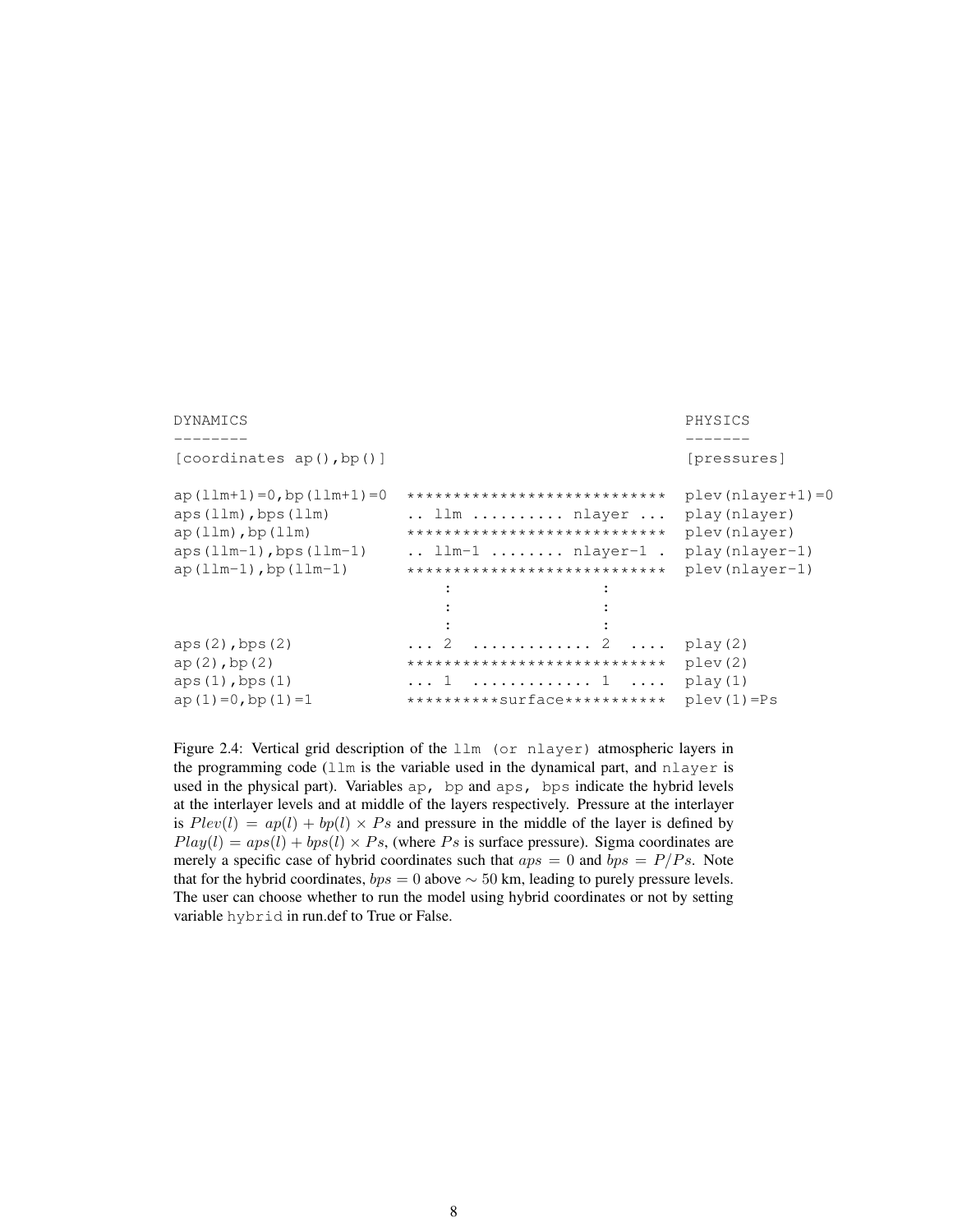```
DYNAMICS                                                                   PHYSICS
--------                                                                   -------
[coordinates ap(),bp()]                                                    [pressures]

ap(llm+1)=0,bp(llm+1)=0   ****************************  plev(nlayer+1)=0
aps(llm),bps(llm)         .. llm .......... nlayer ...  play(nlayer)
ap(llm),bp(llm)           ****************************  plev(nlayer)
aps(llm-1),bps(llm-1)     .. llm-1 ........ nlayer-1 .  play(nlayer-1)
ap(llm-1),bp(llm-1)       ****************************  plev(nlayer-1)
                              :                :
                              :                :
                              :                :
aps(2),bps(2)             ... 2  ............ 2  ....  play(2)
ap(2),bp(2)               ****************************  plev(2)
aps(1),bps(1)             ... 1  ............ 1  ....  play(1)
ap(1)=0,bp(1)=1           **********surface***********  plev(1)=Ps
```

Figure 2.4: Vertical grid description of the `llm (or nlayer)` atmospheric layers in the programming code (`llm` is the variable used in the dynamical part, and `nlayer` is used in the physical part). Variables `ap, bp` and `aps, bps` indicate the hybrid levels at the interlayer levels and at middle of the layers respectively. Pressure at the interlayer is $Plev(l) = ap(l) + bp(l) \times Ps$ and pressure in the middle of the layer is defined by $Play(l) = aps(l) + bps(l) \times Ps$, (where $Ps$ is surface pressure). Sigma coordinates are merely a specific case of hybrid coordinates such that $aps = 0$ and $bps = P/Ps$. Note that for the hybrid coordinates, $bps = 0$ above $\sim 50$ km, leading to purely pressure levels. The user can choose whether to run the model using hybrid coordinates or not by setting variable `hybrid` in run.def to True or False.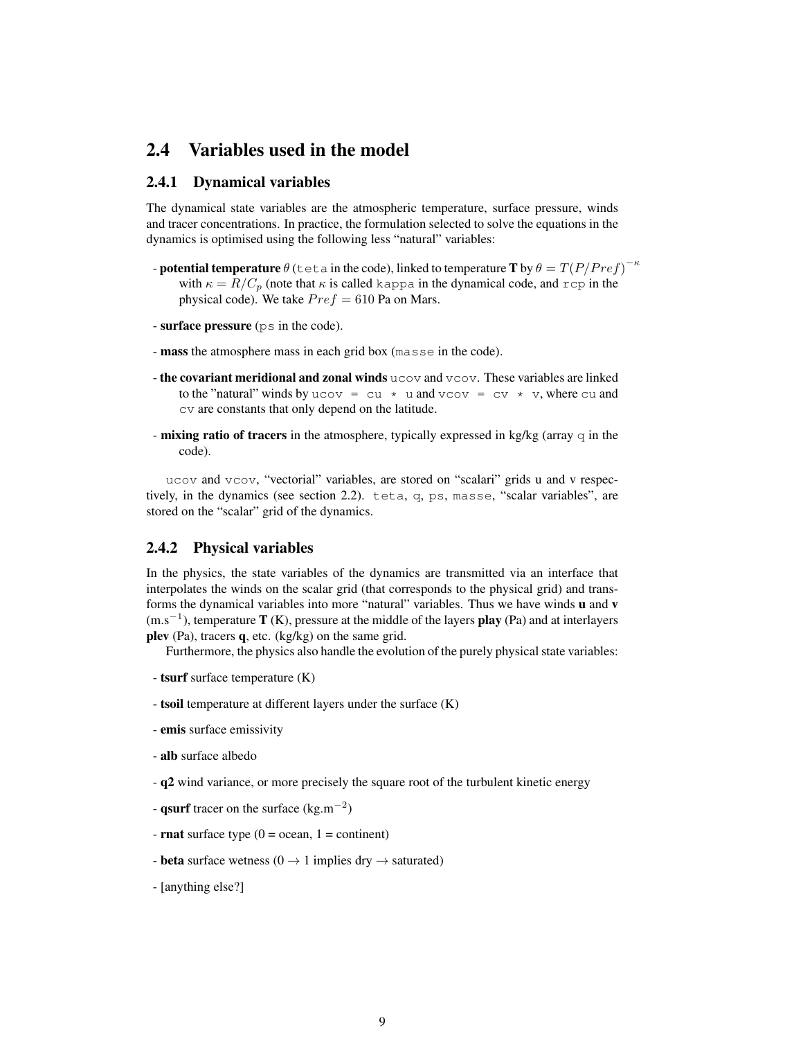## 2.4 Variables used in the model

### 2.4.1 Dynamical variables

The dynamical state variables are the atmospheric temperature, surface pressure, winds and tracer concentrations. In practice, the formulation selected to solve the equations in the dynamics is optimised using the following less "natural" variables:

- **potential temperature** $\theta$ (`teta` in the code), linked to temperature **T** by $\theta = T(P/Pref)^{-\kappa}$ with $\kappa = R/C_p$ (note that $\kappa$ is called `kappa` in the dynamical code, and `rcp` in the physical code). We take $Pref = 610$ Pa on Mars.
- **surface pressure** (`ps` in the code).
- **mass** the atmosphere mass in each grid box (`masse` in the code).
- **the covariant meridional and zonal winds** `ucov` and `vcov`. These variables are linked to the "natural" winds by `ucov = cu * u` and `vcov = cv * v`, where `cu` and `cv` are constants that only depend on the latitude.
- **mixing ratio of tracers** in the atmosphere, typically expressed in kg/kg (array `q` in the code).

`ucov` and `vcov`, "vectorial" variables, are stored on "scalari" grids u and v respectively, in the dynamics (see section 2.2). `teta`, `q`, `ps`, `masse`, "scalar variables", are stored on the "scalar" grid of the dynamics.

### 2.4.2 Physical variables

In the physics, the state variables of the dynamics are transmitted via an interface that interpolates the winds on the scalar grid (that corresponds to the physical grid) and transforms the dynamical variables into more "natural" variables. Thus we have winds **u** and **v** (m.s$^{-1}$), temperature **T** (K), pressure at the middle of the layers **play** (Pa) and at interlayers **plev** (Pa), tracers **q**, etc. (kg/kg) on the same grid.

Furthermore, the physics also handle the evolution of the purely physical state variables:

- **tsurf** surface temperature (K)
- **tsoil** temperature at different layers under the surface (K)
- **emis** surface emissivity
- **alb** surface albedo
- **q2** wind variance, or more precisely the square root of the turbulent kinetic energy
- **qsurf** tracer on the surface (kg.m$^{-2}$)
- **rnat** surface type (0 = ocean, 1 = continent)
- **beta** surface wetness (0 $\rightarrow$ 1 implies dry $\rightarrow$ saturated)
- [anything else?]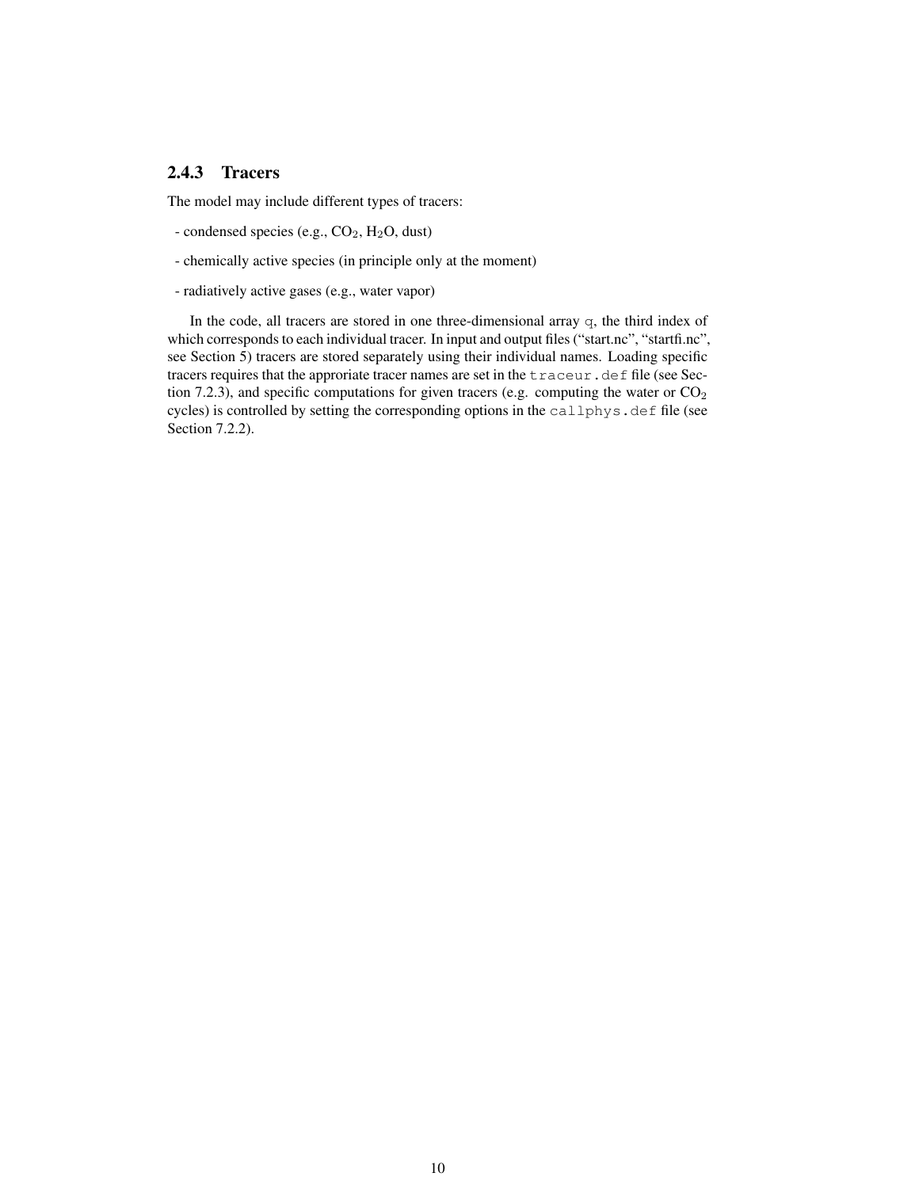### 2.4.3 Tracers

The model may include different types of tracers:

- condensed species (e.g., $CO_2$, $H_2O$, dust)
- chemically active species (in principle only at the moment)
- radiatively active gases (e.g., water vapor)

In the code, all tracers are stored in one three-dimensional array `q`, the third index of which corresponds to each individual tracer. In input and output files ("start.nc", "startfi.nc", see Section 5) tracers are stored separately using their individual names. Loading specific tracers requires that the approriate tracer names are set in the `traceur.def` file (see Section 7.2.3), and specific computations for given tracers (e.g. computing the water or $CO_2$ cycles) is controlled by setting the corresponding options in the `callphys.def` file (see Section 7.2.2).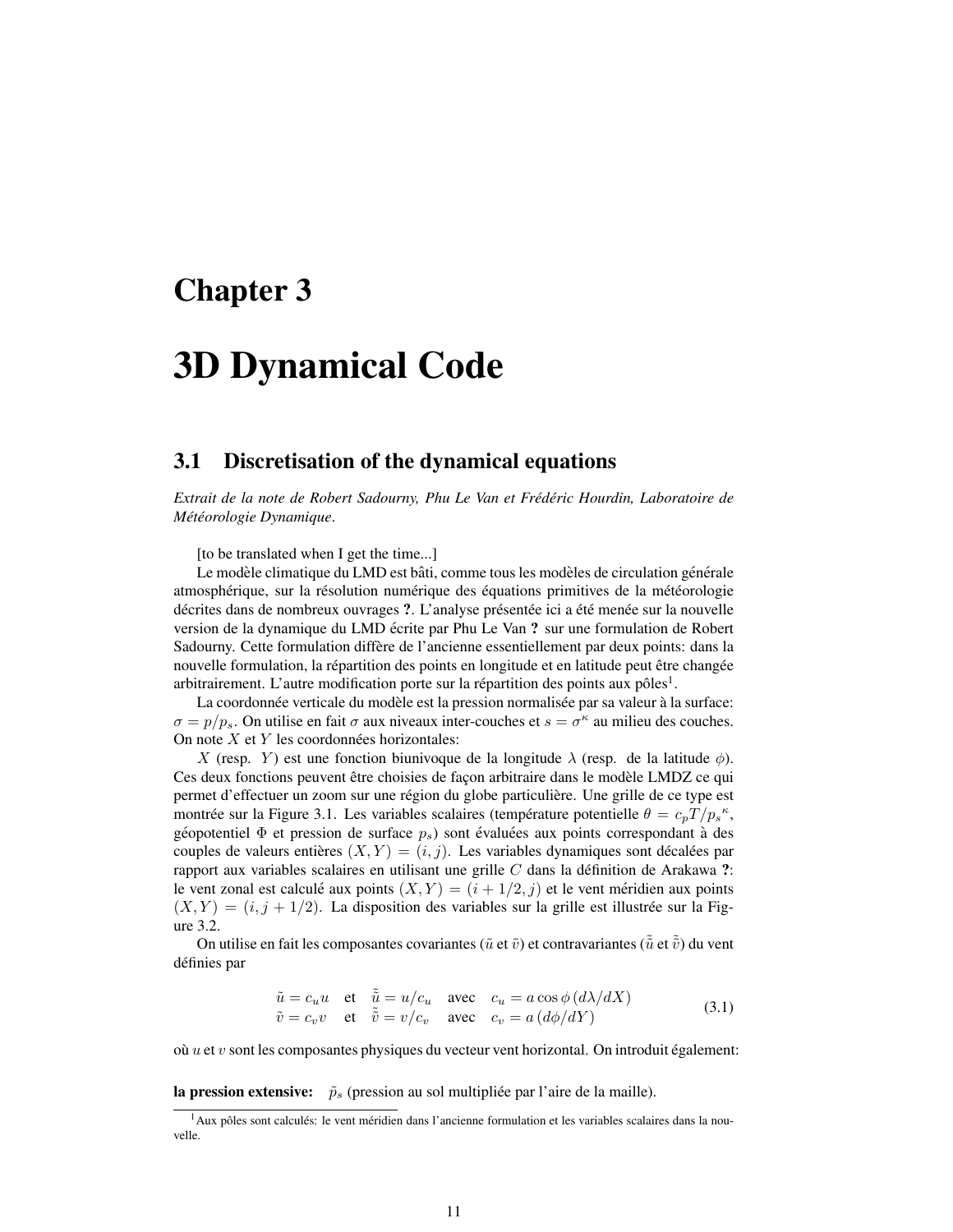# Chapter 3

# 3D Dynamical Code

## 3.1 Discretisation of the dynamical equations

*Extrait de la note de Robert Sadourny, Phu Le Van et Frédéric Hourdin, Laboratoire de Météorologie Dynamique*.

[to be translated when I get the time...]

Le modèle climatique du LMD est bâti, comme tous les modèles de circulation générale atmosphérique, sur la résolution numérique des équations primitives de la météorologie décrites dans de nombreux ouvrages **?**. L'analyse présentée ici a été menée sur la nouvelle version de la dynamique du LMD écrite par Phu Le Van **?** sur une formulation de Robert Sadourny. Cette formulation diffère de l'ancienne essentiellement par deux points: dans la nouvelle formulation, la répartition des points en longitude et en latitude peut être changée arbitrairement. L'autre modification porte sur la répartition des points aux pôles[1].

La coordonnée verticale du modèle est la pression normalisée par sa valeur à la surface: $\sigma = p/p_s$. On utilise en fait $\sigma$ aux niveaux inter-couches et $s = \sigma^\kappa$ au milieu des couches. On note $X$ et $Y$ les coordonnées horizontales:

$X$ (resp. $Y$) est une fonction biunivoque de la longitude $\lambda$ (resp. de la latitude $\phi$). Ces deux fonctions peuvent être choisies de façon arbitraire dans le modèle LMDZ ce qui permet d'effectuer un zoom sur une région du globe particulière. Une grille de ce type est montrée sur la Figure 3.1. Les variables scalaires (température potentielle $\theta = c_p T / {p_s}^\kappa$, géopotentiel $\Phi$ et pression de surface $p_s$) sont évaluées aux points correspondant à des couples de valeurs entières $(X, Y) = (i, j)$. Les variables dynamiques sont décalées par rapport aux variables scalaires en utilisant une grille C dans la définition de Arakawa **?**: le vent zonal est calculé aux points $(X, Y) = (i + 1/2, j)$ et le vent méridien aux points $(X, Y) = (i, j + 1/2)$. La disposition des variables sur la grille est illustrée sur la Figure 3.2.

On utilise en fait les composantes covariantes ($\tilde{u}$ et $\tilde{v}$) et contravariantes ($\tilde{\tilde{u}}$ et $\tilde{\tilde{v}}$) du vent définies par

$$
\begin{array}{lllll}
\tilde{u} = c_u u & \text{et} & \tilde{\tilde{u}} = u / c_u & \text{avec} & c_u = a \cos\phi \, (d\lambda / dX) \\
\tilde{v} = c_v v & \text{et} & \tilde{\tilde{v}} = v / c_v & \text{avec} & c_v = a \, (d\phi / dY)
\end{array}
\tag{3.1}
$$

où $u$ et $v$ sont les composantes physiques du vecteur vent horizontal. On introduit également:

**la pression extensive:** $\tilde{p}_s$ (pression au sol multipliée par l'aire de la maille).

[1] Aux pôles sont calculés: le vent méridien dans l'ancienne formulation et les variables scalaires dans la nouvelle.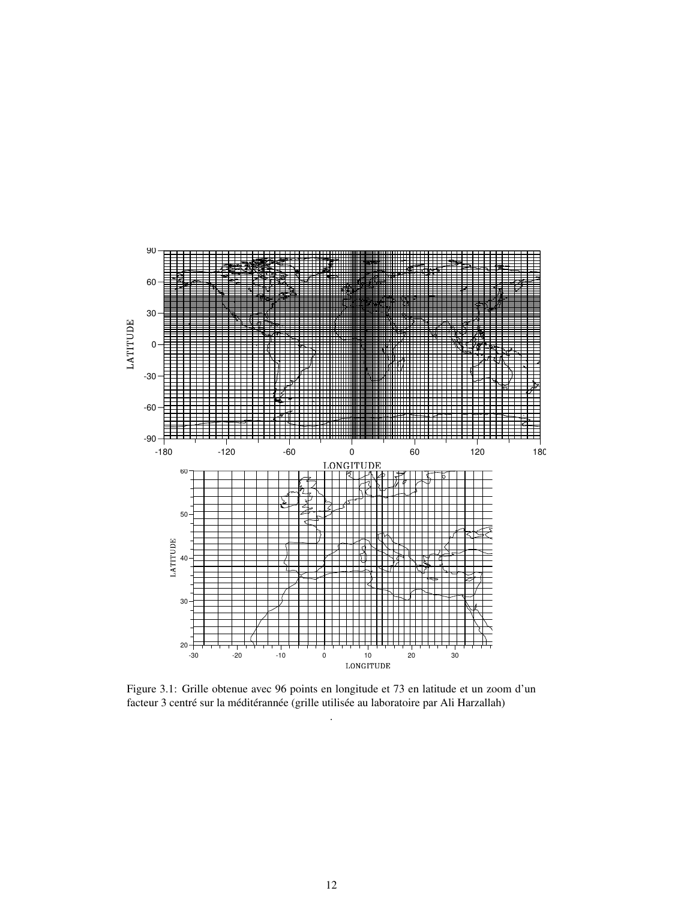Figure 3.1: Grille obtenue avec 96 points en longitude et 73 en latitude et un zoom d'un facteur 3 centré sur la méditérannée (grille utilisée au laboratoire par Ali Harzallah)

.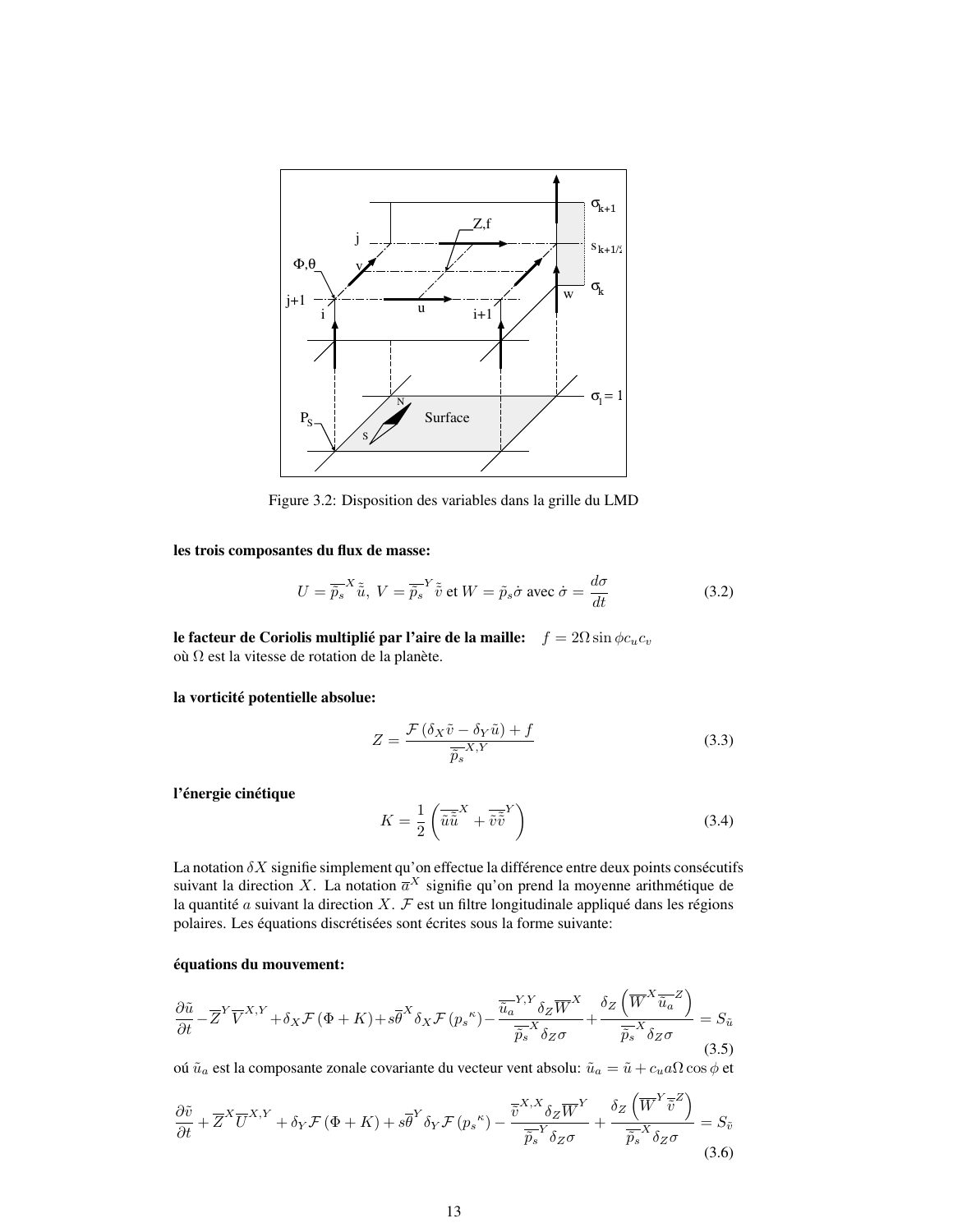Figure 3.2: Disposition des variables dans la grille du LMD

**les trois composantes du flux de masse:**

$$U = \overline{\tilde{p}_s}^X \tilde{u},\ V = \overline{\tilde{p}_s}^Y \tilde{\tilde{v}} \text{ et } W = \tilde{p}_s \dot{\sigma} \text{ avec } \dot{\sigma} = \frac{d\sigma}{dt} \tag{3.2}$$

**le facteur de Coriolis multiplié par l'aire de la maille:** $f = 2\Omega \sin\phi c_u c_v$
où $\Omega$ est la vitesse de rotation de la planète.

**la vorticité potentielle absolue:**

$$Z = \frac{\mathcal{F}\left(\delta_X \tilde{v} - \delta_Y \tilde{u}\right) + f}{\overline{\tilde{p}_s}^{X,Y}} \tag{3.3}$$

**l'énergie cinétique**

$$K = \frac{1}{2}\left(\overline{\tilde{u}\tilde{\tilde{u}}}^X + \overline{\tilde{v}\tilde{\tilde{v}}}^Y\right) \tag{3.4}$$

La notation $\delta X$ signifie simplement qu'on effectue la différence entre deux points consécutifs suivant la direction $X$. La notation $\overline{a}^X$ signifie qu'on prend la moyenne arithmétique de la quantité $a$ suivant la direction $X$. $\mathcal{F}$ est un filtre longitudinale appliqué dans les régions polaires. Les équations discrétisées sont écrites sous la forme suivante:

**équations du mouvement:**

$$\frac{\partial \tilde{u}}{\partial t} - \overline{Z}^Y \overline{V}^{X,Y} + \delta_X \mathcal{F}\left(\Phi + K\right) + s\overline{\theta}^X \delta_X \mathcal{F}\left({p_s}^{\kappa}\right) - \frac{\overline{\tilde{u}_a}^{Y,Y} \delta_Z \overline{W}^X}{\overline{\tilde{p}_s}^X \delta_Z \sigma} + \frac{\delta_Z\left(\overline{W}^X \overline{\tilde{u}_a}^Z\right)}{\overline{\tilde{p}_s}^X \delta_Z \sigma} = S_{\tilde{u}} \tag{3.5}$$

oú $\tilde{u}_a$ est la composante zonale covariante du vecteur vent absolu: $\tilde{u}_a = \tilde{u} + c_u a \Omega \cos\phi$ et

$$\frac{\partial \tilde{v}}{\partial t} + \overline{Z}^X \overline{U}^{X,Y} + \delta_Y \mathcal{F}\left(\Phi + K\right) + s\overline{\theta}^Y \delta_Y \mathcal{F}\left({p_s}^{\kappa}\right) - \frac{\overline{\tilde{v}}^{X,X} \delta_Z \overline{W}^Y}{\overline{\tilde{p}_s}^Y \delta_Z \sigma} + \frac{\delta_Z\left(\overline{W}^Y \overline{\tilde{v}}^Z\right)}{\overline{\tilde{p}_s}^X \delta_Z \sigma} = S_{\tilde{v}} \tag{3.6}$$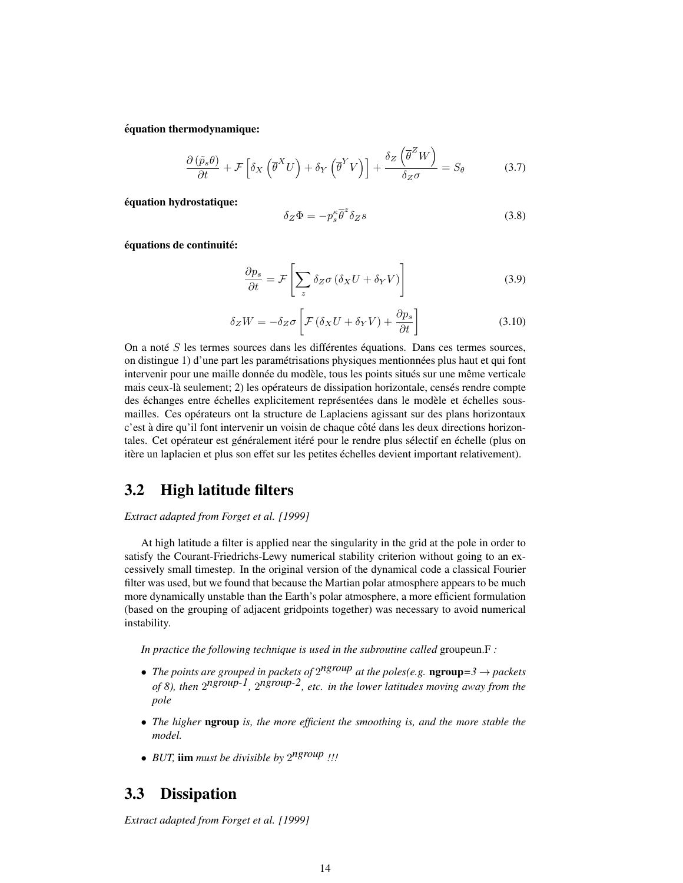**équation thermodynamique:**

$$\frac{\partial\left(\tilde{p}_s\theta\right)}{\partial t}+\mathcal{F}\left[\delta_X\left(\overline{\theta}^X U\right)+\delta_Y\left(\overline{\theta}^Y V\right)\right]+\frac{\delta_Z\left(\overline{\theta}^Z W\right)}{\delta_Z\sigma}=S_\theta \tag{3.7}$$

**équation hydrostatique:**

$$\delta_Z\Phi=-p_s^\kappa\overline{\theta}^z\delta_Z s \tag{3.8}$$

**équations de continuité:**

$$\frac{\partial p_s}{\partial t}=\mathcal{F}\left[\sum_z\delta_Z\sigma\left(\delta_X U+\delta_Y V\right)\right] \tag{3.9}$$

$$\delta_Z W=-\delta_Z\sigma\left[\mathcal{F}\left(\delta_X U+\delta_Y V\right)+\frac{\partial p_s}{\partial t}\right] \tag{3.10}$$

On a noté $S$ les termes sources dans les différentes équations. Dans ces termes sources, on distingue 1) d'une part les paramétrisations physiques mentionnées plus haut et qui font intervenir pour une maille donnée du modèle, tous les points situés sur une même verticale mais ceux-là seulement; 2) les opérateurs de dissipation horizontale, censés rendre compte des échanges entre échelles explicitement représentées dans le modèle et échelles sous-mailles. Ces opérateurs ont la structure de Laplaciens agissant sur des plans horizontaux c'est à dire qu'il font intervenir un voisin de chaque côté dans les deux directions horizontales. Cet opérateur est généralement itéré pour le rendre plus sélectif en échelle (plus on itère un laplacien et plus son effet sur les petites échelles devient important relativement).

## 3.2 High latitude filters

*Extract adapted from Forget et al. [1999]*

At high latitude a filter is applied near the singularity in the grid at the pole in order to satisfy the Courant-Friedrichs-Lewy numerical stability criterion without going to an excessively small timestep. In the original version of the dynamical code a classical Fourier filter was used, but we found that because the Martian polar atmosphere appears to be much more dynamically unstable than the Earth's polar atmosphere, a more efficient formulation (based on the grouping of adjacent gridpoints together) was necessary to avoid numerical instability.

*In practice the following technique is used in the subroutine called* groupeun.F *:*

- *The points are grouped in packets of* $2^{ngroup}$ *at the poles(e.g.* **ngroup**=*3* $\rightarrow$ *packets of 8), then* $2^{ngroup-1}$*,* $2^{ngroup-2}$*, etc. in the lower latitudes moving away from the pole*
- *The higher* **ngroup** *is, the more efficient the smoothing is, and the more stable the model.*
- *BUT,* **iim** *must be divisible by* $2^{ngroup}$ *!!!*

## 3.3 Dissipation

*Extract adapted from Forget et al. [1999]*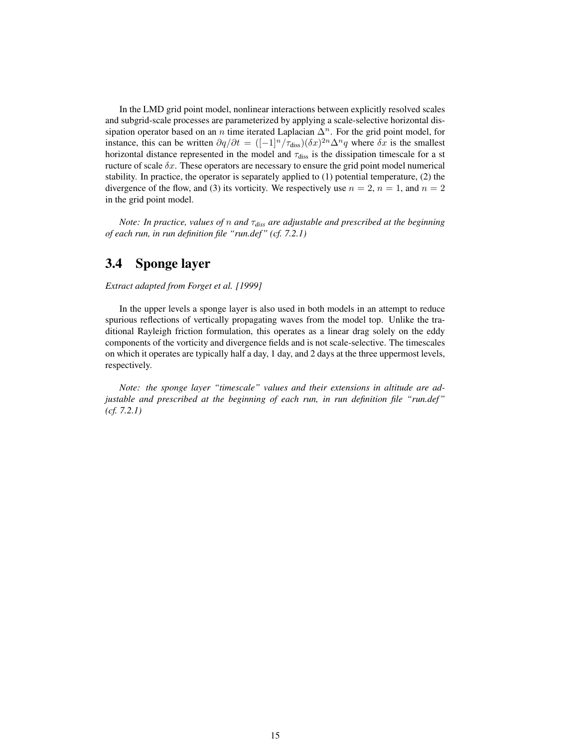In the LMD grid point model, nonlinear interactions between explicitly resolved scales and subgrid-scale processes are parameterized by applying a scale-selective horizontal dissipation operator based on an $n$ time iterated Laplacian $\Delta^n$. For the grid point model, for instance, this can be written $\partial q/\partial t = ([-1]^n/\tau_{\text{diss}})(\delta x)^{2n}\Delta^n q$ where $\delta x$ is the smallest horizontal distance represented in the model and $\tau_{\text{diss}}$ is the dissipation timescale for a st ructure of scale $\delta x$. These operators are necessary to ensure the grid point model numerical stability. In practice, the operator is separately applied to (1) potential temperature, (2) the divergence of the flow, and (3) its vorticity. We respectively use $n = 2$, $n = 1$, and $n = 2$ in the grid point model.

*Note: In practice, values of $n$ and $\tau_{diss}$ are adjustable and prescribed at the beginning of each run, in run definition file "run.def" (cf. 7.2.1)*

## 3.4 Sponge layer

*Extract adapted from Forget et al. [1999]*

In the upper levels a sponge layer is also used in both models in an attempt to reduce spurious reflections of vertically propagating waves from the model top. Unlike the traditional Rayleigh friction formulation, this operates as a linear drag solely on the eddy components of the vorticity and divergence fields and is not scale-selective. The timescales on which it operates are typically half a day, 1 day, and 2 days at the three uppermost levels, respectively.

*Note: the sponge layer "timescale" values and their extensions in altitude are adjustable and prescribed at the beginning of each run, in run definition file "run.def" (cf. 7.2.1)*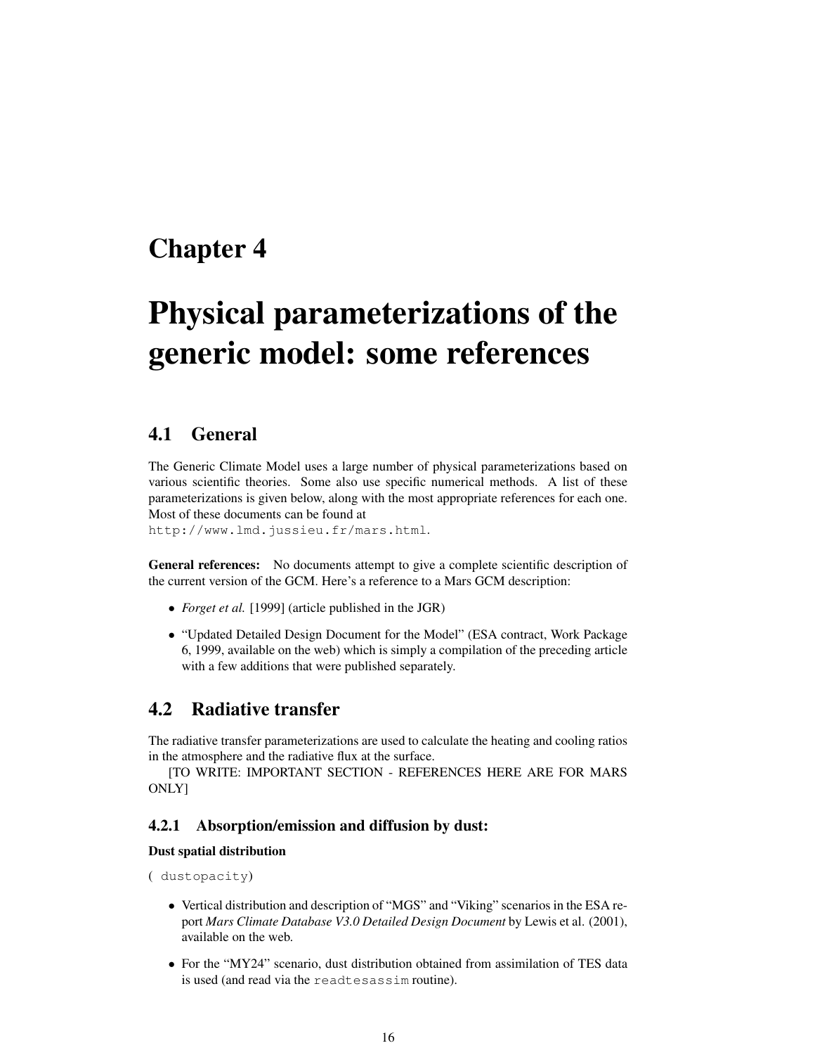# Chapter 4

# Physical parameterizations of the generic model: some references

## 4.1 General

The Generic Climate Model uses a large number of physical parameterizations based on various scientific theories. Some also use specific numerical methods. A list of these parameterizations is given below, along with the most appropriate references for each one. Most of these documents can be found at
`http://www.lmd.jussieu.fr/mars.html`.

**General references:** No documents attempt to give a complete scientific description of the current version of the GCM. Here's a reference to a Mars GCM description:

- *Forget et al.* [1999] (article published in the JGR)
- "Updated Detailed Design Document for the Model" (ESA contract, Work Package 6, 1999, available on the web) which is simply a compilation of the preceding article with a few additions that were published separately.

## 4.2 Radiative transfer

The radiative transfer parameterizations are used to calculate the heating and cooling ratios in the atmosphere and the radiative flux at the surface.

[TO WRITE: IMPORTANT SECTION - REFERENCES HERE ARE FOR MARS ONLY]

### 4.2.1 Absorption/emission and diffusion by dust:

**Dust spatial distribution**

( `dustopacity`)

- Vertical distribution and description of "MGS" and "Viking" scenarios in the ESA report *Mars Climate Database V3.0 Detailed Design Document* by Lewis et al. (2001), available on the web.
- For the "MY24" scenario, dust distribution obtained from assimilation of TES data is used (and read via the `readtesassim` routine).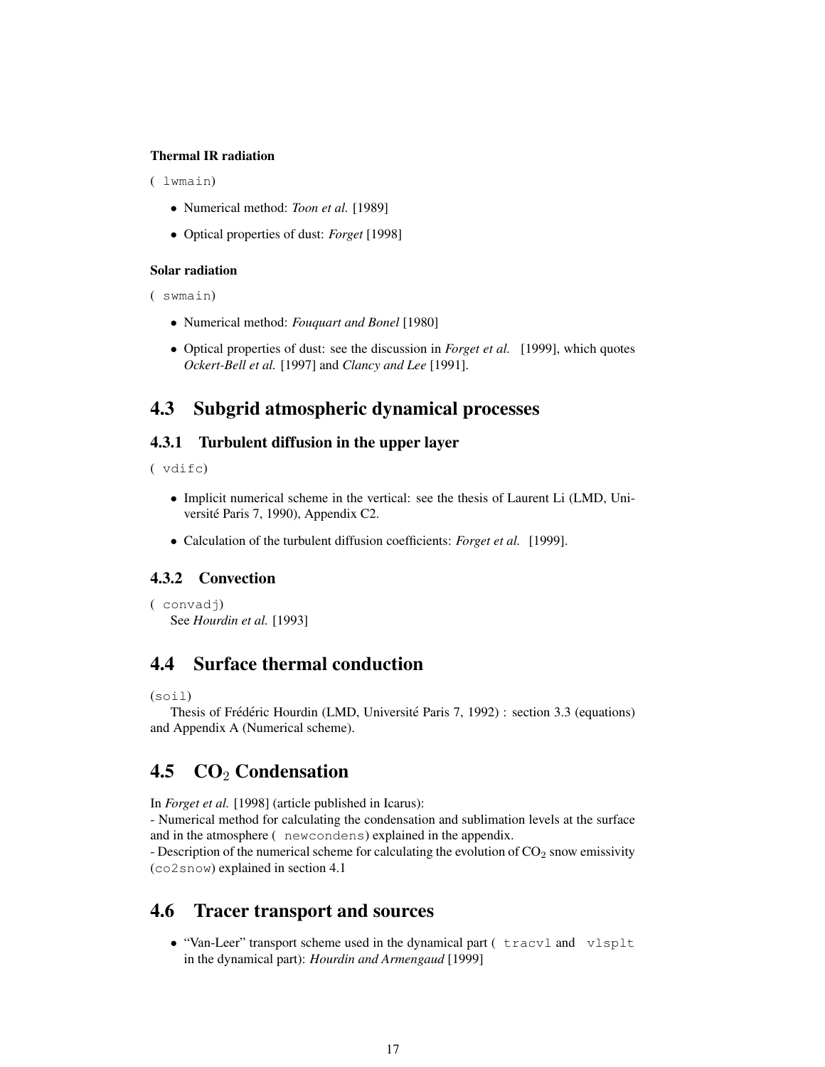#### Thermal IR radiation

( lwmain)

- Numerical method: *Toon et al.* [1989]
- Optical properties of dust: *Forget* [1998]

#### Solar radiation

( swmain)

- Numerical method: *Fouquart and Bonel* [1980]
- Optical properties of dust: see the discussion in *Forget et al.* [1999], which quotes *Ockert-Bell et al.* [1997] and *Clancy and Lee* [1991].

## 4.3 Subgrid atmospheric dynamical processes

### 4.3.1 Turbulent diffusion in the upper layer

( vdifc)

- Implicit numerical scheme in the vertical: see the thesis of Laurent Li (LMD, Université Paris 7, 1990), Appendix C2.
- Calculation of the turbulent diffusion coefficients: *Forget et al.* [1999].

### 4.3.2 Convection

( convadj)
See *Hourdin et al.* [1993]

## 4.4 Surface thermal conduction

(soil)
Thesis of Frédéric Hourdin (LMD, Université Paris 7, 1992) : section 3.3 (equations) and Appendix A (Numerical scheme).

## 4.5 $CO_2$ Condensation

In *Forget et al.* [1998] (article published in Icarus):
- Numerical method for calculating the condensation and sublimation levels at the surface and in the atmosphere ( newcondens) explained in the appendix.
- Description of the numerical scheme for calculating the evolution of $CO_2$ snow emissivity (co2snow) explained in section 4.1

## 4.6 Tracer transport and sources

- "Van-Leer" transport scheme used in the dynamical part ( tracvl and vlsplt in the dynamical part): *Hourdin and Armengaud* [1999]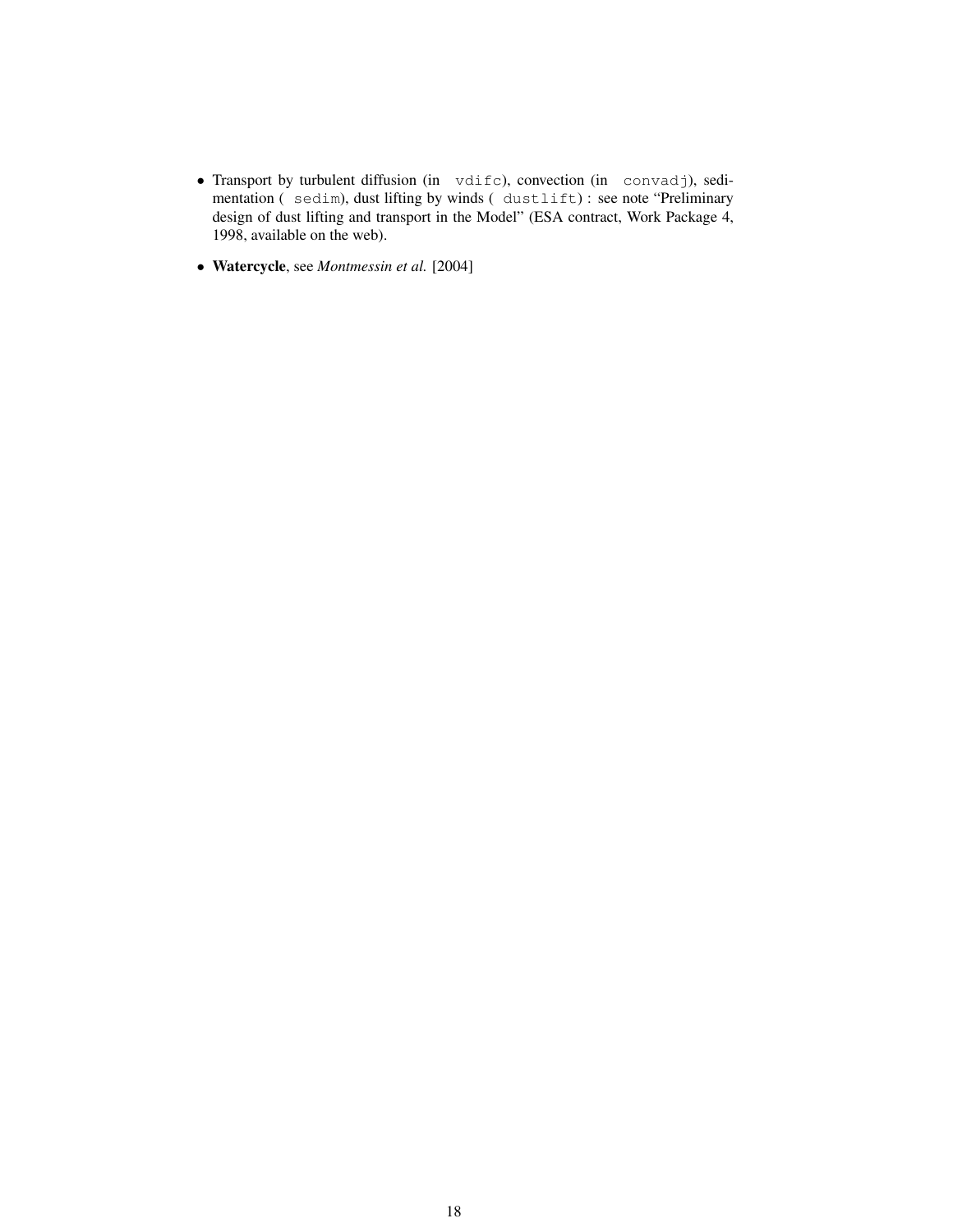- Transport by turbulent diffusion (in `vdifc`), convection (in `convadj`), sedimentation ( `sedim`), dust lifting by winds ( `dustlift`) : see note "Preliminary design of dust lifting and transport in the Model" (ESA contract, Work Package 4, 1998, available on the web).

- **Watercycle**, see *Montmessin et al.* [2004]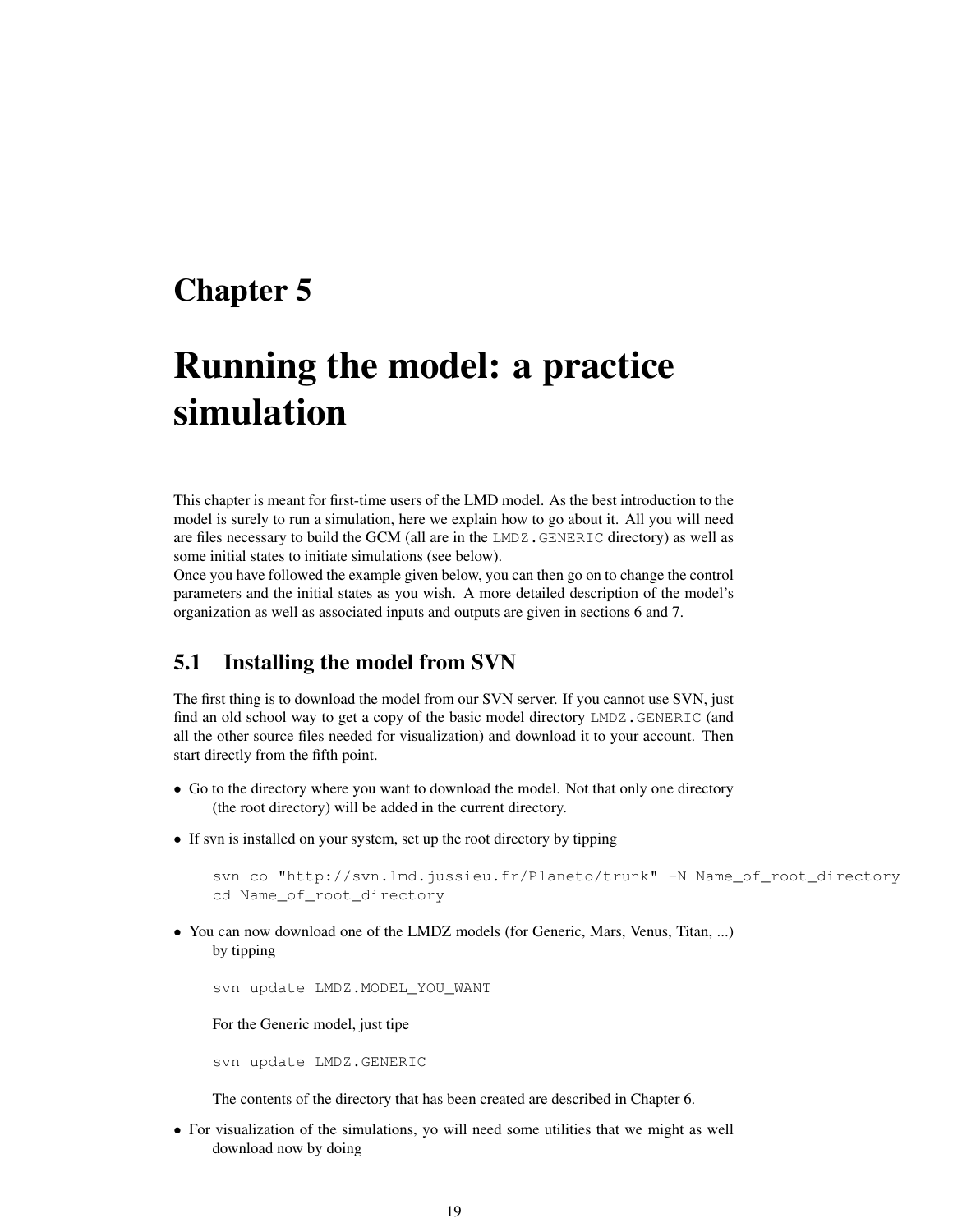# Chapter 5

# Running the model: a practice simulation

This chapter is meant for first-time users of the LMD model. As the best introduction to the model is surely to run a simulation, here we explain how to go about it. All you will need are files necessary to build the GCM (all are in the `LMDZ.GENERIC` directory) as well as some initial states to initiate simulations (see below).
Once you have followed the example given below, you can then go on to change the control parameters and the initial states as you wish. A more detailed description of the model's organization as well as associated inputs and outputs are given in sections 6 and 7.

## 5.1 Installing the model from SVN

The first thing is to download the model from our SVN server. If you cannot use SVN, just find an old school way to get a copy of the basic model directory `LMDZ.GENERIC` (and all the other source files needed for visualization) and download it to your account. Then start directly from the fifth point.

- Go to the directory where you want to download the model. Not that only one directory (the root directory) will be added in the current directory.
- If svn is installed on your system, set up the root directory by tipping

  ```
  svn co "http://svn.lmd.jussieu.fr/Planeto/trunk" -N Name_of_root_directory
  cd Name_of_root_directory
  ```

- You can now download one of the LMDZ models (for Generic, Mars, Venus, Titan, ...) by tipping

  ```
  svn update LMDZ.MODEL_YOU_WANT
  ```

  For the Generic model, just tipe

  ```
  svn update LMDZ.GENERIC
  ```

  The contents of the directory that has been created are described in Chapter 6.

- For visualization of the simulations, yo will need some utilities that we might as well download now by doing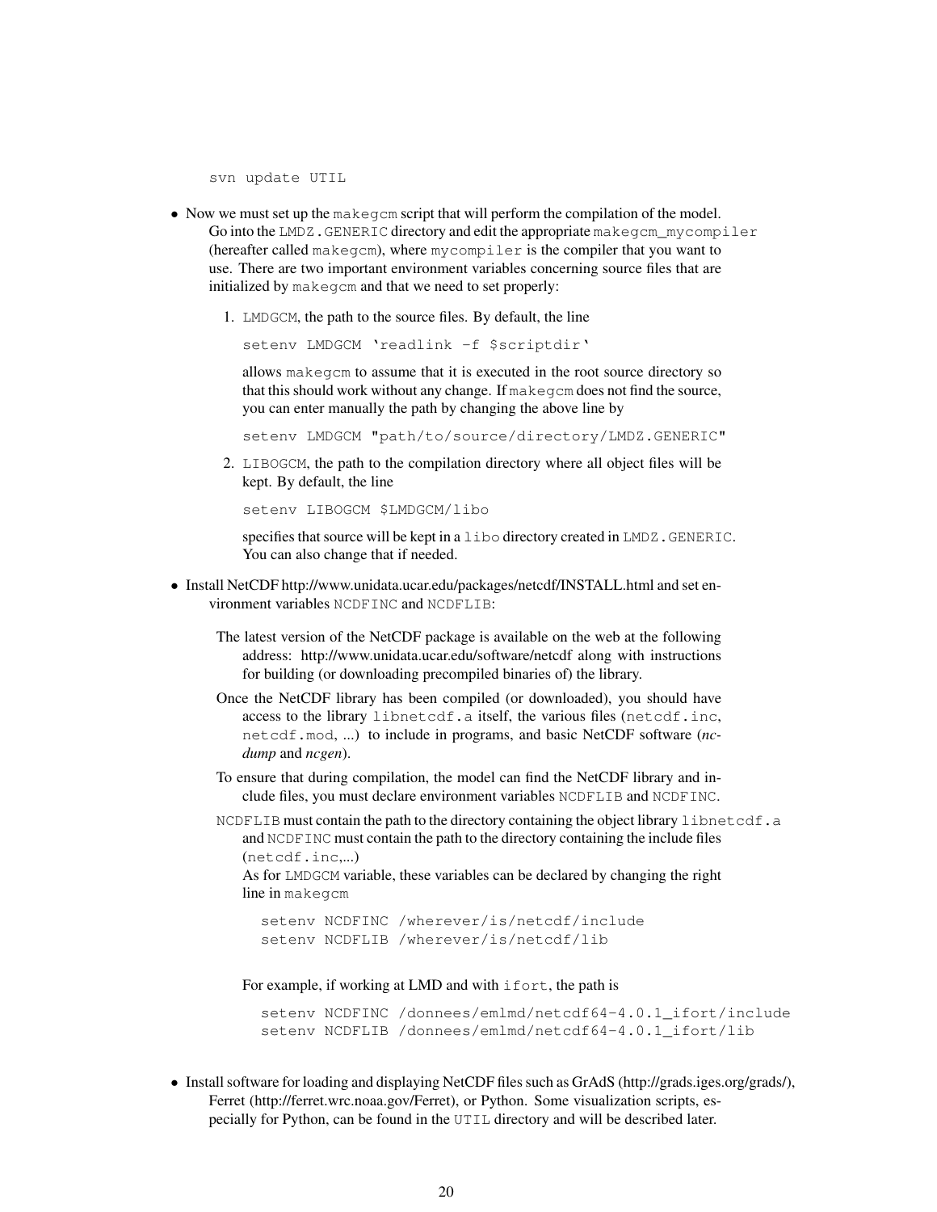```
svn update UTIL
```

- Now we must set up the `makegcm` script that will perform the compilation of the model. Go into the `LMDZ.GENERIC` directory and edit the appropriate `makegcm_mycompiler` (hereafter called `makegcm`), where `mycompiler` is the compiler that you want to use. There are two important environment variables concerning source files that are initialized by `makegcm` and that we need to set properly:

  1. `LMDGCM`, the path to the source files. By default, the line

     ```
     setenv LMDGCM 'readlink -f $scriptdir'
     ```

     allows `makegcm` to assume that it is executed in the root source directory so that this should work without any change. If `makegcm` does not find the source, you can enter manually the path by changing the above line by

     ```
     setenv LMDGCM "path/to/source/directory/LMDZ.GENERIC"
     ```

  2. `LIBOGCM`, the path to the compilation directory where all object files will be kept. By default, the line

     ```
     setenv LIBOGCM $LMDGCM/libo
     ```

     specifies that source will be kept in a `libo` directory created in `LMDZ.GENERIC`. You can also change that if needed.

- Install NetCDF http://www.unidata.ucar.edu/packages/netcdf/INSTALL.html and set environment variables `NCDFINC` and `NCDFLIB`:

  The latest version of the NetCDF package is available on the web at the following address: http://www.unidata.ucar.edu/software/netcdf along with instructions for building (or downloading precompiled binaries of) the library.

  Once the NetCDF library has been compiled (or downloaded), you should have access to the library `libnetcdf.a` itself, the various files (`netcdf.inc`, `netcdf.mod`, ...) to include in programs, and basic NetCDF software (*ncdump* and *ncgen*).

  To ensure that during compilation, the model can find the NetCDF library and include files, you must declare environment variables `NCDFLIB` and `NCDFINC`.

  `NCDFLIB` must contain the path to the directory containing the object library `libnetcdf.a` and `NCDFINC` must contain the path to the directory containing the include files (`netcdf.inc`,...)
  As for `LMDGCM` variable, these variables can be declared by changing the right line in `makegcm`

  ```
  setenv NCDFINC /wherever/is/netcdf/include
  setenv NCDFLIB /wherever/is/netcdf/lib
  ```

  For example, if working at LMD and with `ifort`, the path is

  ```
  setenv NCDFINC /donnees/emlmd/netcdf64-4.0.1_ifort/include
  setenv NCDFLIB /donnees/emlmd/netcdf64-4.0.1_ifort/lib
  ```

- Install software for loading and displaying NetCDF files such as GrADS (http://grads.iges.org/grads/), Ferret (http://ferret.wrc.noaa.gov/Ferret), or Python. Some visualization scripts, especially for Python, can be found in the `UTIL` directory and will be described later.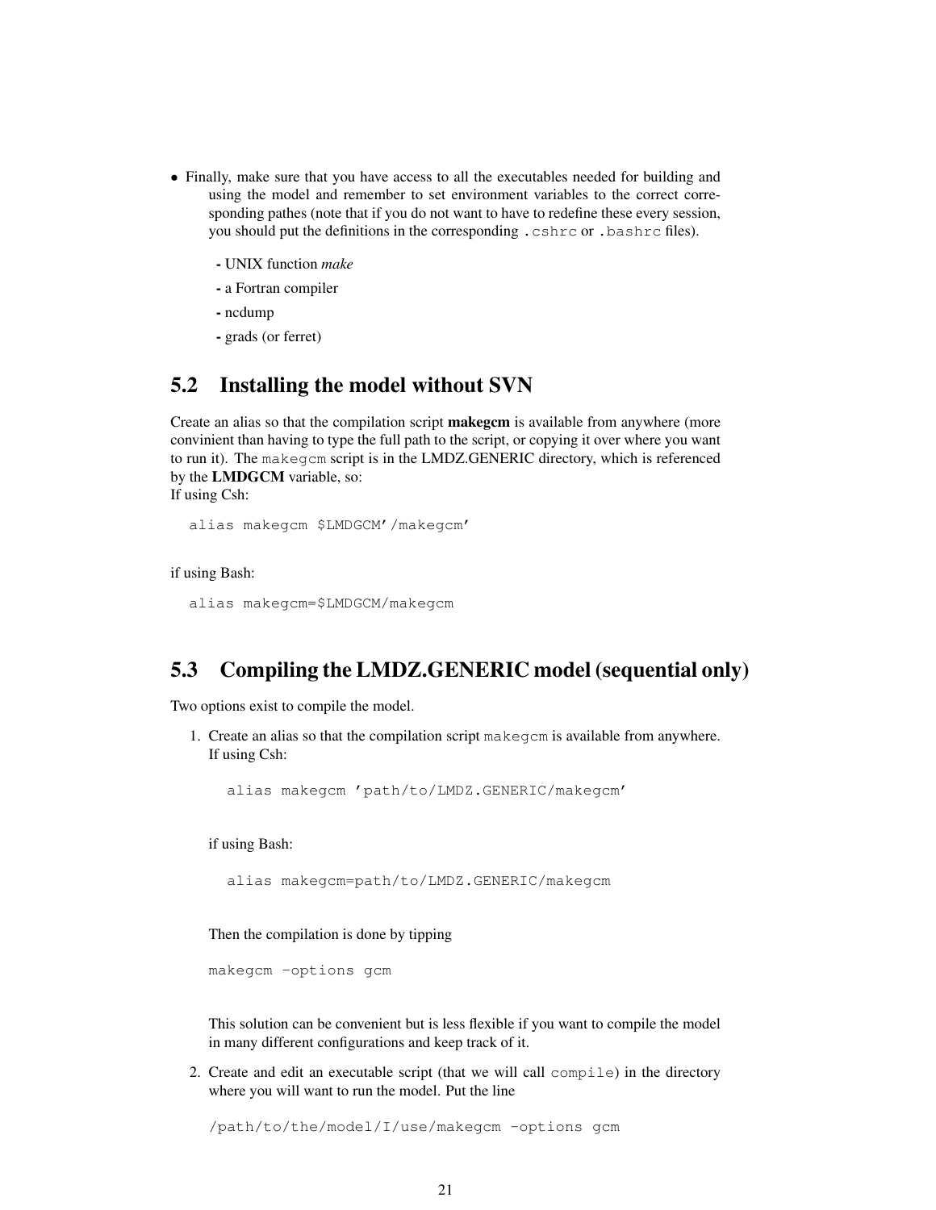- Finally, make sure that you have access to all the executables needed for building and using the model and remember to set environment variables to the correct corresponding pathes (note that if you do not want to have to redefine these every session, you should put the definitions in the corresponding `.cshrc` or `.bashrc` files).

  - UNIX function *make*
  - a Fortran compiler
  - ncdump
  - grads (or ferret)

## 5.2 Installing the model without SVN

Create an alias so that the compilation script **makegcm** is available from anywhere (more convinient than having to type the full path to the script, or copying it over where you want to run it). The `makegcm` script is in the LMDZ.GENERIC directory, which is referenced by the **LMDGCM** variable, so:
If using Csh:

```
alias makegcm $LMDGCM'/makegcm'
```

if using Bash:

```
alias makegcm=$LMDGCM/makegcm
```

## 5.3 Compiling the LMDZ.GENERIC model (sequential only)

Two options exist to compile the model.

1. Create an alias so that the compilation script `makegcm` is available from anywhere.
   If using Csh:

   ```
   alias makegcm 'path/to/LMDZ.GENERIC/makegcm'
   ```

   if using Bash:

   ```
   alias makegcm=path/to/LMDZ.GENERIC/makegcm
   ```

   Then the compilation is done by tipping

   ```
   makegcm -options gcm
   ```

   This solution can be convenient but is less flexible if you want to compile the model in many different configurations and keep track of it.

2. Create and edit an executable script (that we will call `compile`) in the directory where you will want to run the model. Put the line

   ```
   /path/to/the/model/I/use/makegcm -options gcm
   ```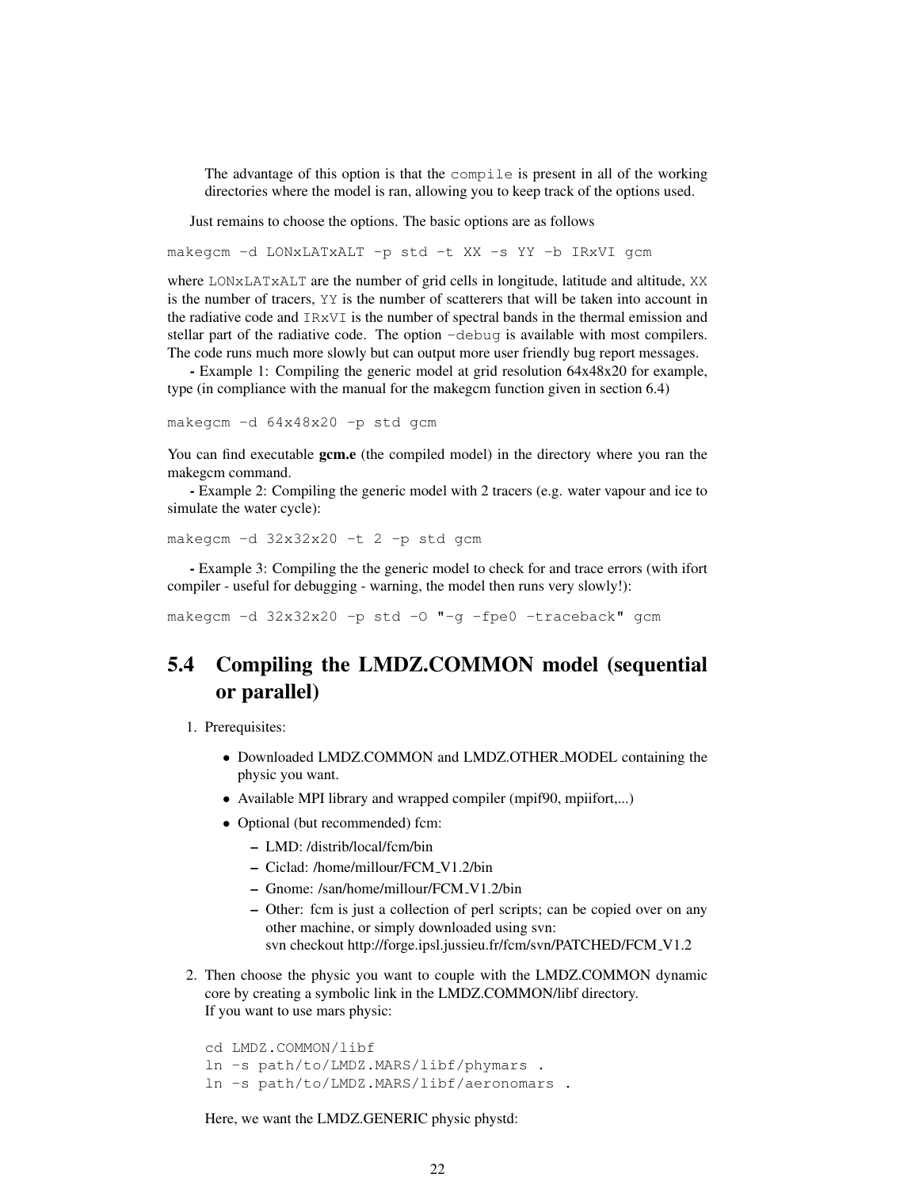The advantage of this option is that the `compile` is present in all of the working directories where the model is ran, allowing you to keep track of the options used.

Just remains to choose the options. The basic options are as follows

```
makegcm -d LONxLATxALT -p std -t XX -s YY -b IRxVI gcm
```

where `LONxLATxALT` are the number of grid cells in longitude, latitude and altitude, `XX` is the number of tracers, `YY` is the number of scatterers that will be taken into account in the radiative code and `IRxVI` is the number of spectral bands in the thermal emission and stellar part of the radiative code. The option `-debug` is available with most compilers. The code runs much more slowly but can output more user friendly bug report messages.

**-** Example 1: Compiling the generic model at grid resolution 64x48x20 for example, type (in compliance with the manual for the makegcm function given in section 6.4)

```
makegcm -d 64x48x20 -p std gcm
```

You can find executable **gcm.e** (the compiled model) in the directory where you ran the makegcm command.

**-** Example 2: Compiling the generic model with 2 tracers (e.g. water vapour and ice to simulate the water cycle):

```
makegcm -d 32x32x20 -t 2 -p std gcm
```

**-** Example 3: Compiling the the generic model to check for and trace errors (with ifort compiler - useful for debugging - warning, the model then runs very slowly!):

```
makegcm -d 32x32x20 -p std -O "-g -fpe0 -traceback" gcm
```

## 5.4 Compiling the LMDZ.COMMON model (sequential or parallel)

1. Prerequisites:

   - Downloaded LMDZ.COMMON and LMDZ.OTHER_MODEL containing the physic you want.
   - Available MPI library and wrapped compiler (mpif90, mpiifort,...)
   - Optional (but recommended) fcm:
     - LMD: /distrib/local/fcm/bin
     - Ciclad: /home/millour/FCM_V1.2/bin
     - Gnome: /san/home/millour/FCM_V1.2/bin
     - Other: fcm is just a collection of perl scripts; can be copied over on any other machine, or simply downloaded using svn:
       svn checkout http://forge.ipsl.jussieu.fr/fcm/svn/PATCHED/FCM_V1.2

2. Then choose the physic you want to couple with the LMDZ.COMMON dynamic core by creating a symbolic link in the LMDZ.COMMON/libf directory.
   If you want to use mars physic:

   ```
   cd LMDZ.COMMON/libf
   ln -s path/to/LMDZ.MARS/libf/phymars .
   ln -s path/to/LMDZ.MARS/libf/aeronomars .
   ```

   Here, we want the LMDZ.GENERIC physic phystd: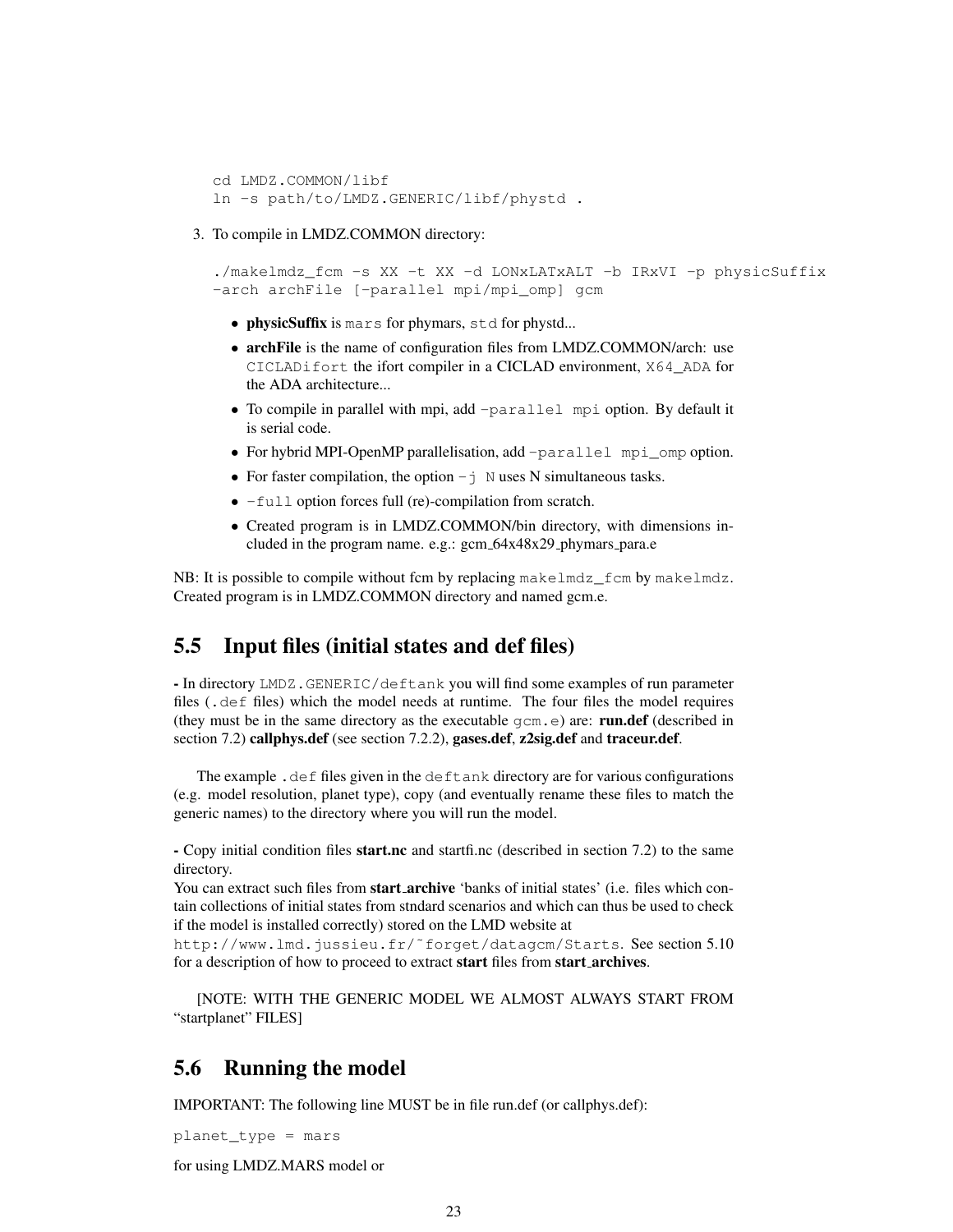```
cd LMDZ.COMMON/libf
ln -s path/to/LMDZ.GENERIC/libf/phystd .
```

3. To compile in LMDZ.COMMON directory:

```
./makelmdz_fcm -s XX -t XX -d LONxLATxALT -b IRxVI -p physicSuffix
-arch archFile [-parallel mpi/mpi_omp] gcm
```

   - **physicSuffix** is `mars` for phymars, `std` for phystd...
   - **archFile** is the name of configuration files from LMDZ.COMMON/arch: use `CICLADifort` the ifort compiler in a CICLAD environment, `X64_ADA` for the ADA architecture...
   - To compile in parallel with mpi, add `-parallel mpi` option. By default it is serial code.
   - For hybrid MPI-OpenMP parallelisation, add `-parallel mpi_omp` option.
   - For faster compilation, the option `-j N` uses N simultaneous tasks.
   - `-full` option forces full (re)-compilation from scratch.
   - Created program is in LMDZ.COMMON/bin directory, with dimensions included in the program name. e.g.: gcm_64x48x29_phymars_para.e

NB: It is possible to compile without fcm by replacing `makelmdz_fcm` by `makelmdz`. Created program is in LMDZ.COMMON directory and named gcm.e.

## 5.5 Input files (initial states and def files)

**-** In directory `LMDZ.GENERIC/deftank` you will find some examples of run parameter files (`.def` files) which the model needs at runtime. The four files the model requires (they must be in the same directory as the executable `gcm.e`) are: **run.def** (described in section 7.2) **callphys.def** (see section 7.2.2), **gases.def**, **z2sig.def** and **traceur.def**.

The example `.def` files given in the `deftank` directory are for various configurations (e.g. model resolution, planet type), copy (and eventually rename these files to match the generic names) to the directory where you will run the model.

**-** Copy initial condition files **start.nc** and startfi.nc (described in section 7.2) to the same directory.
You can extract such files from **start_archive** 'banks of initial states' (i.e. files which contain collections of initial states from stndard scenarios and which can thus be used to check if the model is installed correctly) stored on the LMD website at `http://www.lmd.jussieu.fr/~forget/datagcm/Starts`. See section 5.10 for a description of how to proceed to extract **start** files from **start_archives**.

[NOTE: WITH THE GENERIC MODEL WE ALMOST ALWAYS START FROM "startplanet" FILES]

## 5.6 Running the model

IMPORTANT: The following line MUST be in file run.def (or callphys.def):

```
planet_type = mars
```

for using LMDZ.MARS model or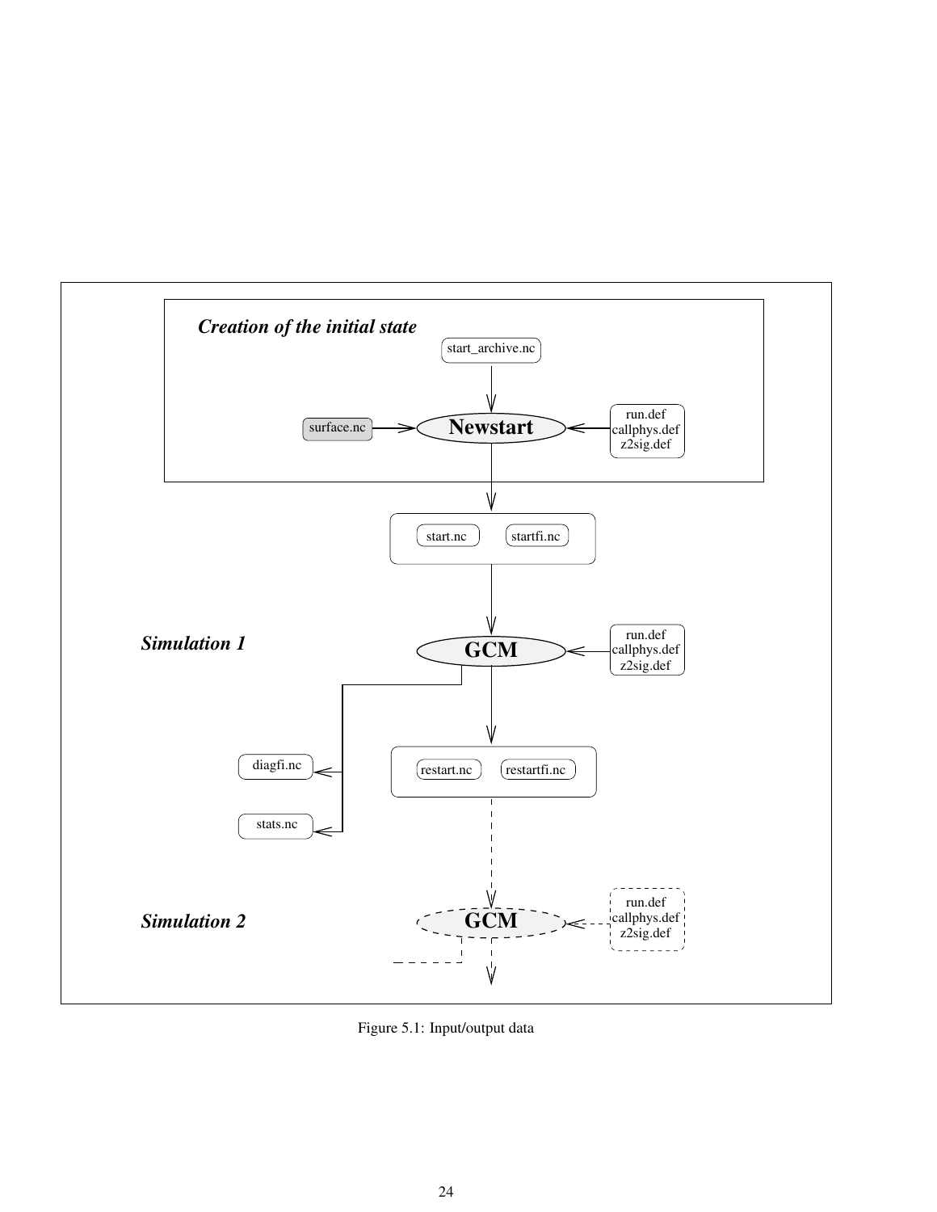Figure 5.1: Input/output data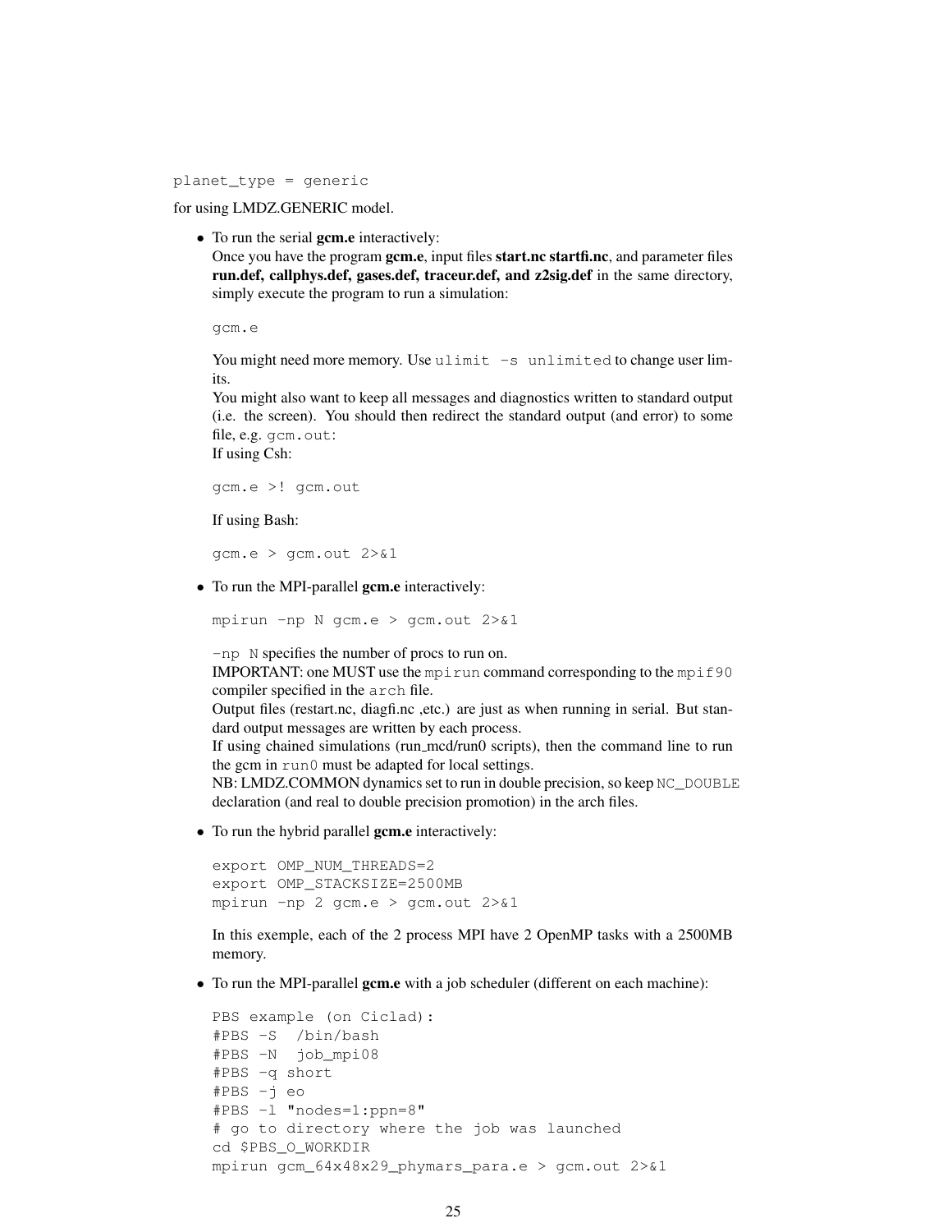```
planet_type = generic
```

for using LMDZ.GENERIC model.

- To run the serial **gcm.e** interactively:
  Once you have the program **gcm.e**, input files **start.nc startfi.nc**, and parameter files **run.def, callphys.def, gases.def, traceur.def, and z2sig.def** in the same directory, simply execute the program to run a simulation:

  ```
  gcm.e
  ```

  You might need more memory. Use `ulimit -s unlimited` to change user limits.
  You might also want to keep all messages and diagnostics written to standard output (i.e. the screen). You should then redirect the standard output (and error) to some file, e.g. `gcm.out`:
  If using Csh:

  ```
  gcm.e >! gcm.out
  ```

  If using Bash:

  ```
  gcm.e > gcm.out 2>&1
  ```

- To run the MPI-parallel **gcm.e** interactively:

  ```
  mpirun -np N gcm.e > gcm.out 2>&1
  ```

  `-np N` specifies the number of procs to run on.
  IMPORTANT: one MUST use the `mpirun` command corresponding to the `mpif90` compiler specified in the `arch` file.
  Output files (restart.nc, diagfi.nc ,etc.) are just as when running in serial. But standard output messages are written by each process.
  If using chained simulations (run_mcd/run0 scripts), then the command line to run the gcm in `run0` must be adapted for local settings.
  NB: LMDZ.COMMON dynamics set to run in double precision, so keep `NC_DOUBLE` declaration (and real to double precision promotion) in the arch files.

- To run the hybrid parallel **gcm.e** interactively:

  ```
  export OMP_NUM_THREADS=2
  export OMP_STACKSIZE=2500MB
  mpirun -np 2 gcm.e > gcm.out 2>&1
  ```

  In this exemple, each of the 2 process MPI have 2 OpenMP tasks with a 2500MB memory.

- To run the MPI-parallel **gcm.e** with a job scheduler (different on each machine):

  ```
  PBS example (on Ciclad):
  #PBS -S  /bin/bash
  #PBS -N  job_mpi08
  #PBS -q short
  #PBS -j eo
  #PBS -l "nodes=1:ppn=8"
  # go to directory where the job was launched
  cd $PBS_O_WORKDIR
  mpirun gcm_64x48x29_phymars_para.e > gcm.out 2>&1
  ```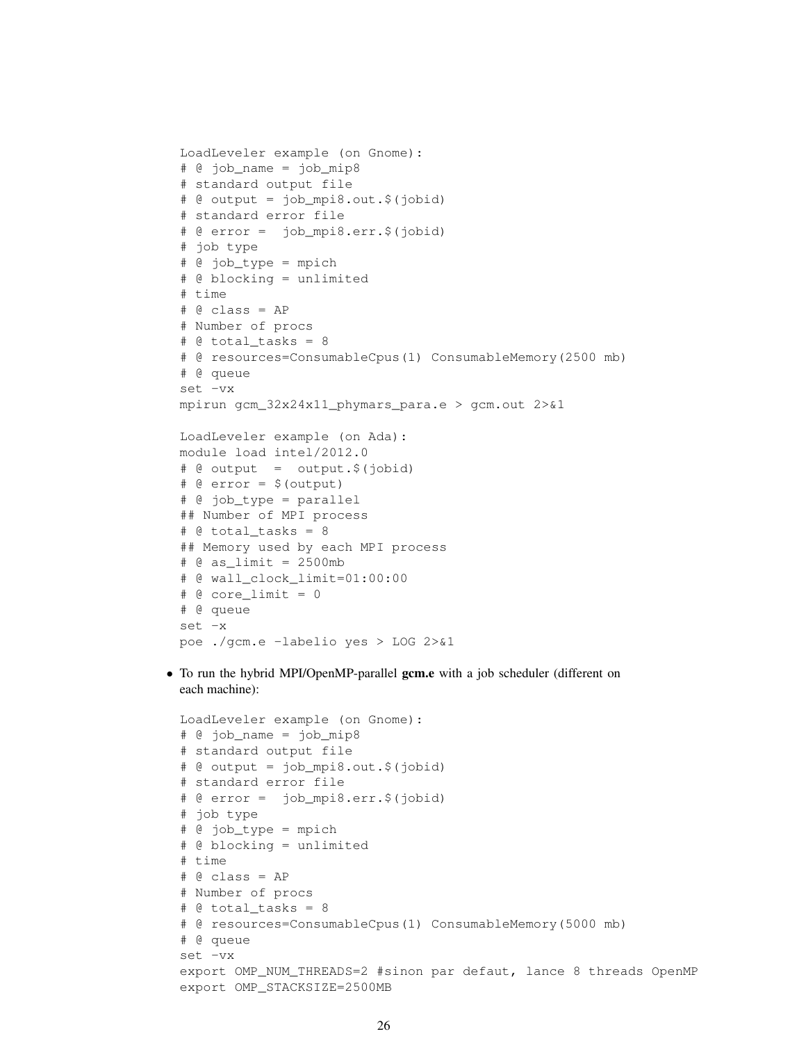```
LoadLeveler example (on Gnome):
# @ job_name = job_mip8
# standard output file
# @ output = job_mpi8.out.$(jobid)
# standard error file
# @ error =  job_mpi8.err.$(jobid)
# job type
# @ job_type = mpich
# @ blocking = unlimited
# time
# @ class = AP
# Number of procs
# @ total_tasks = 8
# @ resources=ConsumableCpus(1) ConsumableMemory(2500 mb)
# @ queue
set -vx
mpirun gcm_32x24x11_phymars_para.e > gcm.out 2>&1

LoadLeveler example (on Ada):
module load intel/2012.0
# @ output  =  output.$(jobid)
# @ error = $(output)
# @ job_type = parallel
## Number of MPI process
# @ total_tasks = 8
## Memory used by each MPI process
# @ as_limit = 2500mb
# @ wall_clock_limit=01:00:00
# @ core_limit = 0
# @ queue
set -x
poe ./gcm.e -labelio yes > LOG 2>&1
```

- To run the hybrid MPI/OpenMP-parallel **gcm.e** with a job scheduler (different on each machine):

```
LoadLeveler example (on Gnome):
# @ job_name = job_mip8
# standard output file
# @ output = job_mpi8.out.$(jobid)
# standard error file
# @ error =  job_mpi8.err.$(jobid)
# job type
# @ job_type = mpich
# @ blocking = unlimited
# time
# @ class = AP
# Number of procs
# @ total_tasks = 8
# @ resources=ConsumableCpus(1) ConsumableMemory(5000 mb)
# @ queue
set -vx
export OMP_NUM_THREADS=2 #sinon par defaut, lance 8 threads OpenMP
export OMP_STACKSIZE=2500MB
```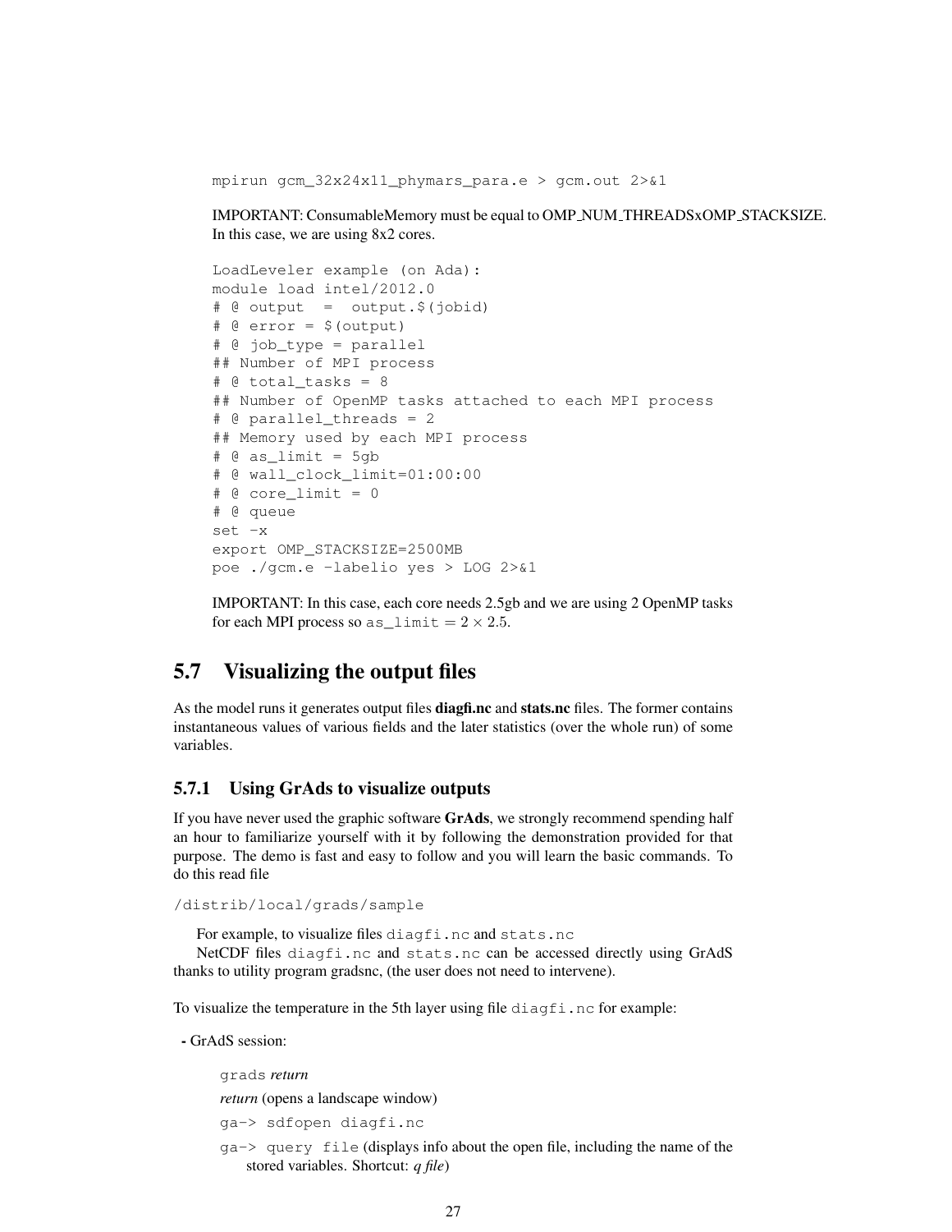```
mpirun gcm_32x24x11_phymars_para.e > gcm.out 2>&1
```

IMPORTANT: ConsumableMemory must be equal to OMP_NUM_THREADSxOMP_STACKSIZE. In this case, we are using 8x2 cores.

```
LoadLeveler example (on Ada):
module load intel/2012.0
# @ output  =  output.$(jobid)
# @ error = $(output)
# @ job_type = parallel
## Number of MPI process
# @ total_tasks = 8
## Number of OpenMP tasks attached to each MPI process
# @ parallel_threads = 2
## Memory used by each MPI process
# @ as_limit = 5gb
# @ wall_clock_limit=01:00:00
# @ core_limit = 0
# @ queue
set -x
export OMP_STACKSIZE=2500MB
poe ./gcm.e -labelio yes > LOG 2>&1
```

IMPORTANT: In this case, each core needs 2.5gb and we are using 2 OpenMP tasks for each MPI process so `as_limit` $= 2 \times 2.5$.

## 5.7 Visualizing the output files

As the model runs it generates output files **diagfi.nc** and **stats.nc** files. The former contains instantaneous values of various fields and the later statistics (over the whole run) of some variables.

### 5.7.1 Using GrAds to visualize outputs

If you have never used the graphic software **GrAds**, we strongly recommend spending half an hour to familiarize yourself with it by following the demonstration provided for that purpose. The demo is fast and easy to follow and you will learn the basic commands. To do this read file

`/distrib/local/grads/sample`

For example, to visualize files `diagfi.nc` and `stats.nc`

NetCDF files `diagfi.nc` and `stats.nc` can be accessed directly using GrAdS thanks to utility program gradsnc, (the user does not need to intervene).

To visualize the temperature in the 5th layer using file `diagfi.nc` for example:

- GrAdS session:

  `grads` *return*

  *return* (opens a landscape window)

  `ga-> sdfopen diagfi.nc`

  `ga-> query file` (displays info about the open file, including the name of the stored variables. Shortcut: *q file*)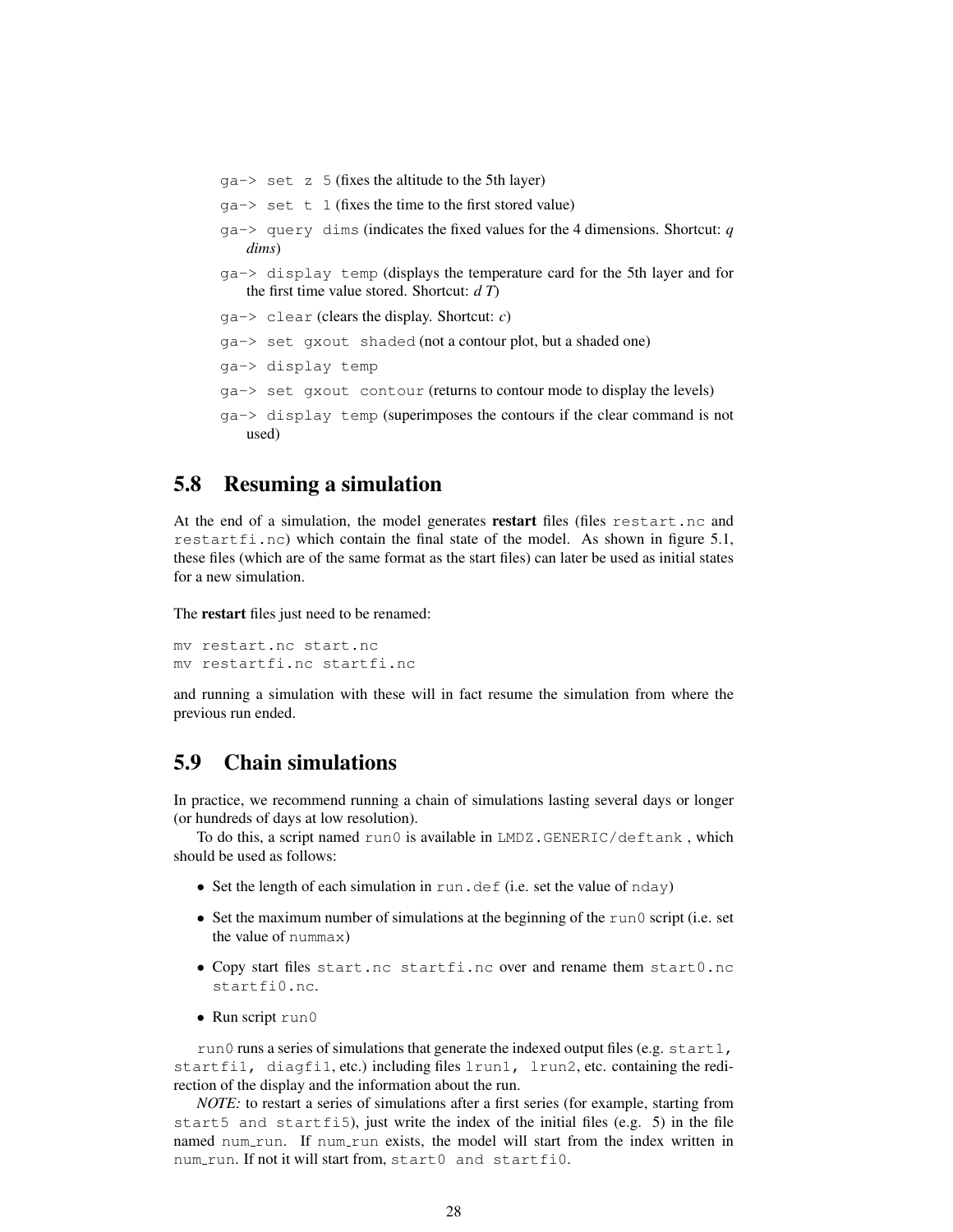- `ga-> set z 5` (fixes the altitude to the 5th layer)
- `ga-> set t 1` (fixes the time to the first stored value)
- `ga-> query dims` (indicates the fixed values for the 4 dimensions. Shortcut: *q dims*)
- `ga-> display temp` (displays the temperature card for the 5th layer and for the first time value stored. Shortcut: *d T*)
- `ga-> clear` (clears the display. Shortcut: *c*)
- `ga-> set gxout shaded` (not a contour plot, but a shaded one)
- `ga-> display temp`
- `ga-> set gxout contour` (returns to contour mode to display the levels)
- `ga-> display temp` (superimposes the contours if the clear command is not used)

## 5.8 Resuming a simulation

At the end of a simulation, the model generates **restart** files (files `restart.nc` and `restartfi.nc`) which contain the final state of the model. As shown in figure 5.1, these files (which are of the same format as the start files) can later be used as initial states for a new simulation.

The **restart** files just need to be renamed:

```
mv restart.nc start.nc
mv restartfi.nc startfi.nc
```

and running a simulation with these will in fact resume the simulation from where the previous run ended.

## 5.9 Chain simulations

In practice, we recommend running a chain of simulations lasting several days or longer (or hundreds of days at low resolution).

To do this, a script named `run0` is available in `LMDZ.GENERIC/deftank` , which should be used as follows:

- Set the length of each simulation in `run.def` (i.e. set the value of `nday`)
- Set the maximum number of simulations at the beginning of the `run0` script (i.e. set the value of `nummax`)
- Copy start files `start.nc startfi.nc` over and rename them `start0.nc startfi0.nc`.
- Run script `run0`

`run0` runs a series of simulations that generate the indexed output files (e.g. `start1, startfi1, diagfi1`, etc.) including files `lrun1, lrun2`, etc. containing the redirection of the display and the information about the run.

*NOTE:* to restart a series of simulations after a first series (for example, starting from `start5 and startfi5`), just write the index of the initial files (e.g. 5) in the file named `num_run`. If `num_run` exists, the model will start from the index written in `num_run`. If not it will start from, `start0 and startfi0`.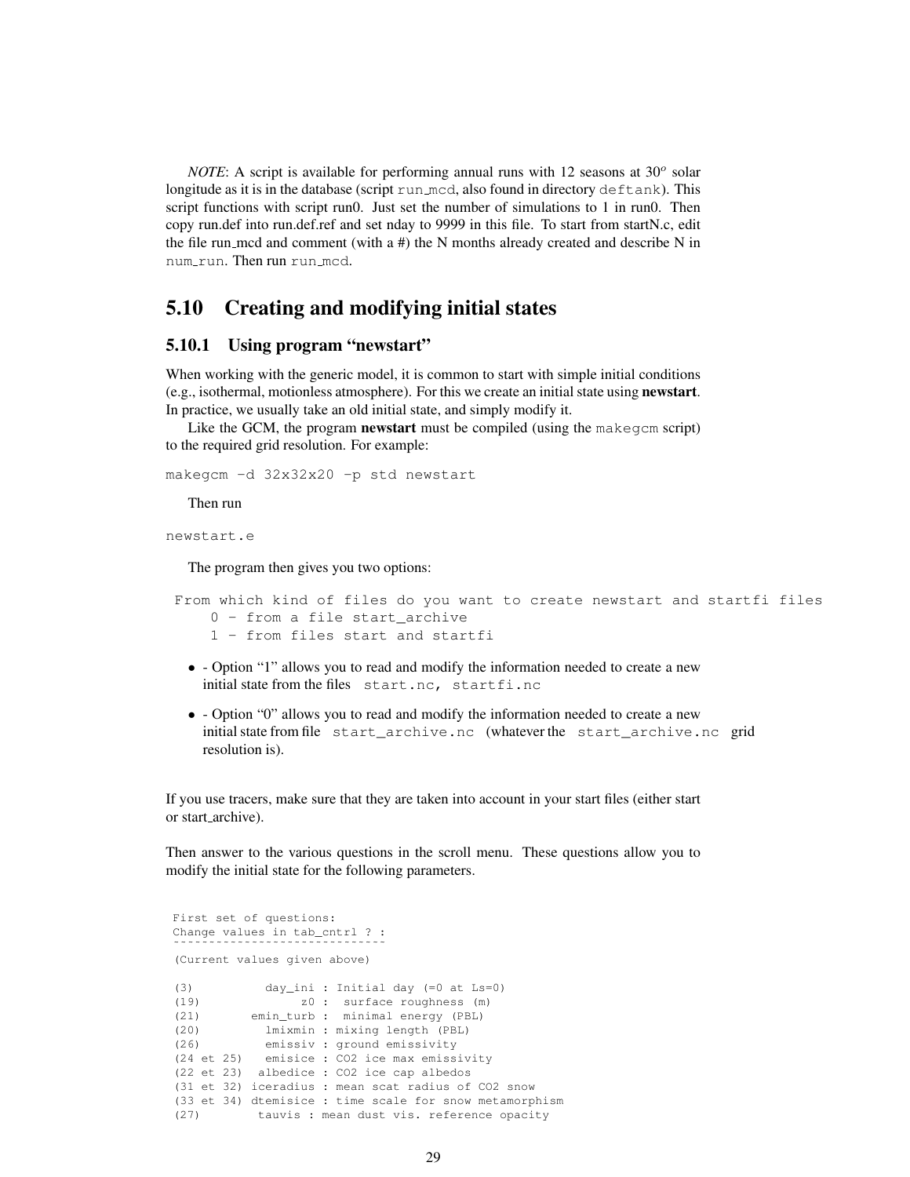*NOTE*: A script is available for performing annual runs with 12 seasons at $30^o$ solar longitude as it is in the database (script `run_mcd`, also found in directory `deftank`). This script functions with script run0. Just set the number of simulations to 1 in run0. Then copy run.def into run.def.ref and set nday to 9999 in this file. To start from startN.c, edit the file run_mcd and comment (with a #) the N months already created and describe N in `num_run`. Then run `run_mcd`.

## 5.10 Creating and modifying initial states

### 5.10.1 Using program "newstart"

When working with the generic model, it is common to start with simple initial conditions (e.g., isothermal, motionless atmosphere). For this we create an initial state using **newstart**. In practice, we usually take an old initial state, and simply modify it.

Like the GCM, the program **newstart** must be compiled (using the `makegcm` script) to the required grid resolution. For example:

```
makegcm -d 32x32x20 -p std newstart
```

Then run

```
newstart.e
```

The program then gives you two options:

```
 From which kind of files do you want to create newstart and startfi files
     0 - from a file start_archive
     1 - from files start and startfi
```

- - Option "1" allows you to read and modify the information needed to create a new initial state from the files `start.nc, startfi.nc`
- - Option "0" allows you to read and modify the information needed to create a new initial state from file `start_archive.nc` (whatever the `start_archive.nc` grid resolution is).

If you use tracers, make sure that they are taken into account in your start files (either start or start_archive).

Then answer to the various questions in the scroll menu. These questions allow you to modify the initial state for the following parameters.

```
 First set of questions:
 Change values in tab_cntrl ? :
 ------------------------------
 (Current values given above)

 (3)          day_ini : Initial day (=0 at Ls=0)
 (19)              z0 :  surface roughness (m)
 (21)       emin_turb :  minimal energy (PBL)
 (20)         lmixmin : mixing length (PBL)
 (26)         emissiv : ground emissivity
 (24 et 25)   emisice : CO2 ice max emissivity
 (22 et 23)  albedice : CO2 ice cap albedos
 (31 et 32) iceradius : mean scat radius of CO2 snow
 (33 et 34) dtemisice : time scale for snow metamorphism
 (27)         tauvis : mean dust vis. reference opacity
```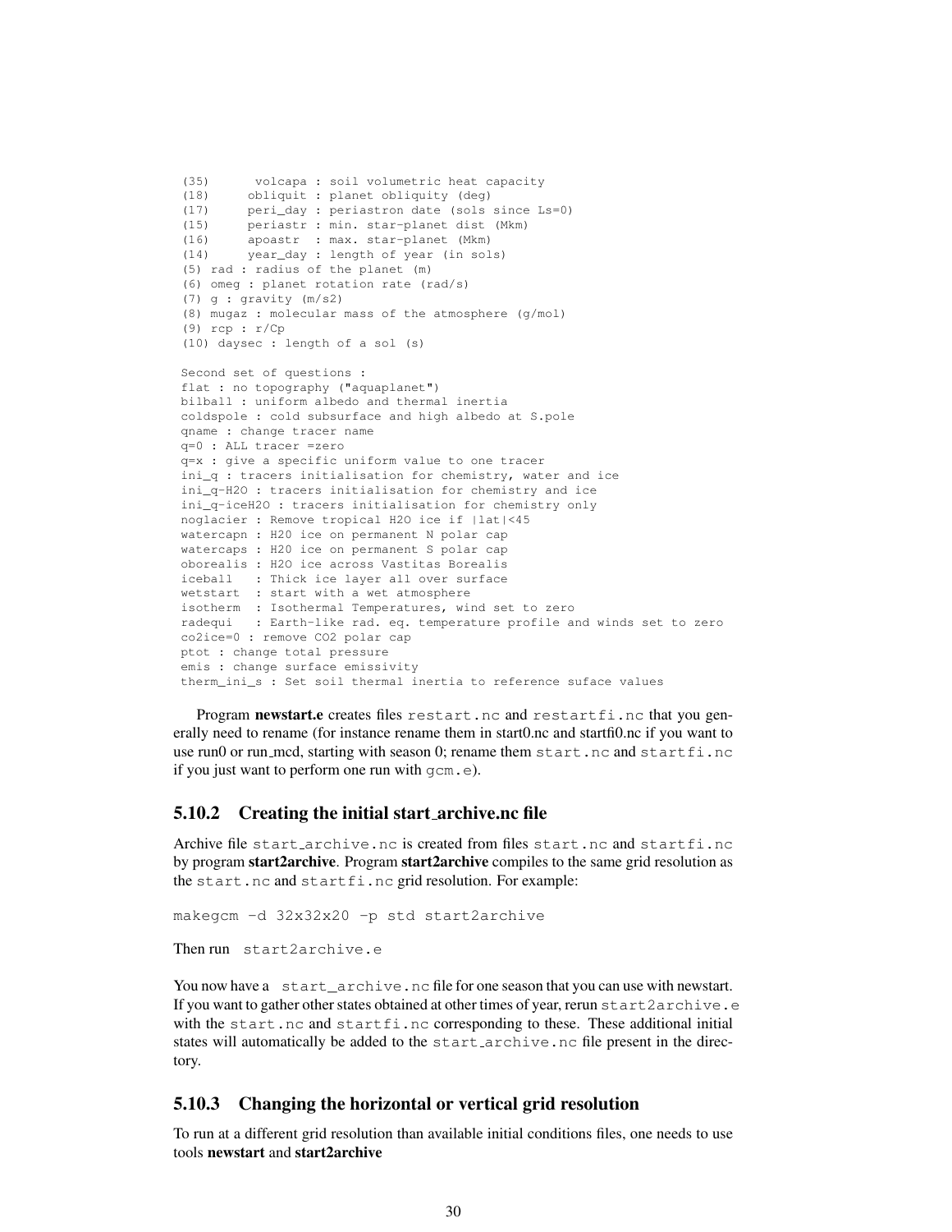```
(35)      volcapa : soil volumetric heat capacity
(18)     obliquit : planet obliquity (deg)
(17)     peri_day : periastron date (sols since Ls=0)
(15)     periastr : min. star-planet dist (Mkm)
(16)     apoastr  : max. star-planet (Mkm)
(14)     year_day : length of year (in sols)
(5) rad : radius of the planet (m)
(6) omeg : planet rotation rate (rad/s)
(7) g : gravity (m/s2)
(8) mugaz : molecular mass of the atmosphere (g/mol)
(9) rcp : r/Cp
(10) daysec : length of a sol (s)

Second set of questions :
flat : no topography ("aquaplanet")
bilball : uniform albedo and thermal inertia
coldspole : cold subsurface and high albedo at S.pole
qname : change tracer name
q=0 : ALL tracer =zero
q=x : give a specific uniform value to one tracer
ini_q : tracers initialisation for chemistry, water and ice
ini_q-H2O : tracers initialisation for chemistry and ice
ini_q-iceH2O : tracers initialisation for chemistry only
noglacier : Remove tropical H2O ice if |lat|<45
watercapn : H20 ice on permanent N polar cap
watercaps : H20 ice on permanent S polar cap
oborealis : H2O ice across Vastitas Borealis
iceball   : Thick ice layer all over surface
wetstart  : start with a wet atmosphere
isotherm  : Isothermal Temperatures, wind set to zero
radequi   : Earth-like rad. eq. temperature profile and winds set to zero
co2ice=0 : remove CO2 polar cap
ptot : change total pressure
emis : change surface emissivity
therm_ini_s : Set soil thermal inertia to reference suface values
```

Program **newstart.e** creates files `restart.nc` and `restartfi.nc` that you generally need to rename (for instance rename them in start0.nc and startfi0.nc if you want to use run0 or run_mcd, starting with season 0; rename them `start.nc` and `startfi.nc` if you just want to perform one run with `gcm.e`).

### 5.10.2 Creating the initial start_archive.nc file

Archive file `start_archive.nc` is created from files `start.nc` and `startfi.nc` by program **start2archive**. Program **start2archive** compiles to the same grid resolution as the `start.nc` and `startfi.nc` grid resolution. For example:

```
makegcm -d 32x32x20 -p std start2archive
```

Then run `start2archive.e`

You now have a `start_archive.nc` file for one season that you can use with newstart. If you want to gather other states obtained at other times of year, rerun `start2archive.e` with the `start.nc` and `startfi.nc` corresponding to these. These additional initial states will automatically be added to the `start_archive.nc` file present in the directory.

### 5.10.3 Changing the horizontal or vertical grid resolution

To run at a different grid resolution than available initial conditions files, one needs to use tools **newstart** and **start2archive**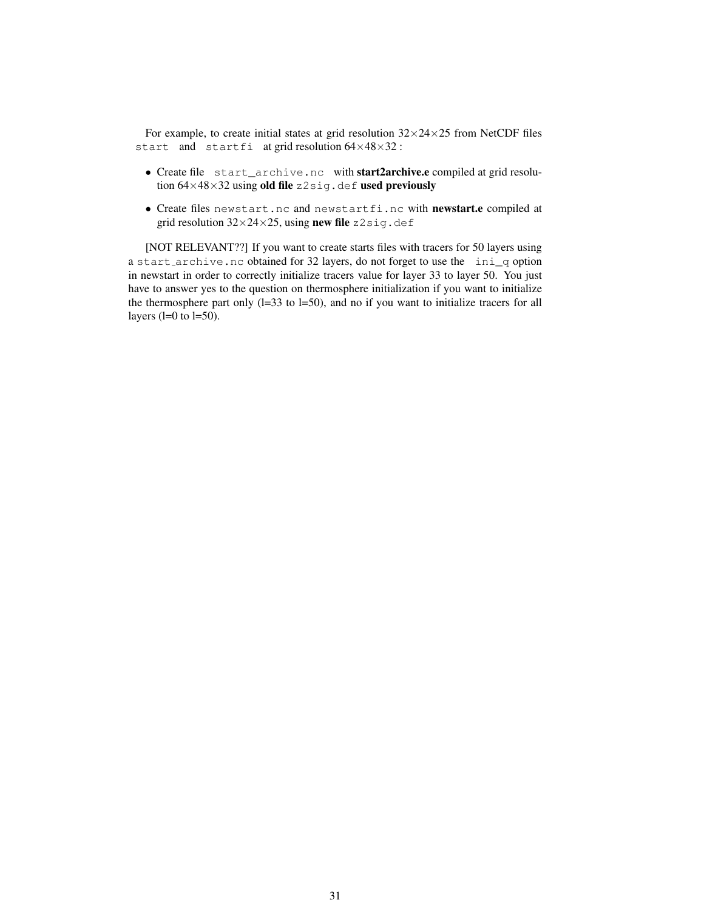For example, to create initial states at grid resolution 32×24×25 from NetCDF files `start` and `startfi` at grid resolution 64×48×32 :

- Create file `start_archive.nc` with **start2archive.e** compiled at grid resolution 64×48×32 using **old file** `z2sig.def` **used previously**
- Create files `newstart.nc` and `newstartfi.nc` with **newstart.e** compiled at grid resolution 32×24×25, using **new file** `z2sig.def`

[NOT RELEVANT??] If you want to create starts files with tracers for 50 layers using a `start_archive.nc` obtained for 32 layers, do not forget to use the `ini_q` option in newstart in order to correctly initialize tracers value for layer 33 to layer 50. You just have to answer yes to the question on thermosphere initialization if you want to initialize the thermosphere part only (l=33 to l=50), and no if you want to initialize tracers for all layers (l=0 to l=50).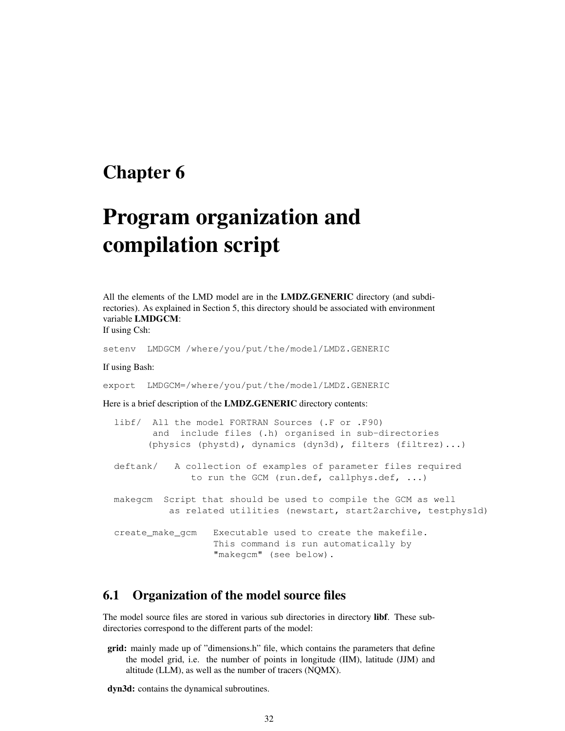# Chapter 6

# Program organization and compilation script

All the elements of the LMD model are in the **LMDZ.GENERIC** directory (and subdirectories). As explained in Section 5, this directory should be associated with environment variable **LMDGCM**:
If using Csh:

```
setenv  LMDGCM /where/you/put/the/model/LMDZ.GENERIC
```

If using Bash:

```
export  LMDGCM=/where/you/put/the/model/LMDZ.GENERIC
```

Here is a brief description of the **LMDZ.GENERIC** directory contents:

```
libf/  All the model FORTRAN Sources (.F or .F90)
       and  include files (.h) organised in sub-directories
      (physics (phystd), dynamics (dyn3d), filters (filtrez)...)

deftank/   A collection of examples of parameter files required
              to run the GCM (run.def, callphys.def, ...)

makegcm  Script that should be used to compile the GCM as well
          as related utilities (newstart, start2archive, testphys1d)

create_make_gcm   Executable used to create the makefile.
                  This command is run automatically by
                  "makegcm" (see below).
```

## 6.1 Organization of the model source files

The model source files are stored in various sub directories in directory **libf**. These subdirectories correspond to the different parts of the model:

**grid:** mainly made up of "dimensions.h" file, which contains the parameters that define the model grid, i.e. the number of points in longitude (IIM), latitude (JJM) and altitude (LLM), as well as the number of tracers (NQMX).

**dyn3d:** contains the dynamical subroutines.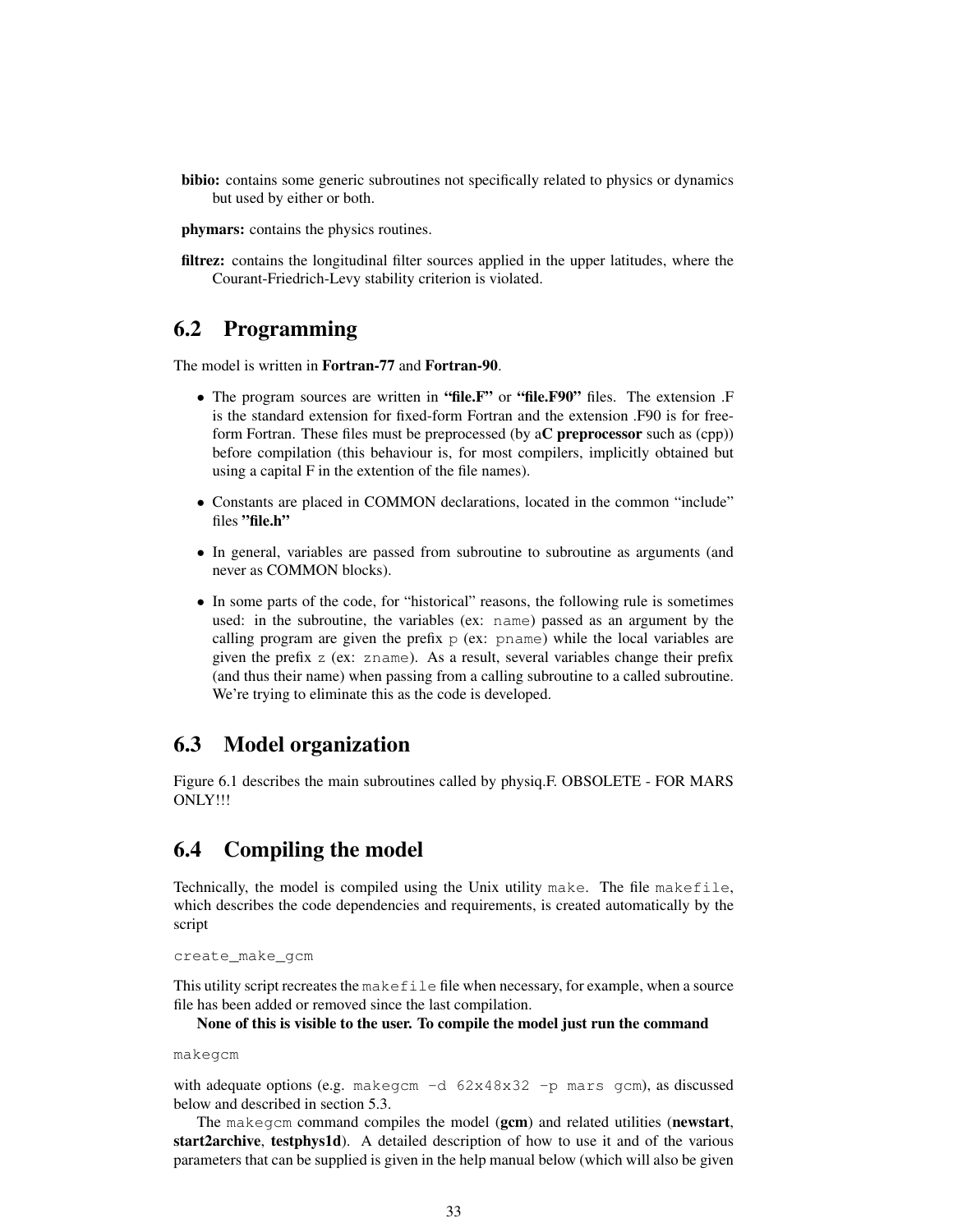**bibio:** contains some generic subroutines not specifically related to physics or dynamics but used by either or both.

**phymars:** contains the physics routines.

**filtrez:** contains the longitudinal filter sources applied in the upper latitudes, where the Courant-Friedrich-Levy stability criterion is violated.

## 6.2 Programming

The model is written in **Fortran-77** and **Fortran-90**.

- The program sources are written in **"file.F"** or **"file.F90"** files. The extension .F is the standard extension for fixed-form Fortran and the extension .F90 is for free-form Fortran. These files must be preprocessed (by a**C preprocessor** such as (cpp)) before compilation (this behaviour is, for most compilers, implicitly obtained but using a capital F in the extention of the file names).
- Constants are placed in COMMON declarations, located in the common "include" files **"file.h"**
- In general, variables are passed from subroutine to subroutine as arguments (and never as COMMON blocks).
- In some parts of the code, for "historical" reasons, the following rule is sometimes used: in the subroutine, the variables (ex: `name`) passed as an argument by the calling program are given the prefix `p` (ex: `pname`) while the local variables are given the prefix `z` (ex: `zname`). As a result, several variables change their prefix (and thus their name) when passing from a calling subroutine to a called subroutine. We're trying to eliminate this as the code is developed.

## 6.3 Model organization

Figure 6.1 describes the main subroutines called by physiq.F. OBSOLETE - FOR MARS ONLY!!!

## 6.4 Compiling the model

Technically, the model is compiled using the Unix utility `make`. The file `makefile`, which describes the code dependencies and requirements, is created automatically by the script

```
create_make_gcm
```

This utility script recreates the `makefile` file when necessary, for example, when a source file has been added or removed since the last compilation.

**None of this is visible to the user. To compile the model just run the command**

```
makegcm
```

with adequate options (e.g. `makegcm -d 62x48x32 -p mars gcm`), as discussed below and described in section 5.3.

The `makegcm` command compiles the model (**gcm**) and related utilities (**newstart**, **start2archive**, **testphys1d**). A detailed description of how to use it and of the various parameters that can be supplied is given in the help manual below (which will also be given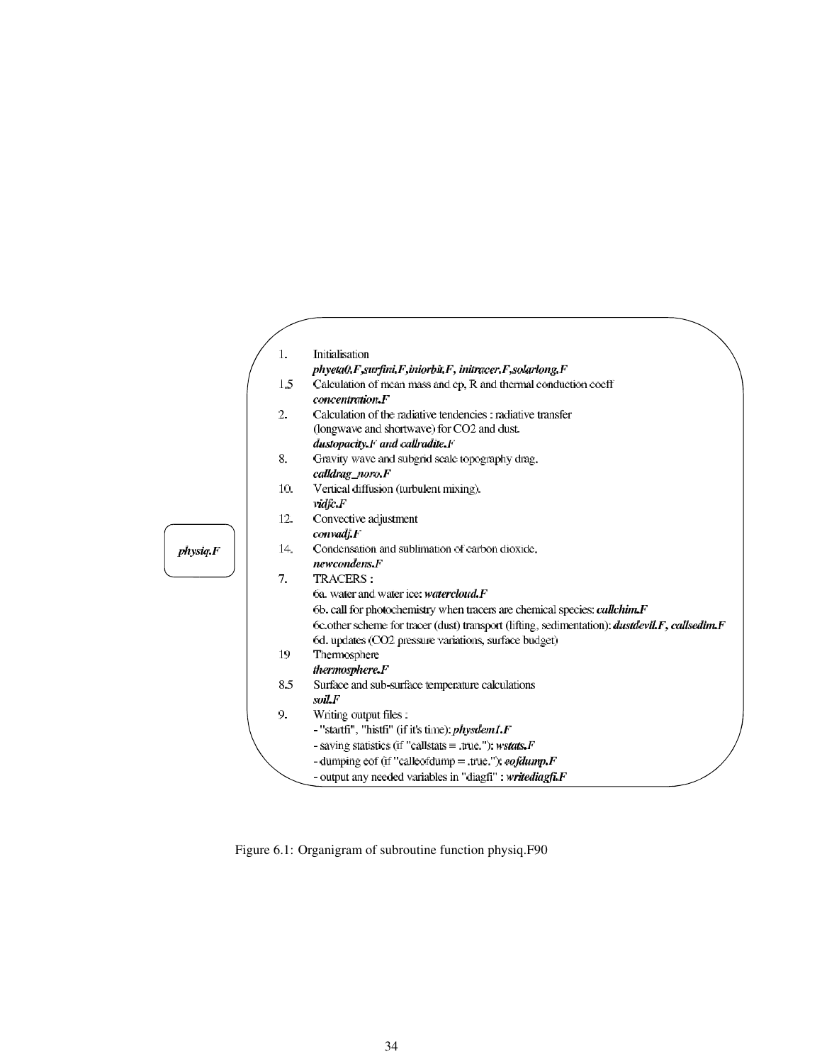*physiq.F*

1. Initialisation
   ***phyeta0.F,surfini.F,iniorbit.F, initracer.F,solarlong.F***

1.5 Calculation of mean mass and cp, R and thermal conduction coeff
   ***concentration.F***

2. Calculation of the radiative tendencies : radiative transfer (longwave and shortwave) for CO2 and dust.
   ***dustopacity.F and callradite.F***

8. Gravity wave and subgrid scale topography drag.
   ***calldrag_noro.F***

10. Vertical diffusion (turbulent mixing).
   ***vdifc.F***

12. Convective adjustment
   ***convadj.F***

14. Condensation and sublimation of carbon dioxide.
   ***newcondens.F***

7. TRACERS :
   6a. water and water ice: ***watercloud.F***
   6b. call for photochemistry when tracers are chemical species: ***callchim.F***
   6c.other scheme for tracer (dust) transport (lifting, sedimentation): ***dustdevil.F, callsedim.F***
   6d. updates (CO2 pressure variations, surface budget)

19 Thermosphere
   ***thermosphere.F***

8.5 Surface and sub-surface temperature calculations
   ***soil.F***

9. Writing output files :
   - "startfi", "histfi" (if it's time): ***physdem1.F***
   - saving statistics (if "callstats = .true."): ***wstats.F***
   - dumping eof (if "calleofdump = .true."): ***eofdump.F***
   - output any needed variables in "diagfi" : ***writediagfi.F***

Figure 6.1: Organigram of subroutine function physiq.F90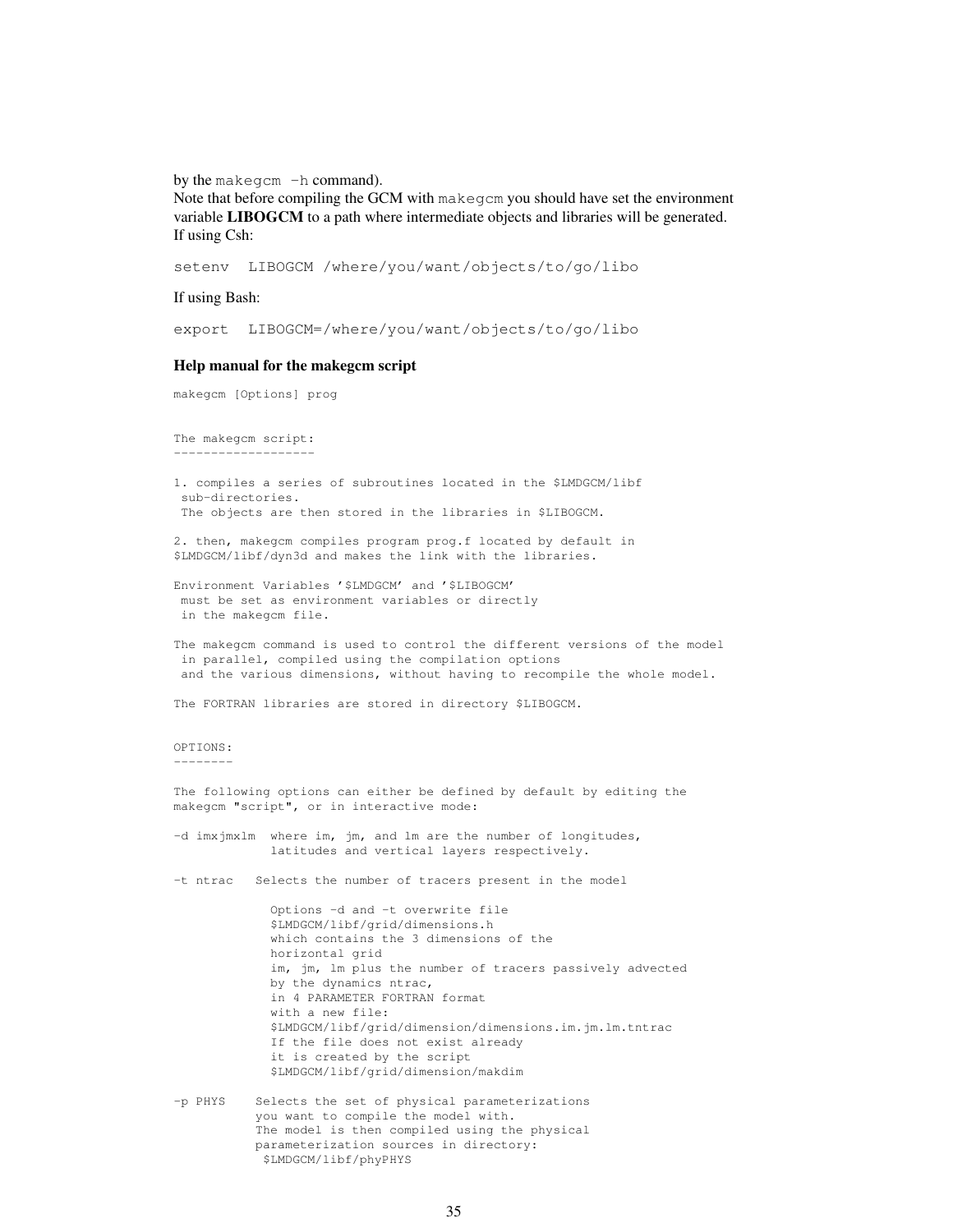by the `makegcm -h` command).
Note that before compiling the GCM with `makegcm` you should have set the environment variable **LIBOGCM** to a path where intermediate objects and libraries will be generated.
If using Csh:

```
setenv  LIBOGCM /where/you/want/objects/to/go/libo
```

If using Bash:

```
export  LIBOGCM=/where/you/want/objects/to/go/libo
```

### Help manual for the makegcm script

```
makegcm [Options] prog


The makegcm script:
-------------------

1. compiles a series of subroutines located in the $LMDGCM/libf
 sub-directories.
 The objects are then stored in the libraries in $LIBOGCM.

2. then, makegcm compiles program prog.f located by default in
$LMDGCM/libf/dyn3d and makes the link with the libraries.

Environment Variables '$LMDGCM' and '$LIBOGCM'
 must be set as environment variables or directly
 in the makegcm file.

The makegcm command is used to control the different versions of the model
 in parallel, compiled using the compilation options
 and the various dimensions, without having to recompile the whole model.

The FORTRAN libraries are stored in directory $LIBOGCM.


OPTIONS:
--------

The following options can either be defined by default by editing the
makegcm "script", or in interactive mode:

-d imxjmxlm  where im, jm, and lm are the number of longitudes,
             latitudes and vertical layers respectively.

-t ntrac   Selects the number of tracers present in the model

             Options -d and -t overwrite file
             $LMDGCM/libf/grid/dimensions.h
             which contains the 3 dimensions of the
             horizontal grid
             im, jm, lm plus the number of tracers passively advected
             by the dynamics ntrac,
             in 4 PARAMETER FORTRAN format
             with a new file:
             $LMDGCM/libf/grid/dimension/dimensions.im.jm.lm.tntrac
             If the file does not exist already
             it is created by the script
             $LMDGCM/libf/grid/dimension/makdim

-p PHYS    Selects the set of physical parameterizations
           you want to compile the model with.
           The model is then compiled using the physical
           parameterization sources in directory:
            $LMDGCM/libf/phyPHYS
```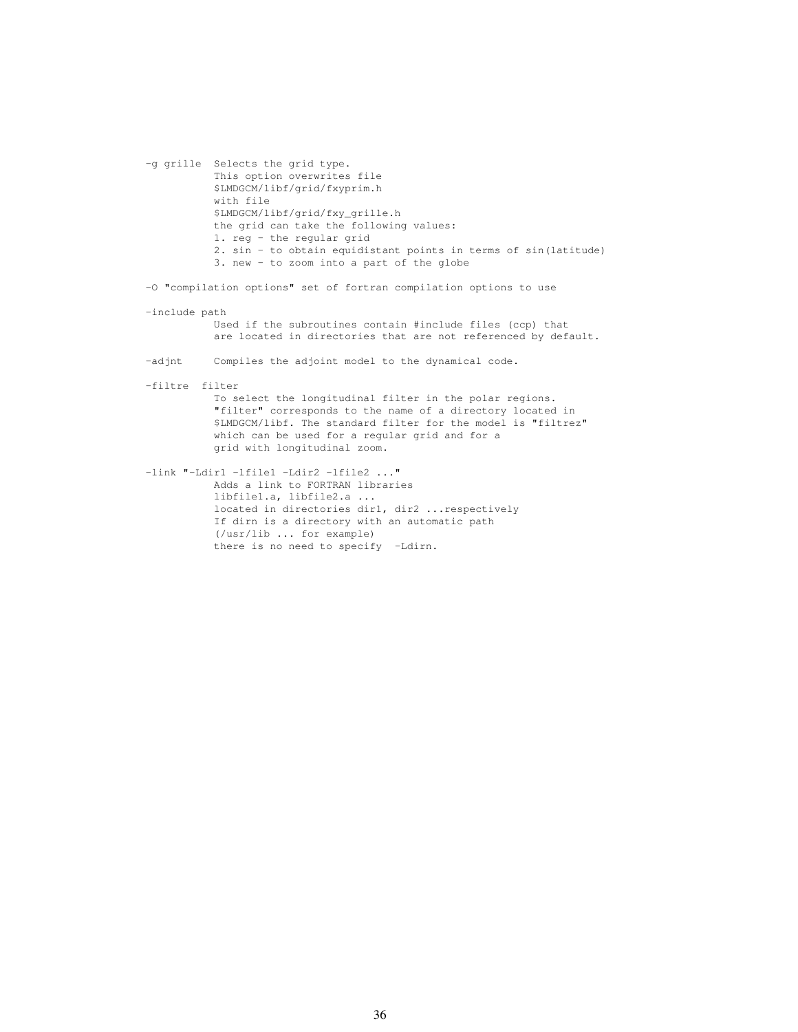```
-g grille  Selects the grid type.
           This option overwrites file
           $LMDGCM/libf/grid/fxyprim.h
           with file
           $LMDGCM/libf/grid/fxy_grille.h
           the grid can take the following values:
           1. reg - the regular grid
           2. sin - to obtain equidistant points in terms of sin(latitude)
           3. new - to zoom into a part of the globe

-O "compilation options" set of fortran compilation options to use

-include path
           Used if the subroutines contain #include files (ccp) that
           are located in directories that are not referenced by default.

-adjnt     Compiles the adjoint model to the dynamical code.

-filtre  filter
           To select the longitudinal filter in the polar regions.
           "filter" corresponds to the name of a directory located in
           $LMDGCM/libf. The standard filter for the model is "filtrez"
           which can be used for a regular grid and for a
           grid with longitudinal zoom.

-link "-Ldir1 -lfile1 -Ldir2 -lfile2 ..."
           Adds a link to FORTRAN libraries
           libfile1.a, libfile2.a ...
           located in directories dir1, dir2 ...respectively
           If dirn is a directory with an automatic path
           (/usr/lib ... for example)
           there is no need to specify  -Ldirn.
```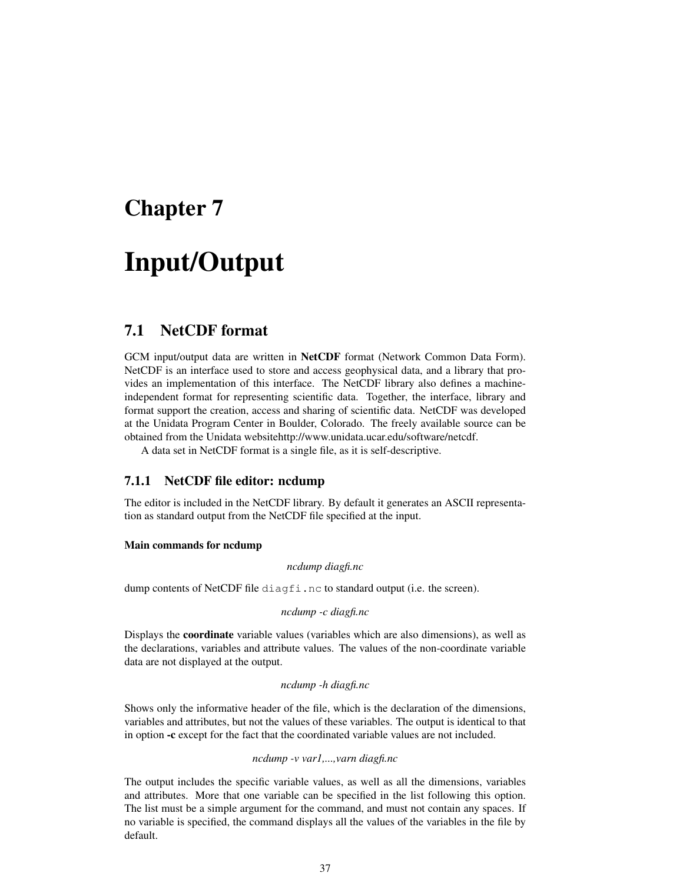# Chapter 7

# Input/Output

## 7.1 NetCDF format

GCM input/output data are written in **NetCDF** format (Network Common Data Form). NetCDF is an interface used to store and access geophysical data, and a library that provides an implementation of this interface. The NetCDF library also defines a machine-independent format for representing scientific data. Together, the interface, library and format support the creation, access and sharing of scientific data. NetCDF was developed at the Unidata Program Center in Boulder, Colorado. The freely available source can be obtained from the Unidata websitehttp://www.unidata.ucar.edu/software/netcdf.

A data set in NetCDF format is a single file, as it is self-descriptive.

### 7.1.1 NetCDF file editor: ncdump

The editor is included in the NetCDF library. By default it generates an ASCII representation as standard output from the NetCDF file specified at the input.

#### Main commands for ncdump

*ncdump diagfi.nc*

dump contents of NetCDF file `diagfi.nc` to standard output (i.e. the screen).

*ncdump -c diagfi.nc*

Displays the **coordinate** variable values (variables which are also dimensions), as well as the declarations, variables and attribute values. The values of the non-coordinate variable data are not displayed at the output.

*ncdump -h diagfi.nc*

Shows only the informative header of the file, which is the declaration of the dimensions, variables and attributes, but not the values of these variables. The output is identical to that in option **-c** except for the fact that the coordinated variable values are not included.

*ncdump -v var1,...,varn diagfi.nc*

The output includes the specific variable values, as well as all the dimensions, variables and attributes. More that one variable can be specified in the list following this option. The list must be a simple argument for the command, and must not contain any spaces. If no variable is specified, the command displays all the values of the variables in the file by default.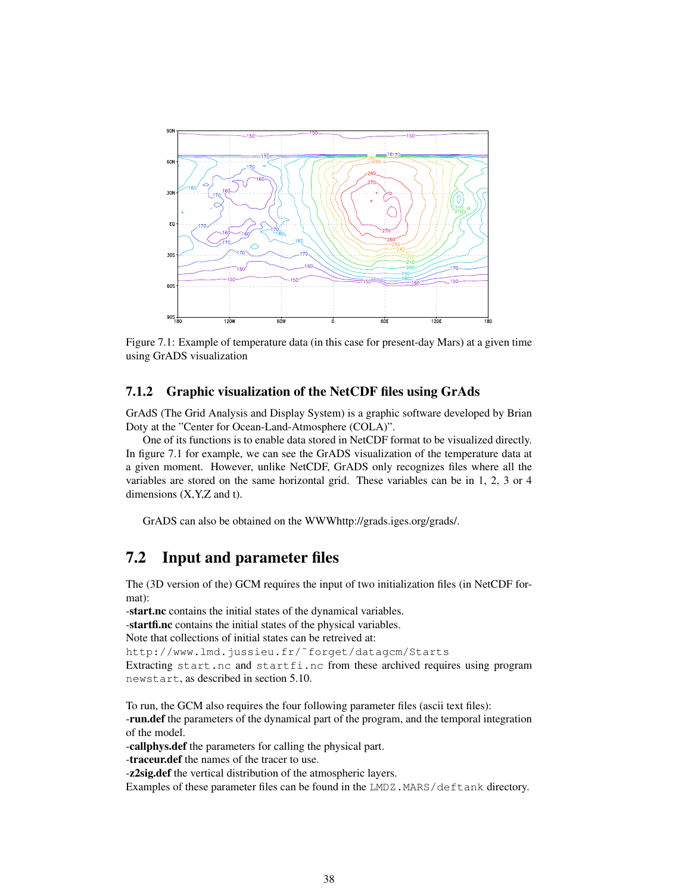Figure 7.1: Example of temperature data (in this case for present-day Mars) at a given time using GrADS visualization

### 7.1.2 Graphic visualization of the NetCDF files using GrAds

GrAdS (The Grid Analysis and Display System) is a graphic software developed by Brian Doty at the "Center for Ocean-Land-Atmosphere (COLA)".

One of its functions is to enable data stored in NetCDF format to be visualized directly. In figure 7.1 for example, we can see the GrADS visualization of the temperature data at a given moment. However, unlike NetCDF, GrADS only recognizes files where all the variables are stored on the same horizontal grid. These variables can be in 1, 2, 3 or 4 dimensions (X,Y,Z and t).

GrADS can also be obtained on the WWWhttp://grads.iges.org/grads/.

## 7.2 Input and parameter files

The (3D version of the) GCM requires the input of two initialization files (in NetCDF format):
-**start.nc** contains the initial states of the dynamical variables.
-**startfi.nc** contains the initial states of the physical variables.
Note that collections of initial states can be retreived at:
`http://www.lmd.jussieu.fr/~forget/datagcm/Starts`
Extracting `start.nc` and `startfi.nc` from these archived requires using program `newstart`, as described in section 5.10.

To run, the GCM also requires the four following parameter files (ascii text files):
-**run.def** the parameters of the dynamical part of the program, and the temporal integration of the model.
-**callphys.def** the parameters for calling the physical part.
-**traceur.def** the names of the tracer to use.
-**z2sig.def** the vertical distribution of the atmospheric layers.
Examples of these parameter files can be found in the `LMDZ.MARS/deftank` directory.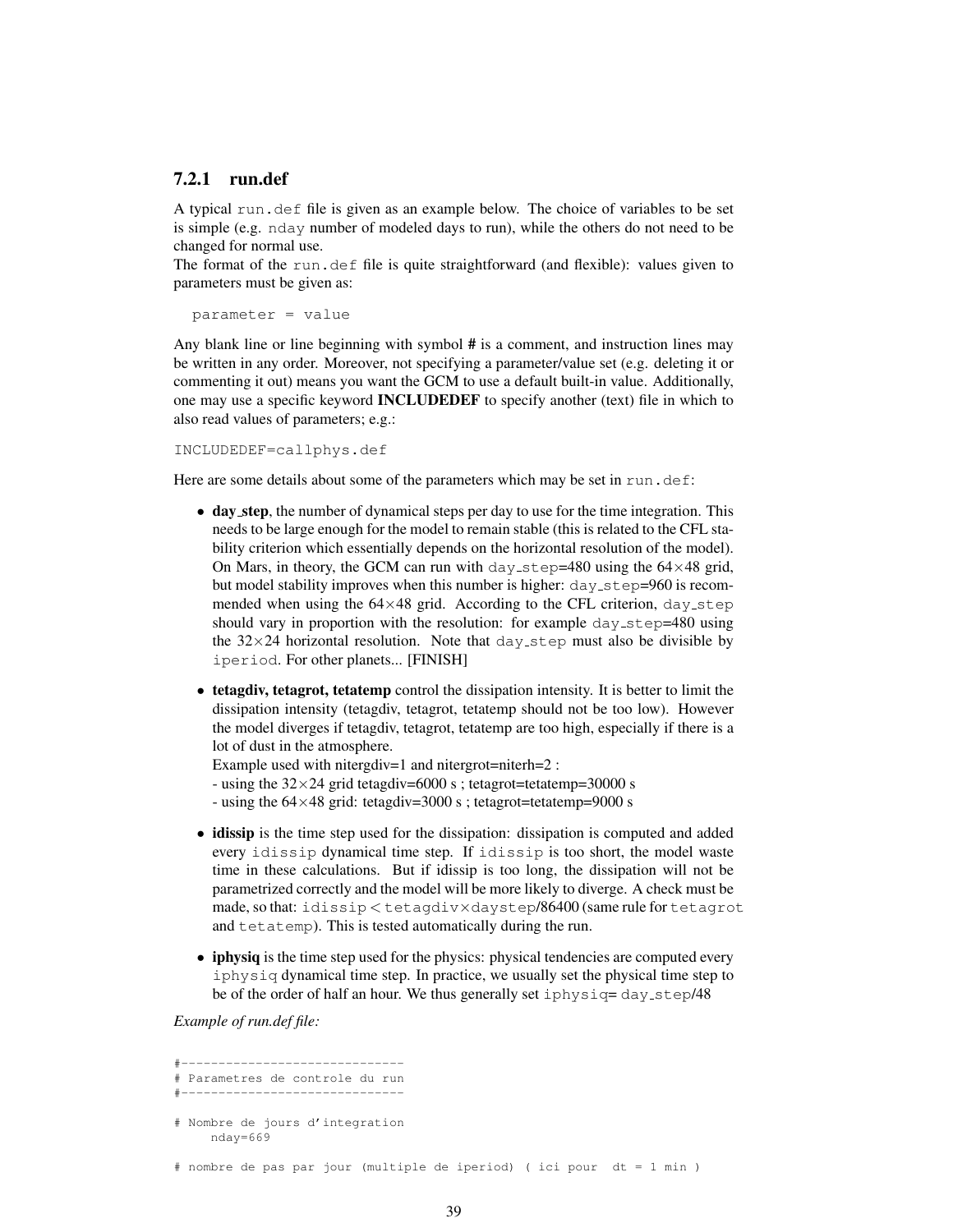### 7.2.1 run.def

A typical `run.def` file is given as an example below. The choice of variables to be set is simple (e.g. `nday` number of modeled days to run), while the others do not need to be changed for normal use.
The format of the `run.def` file is quite straightforward (and flexible): values given to parameters must be given as:

```
parameter = value
```

Any blank line or line beginning with symbol **#** is a comment, and instruction lines may be written in any order. Moreover, not specifying a parameter/value set (e.g. deleting it or commenting it out) means you want the GCM to use a default built-in value. Additionally, one may use a specific keyword **INCLUDEDEF** to specify another (text) file in which to also read values of parameters; e.g.:

```
INCLUDEDEF=callphys.def
```

Here are some details about some of the parameters which may be set in `run.def`:

- **day_step**, the number of dynamical steps per day to use for the time integration. This needs to be large enough for the model to remain stable (this is related to the CFL stability criterion which essentially depends on the horizontal resolution of the model). On Mars, in theory, the GCM can run with `day_step`=480 using the 64×48 grid, but model stability improves when this number is higher: `day_step`=960 is recommended when using the 64×48 grid. According to the CFL criterion, `day_step` should vary in proportion with the resolution: for example `day_step`=480 using the 32×24 horizontal resolution. Note that `day_step` must also be divisible by `iperiod`. For other planets... [FINISH]

- **tetagdiv, tetagrot, tetatemp** control the dissipation intensity. It is better to limit the dissipation intensity (tetagdiv, tetagrot, tetatemp should not be too low). However the model diverges if tetagdiv, tetagrot, tetatemp are too high, especially if there is a lot of dust in the atmosphere.
  Example used with nitergdiv=1 and nitergrot=niterh=2 :
  - using the 32×24 grid tetagdiv=6000 s ; tetagrot=tetatemp=30000 s
  - using the 64×48 grid: tetagdiv=3000 s ; tetagrot=tetatemp=9000 s

- **idissip** is the time step used for the dissipation: dissipation is computed and added every `idissip` dynamical time step. If `idissip` is too short, the model waste time in these calculations. But if idissip is too long, the dissipation will not be parametrized correctly and the model will be more likely to diverge. A check must be made, so that: `idissip` < `tetagdiv`×`daystep`/86400 (same rule for `tetagrot` and `tetatemp`). This is tested automatically during the run.

- **iphysiq** is the time step used for the physics: physical tendencies are computed every `iphysiq` dynamical time step. In practice, we usually set the physical time step to be of the order of half an hour. We thus generally set `iphysiq`= `day_step`/48

*Example of run.def file:*

```
#-----------------------------
# Parametres de controle du run
#-----------------------------

# Nombre de jours d'integration
     nday=669

# nombre de pas par jour (multiple de iperiod) ( ici pour  dt = 1 min )
```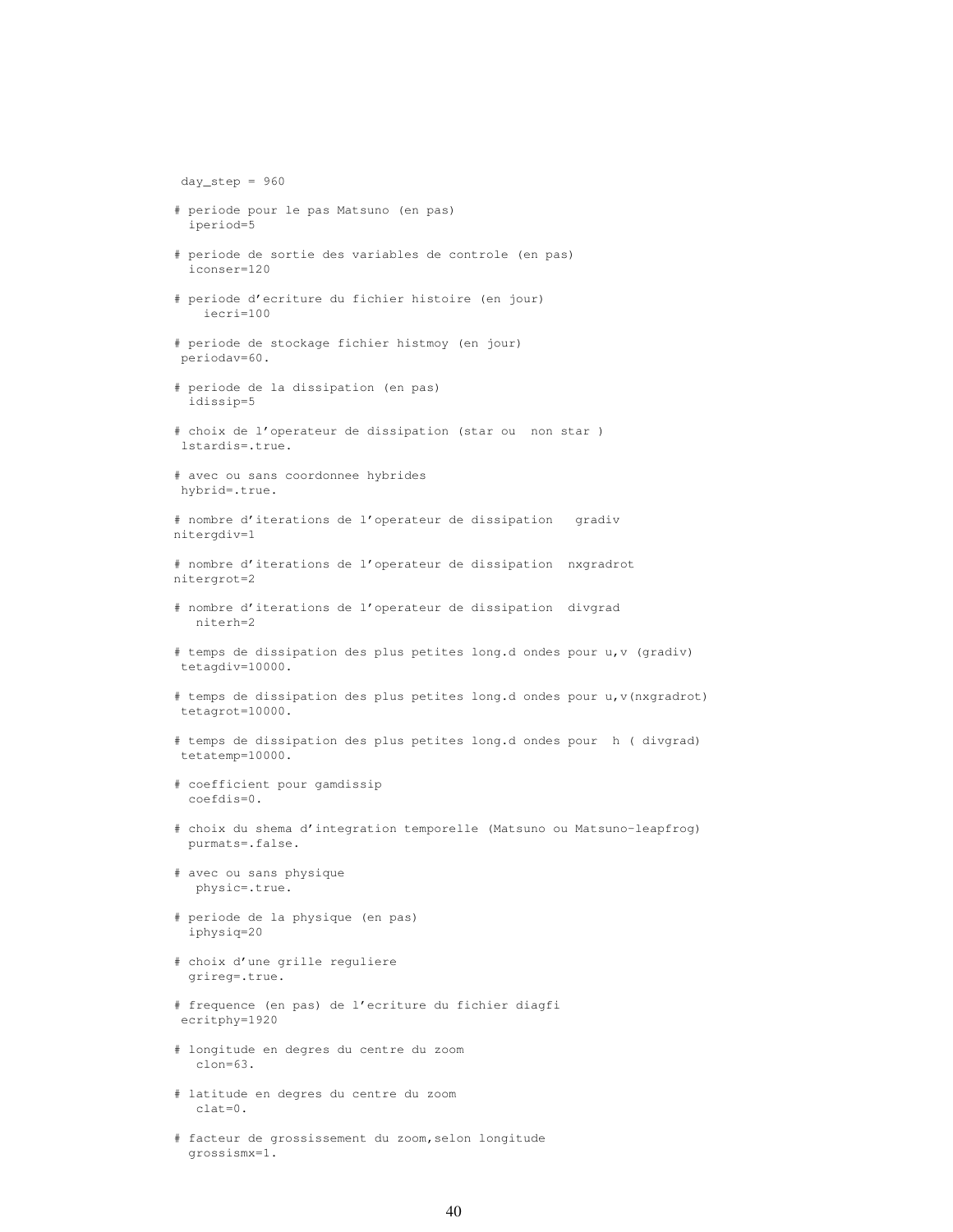```
 day_step = 960

# periode pour le pas Matsuno (en pas)
  iperiod=5

# periode de sortie des variables de controle (en pas)
  iconser=120

# periode d'ecriture du fichier histoire (en jour)
    iecri=100

# periode de stockage fichier histmoy (en jour)
 periodav=60.

# periode de la dissipation (en pas)
  idissip=5

# choix de l'operateur de dissipation (star ou  non star )
 lstardis=.true.

# avec ou sans coordonnee hybrides
 hybrid=.true.

# nombre d'iterations de l'operateur de dissipation   gradiv
nitergdiv=1

# nombre d'iterations de l'operateur de dissipation  nxgradrot
nitergrot=2

# nombre d'iterations de l'operateur de dissipation  divgrad
   niterh=2

# temps de dissipation des plus petites long.d ondes pour u,v (gradiv)
 tetagdiv=10000.

# temps de dissipation des plus petites long.d ondes pour u,v(nxgradrot)
 tetagrot=10000.

# temps de dissipation des plus petites long.d ondes pour  h ( divgrad)
 tetatemp=10000.

# coefficient pour gamdissip
  coefdis=0.

# choix du shema d'integration temporelle (Matsuno ou Matsuno-leapfrog)
  purmats=.false.

# avec ou sans physique
   physic=.true.

# periode de la physique (en pas)
  iphysiq=20

# choix d'une grille reguliere
  grireg=.true.

# frequence (en pas) de l'ecriture du fichier diagfi
 ecritphy=1920

# longitude en degres du centre du zoom
   clon=63.

# latitude en degres du centre du zoom
   clat=0.

# facteur de grossissement du zoom,selon longitude
  grossismx=1.
```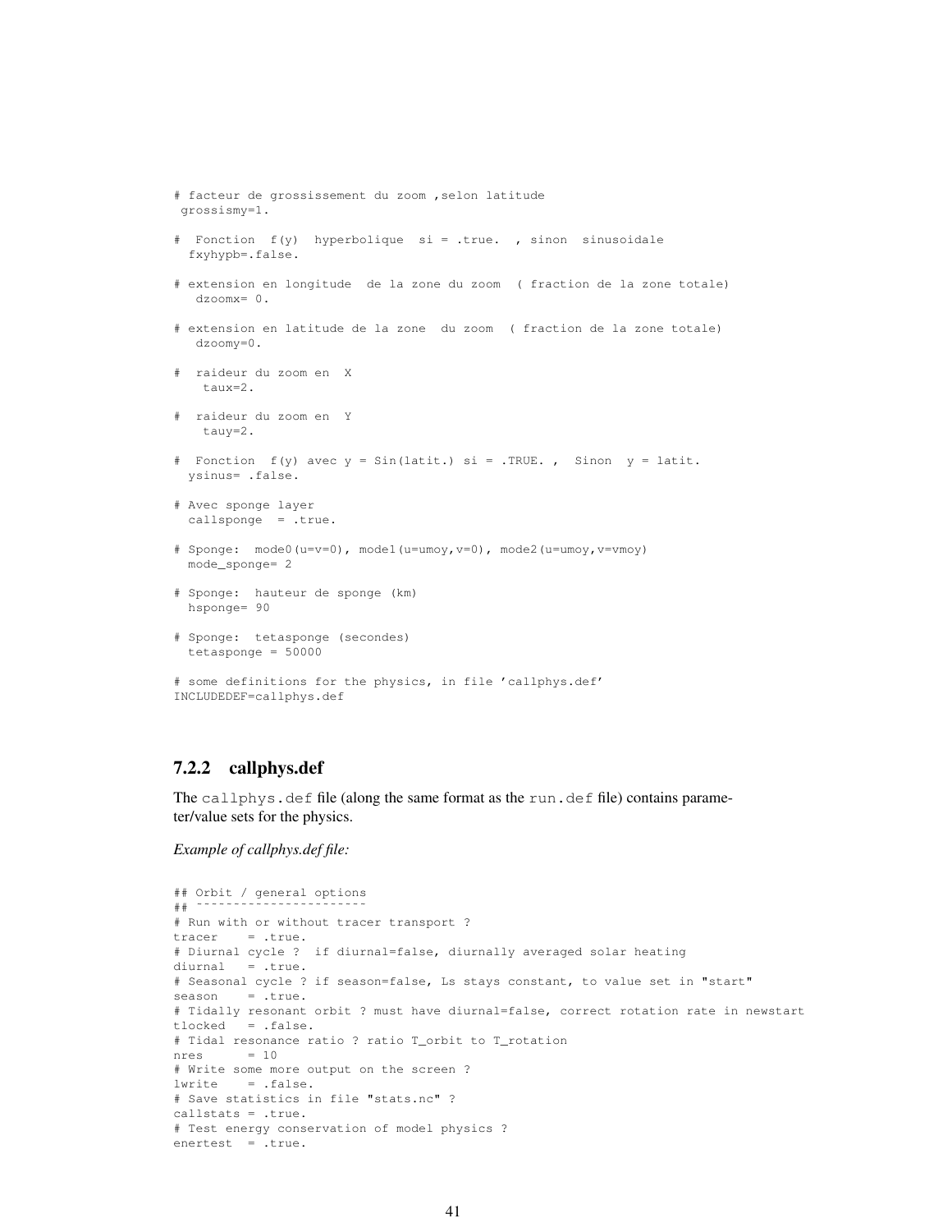```
# facteur de grossissement du zoom ,selon latitude
 grossismy=1.

#  Fonction  f(y)  hyperbolique  si = .true.  , sinon  sinusoidale
  fxyhypb=.false.

# extension en longitude  de la zone du zoom  ( fraction de la zone totale)
   dzoomx= 0.

# extension en latitude de la zone  du zoom  ( fraction de la zone totale)
   dzoomy=0.

#  raideur du zoom en  X
    taux=2.

#  raideur du zoom en  Y
    tauy=2.

#  Fonction  f(y) avec y = Sin(latit.) si = .TRUE. ,  Sinon  y = latit.
  ysinus= .false.

# Avec sponge layer
  callsponge  = .true.

# Sponge:  mode0(u=v=0), mode1(u=umoy,v=0), mode2(u=umoy,v=vmoy)
  mode_sponge= 2

# Sponge:  hauteur de sponge (km)
  hsponge= 90

# Sponge:  tetasponge (secondes)
  tetasponge = 50000

# some definitions for the physics, in file 'callphys.def'
INCLUDEDEF=callphys.def
```

### 7.2.2 callphys.def

The `callphys.def` file (along the same format as the `run.def` file) contains parameter/value sets for the physics.

*Example of callphys.def file:*

```
## Orbit / general options
## ~~~~~~~~~~~~~~~~~~~~~~~
# Run with or without tracer transport ?
tracer    = .true.
# Diurnal cycle ?  if diurnal=false, diurnally averaged solar heating
diurnal   = .true.
# Seasonal cycle ? if season=false, Ls stays constant, to value set in "start"
season    = .true.
# Tidally resonant orbit ? must have diurnal=false, correct rotation rate in newstart
tlocked   = .false.
# Tidal resonance ratio ? ratio T_orbit to T_rotation
nres      = 10
# Write some more output on the screen ?
lwrite    = .false.
# Save statistics in file "stats.nc" ?
callstats = .true.
# Test energy conservation of model physics ?
enertest  = .true.
```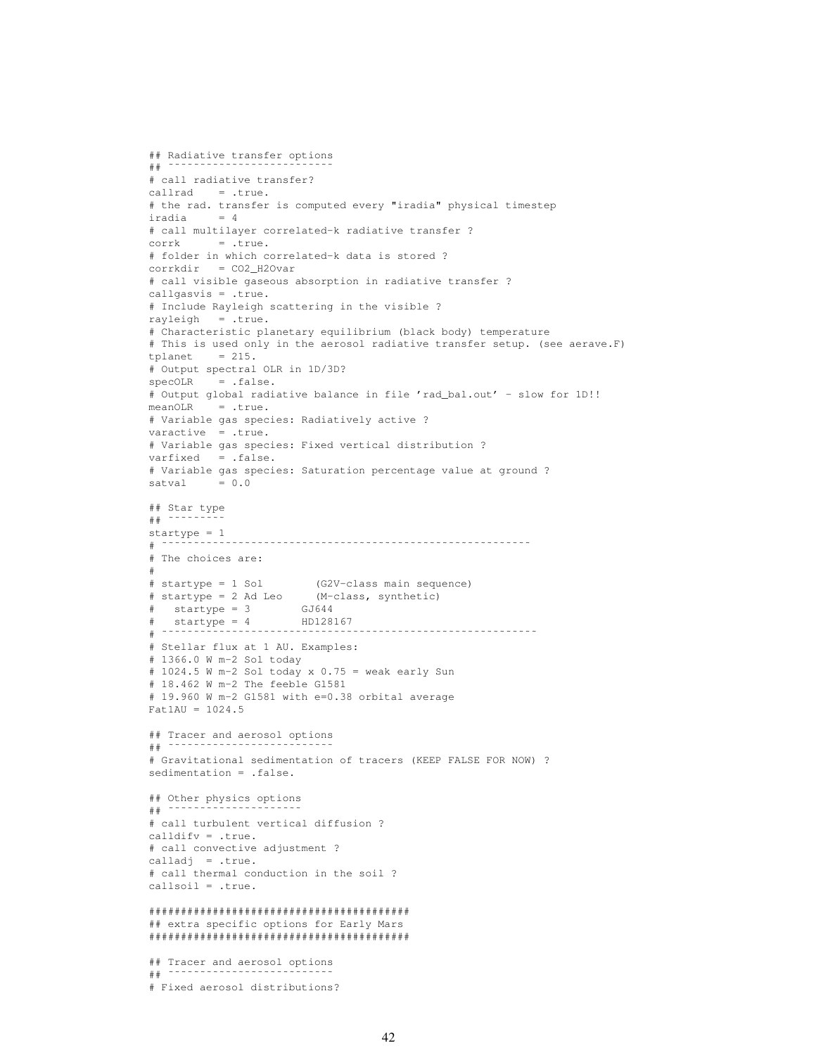```
## Radiative transfer options
## --------------------------
# call radiative transfer?
callrad    = .true.
# the rad. transfer is computed every "iradia" physical timestep
iradia     = 4
# call multilayer correlated-k radiative transfer ?
corrk      = .true.
# folder in which correlated-k data is stored ?
corrkdir   = CO2_H2Ovar
# call visible gaseous absorption in radiative transfer ?
callgasvis = .true.
# Include Rayleigh scattering in the visible ?
rayleigh   = .true.
# Characteristic planetary equilibrium (black body) temperature
# This is used only in the aerosol radiative transfer setup. (see aerave.F)
tplanet    = 215.
# Output spectral OLR in 1D/3D?
specOLR    = .false.
# Output global radiative balance in file 'rad_bal.out' - slow for 1D!!
meanOLR    = .true.
# Variable gas species: Radiatively active ?
varactive  = .true.
# Variable gas species: Fixed vertical distribution ?
varfixed   = .false.
# Variable gas species: Saturation percentage value at ground ?
satval     = 0.0

## Star type
## ---------
startype = 1
# ---------------------------------------------------------
# The choices are:
#
# startype = 1 Sol        (G2V-class main sequence)
# startype = 2 Ad Leo     (M-class, synthetic)
#   startype = 3        GJ644
#   startype = 4        HD128167
# ----------------------------------------------------------
# Stellar flux at 1 AU. Examples:
# 1366.0 W m-2 Sol today
# 1024.5 W m-2 Sol today x 0.75 = weak early Sun
# 18.462 W m-2 The feeble Gl581
# 19.960 W m-2 Gl581 with e=0.38 orbital average
Fat1AU = 1024.5

## Tracer and aerosol options
## --------------------------
# Gravitational sedimentation of tracers (KEEP FALSE FOR NOW) ?
sedimentation = .false.

## Other physics options
## ---------------------
# call turbulent vertical diffusion ?
calldifv = .true.
# call convective adjustment ?
calladj  = .true.
# call thermal conduction in the soil ?
callsoil = .true.

#########################################
## extra specific options for Early Mars
#########################################

## Tracer and aerosol options
## --------------------------
# Fixed aerosol distributions?
```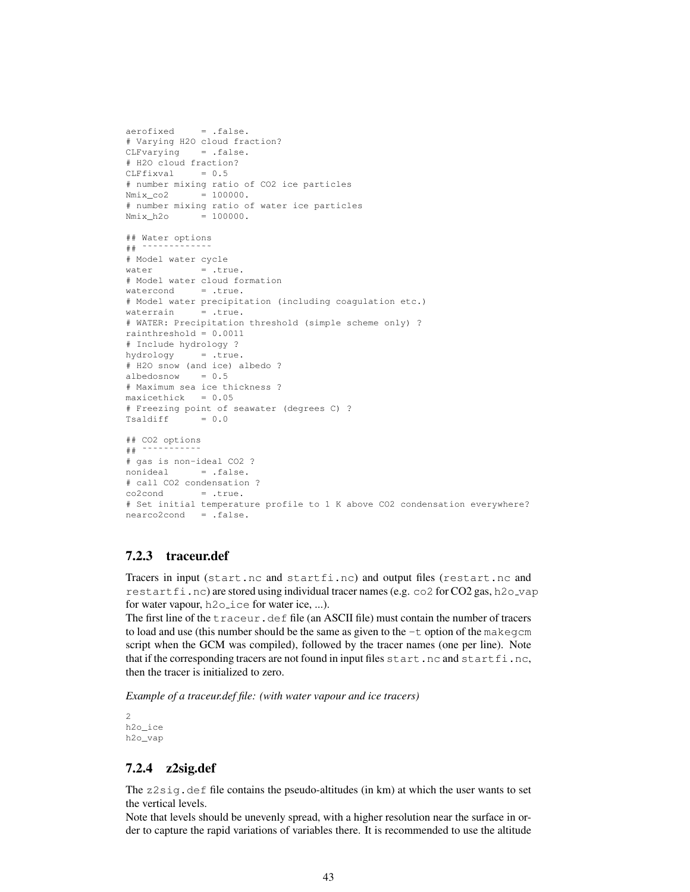```
aerofixed     = .false.
# Varying H2O cloud fraction?
CLFvarying    = .false.
# H2O cloud fraction?
CLFfixval     = 0.5
# number mixing ratio of CO2 ice particles
Nmix_co2      = 100000.
# number mixing ratio of water ice particles
Nmix_h2o      = 100000.

## Water options
## ~~~~~~~~~~~~~
# Model water cycle
water         = .true.
# Model water cloud formation
watercond     = .true.
# Model water precipitation (including coagulation etc.)
waterrain     = .true.
# WATER: Precipitation threshold (simple scheme only) ?
rainthreshold = 0.0011
# Include hydrology ?
hydrology     = .true.
# H2O snow (and ice) albedo ?
albedosnow    = 0.5
# Maximum sea ice thickness ?
maxicethick   = 0.05
# Freezing point of seawater (degrees C) ?
Tsaldiff      = 0.0

## CO2 options
## ~~~~~~~~~~~
# gas is non-ideal CO2 ?
nonideal      = .false.
# call CO2 condensation ?
co2cond       = .true.
# Set initial temperature profile to 1 K above CO2 condensation everywhere?
nearco2cond   = .false.
```

### 7.2.3 traceur.def

Tracers in input (`start.nc` and `startfi.nc`) and output files (`restart.nc` and `restartfi.nc`) are stored using individual tracer names (e.g. `co2` for CO2 gas, `h2o_vap` for water vapour, `h2o_ice` for water ice, ...).
The first line of the `traceur.def` file (an ASCII file) must contain the number of tracers to load and use (this number should be the same as given to the `-t` option of the `makegcm` script when the GCM was compiled), followed by the tracer names (one per line). Note that if the corresponding tracers are not found in input files `start.nc` and `startfi.nc`, then the tracer is initialized to zero.

*Example of a traceur.def file: (with water vapour and ice tracers)*

```
2
h2o_ice
h2o_vap
```

### 7.2.4 z2sig.def

The `z2sig.def` file contains the pseudo-altitudes (in km) at which the user wants to set the vertical levels.
Note that levels should be unevenly spread, with a higher resolution near the surface in order to capture the rapid variations of variables there. It is recommended to use the altitude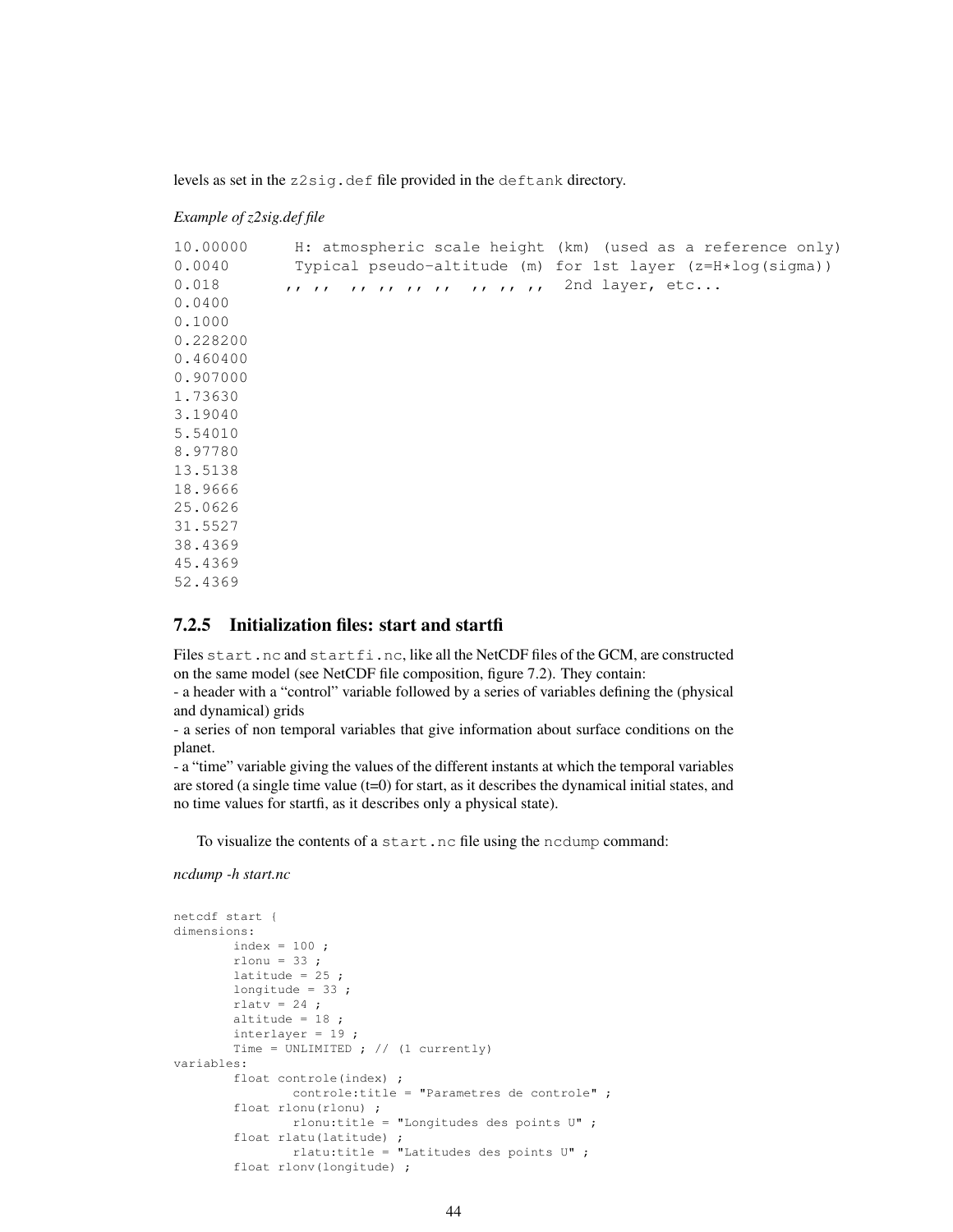levels as set in the `z2sig.def` file provided in the `deftank` directory.

*Example of z2sig.def file*

```
10.00000     H: atmospheric scale height (km) (used as a reference only)
0.0040       Typical pseudo-altitude (m) for 1st layer (z=H*log(sigma))
0.018       ,, ,,  ,, ,, ,, ,,  ,, ,, ,,  2nd layer, etc...
0.0400
0.1000
0.228200
0.460400
0.907000
1.73630
3.19040
5.54010
8.97780
13.5138
18.9666
25.0626
31.5527
38.4369
45.4369
52.4369
```

### 7.2.5 Initialization files: start and startfi

Files `start.nc` and `startfi.nc`, like all the NetCDF files of the GCM, are constructed on the same model (see NetCDF file composition, figure 7.2). They contain:
- a header with a "control" variable followed by a series of variables defining the (physical and dynamical) grids
- a series of non temporal variables that give information about surface conditions on the planet.
- a "time" variable giving the values of the different instants at which the temporal variables are stored (a single time value (t=0) for start, as it describes the dynamical initial states, and no time values for startfi, as it describes only a physical state).

To visualize the contents of a `start.nc` file using the `ncdump` command:

*ncdump -h start.nc*

```
netcdf start {
dimensions:
        index = 100 ;
        rlonu = 33 ;
        latitude = 25 ;
        longitude = 33 ;
        rlatv = 24 ;
        altitude = 18 ;
        interlayer = 19 ;
        Time = UNLIMITED ; // (1 currently)
variables:
        float controle(index) ;
                controle:title = "Parametres de controle" ;
        float rlonu(rlonu) ;
                rlonu:title = "Longitudes des points U" ;
        float rlatu(latitude) ;
                rlatu:title = "Latitudes des points U" ;
        float rlonv(longitude) ;
```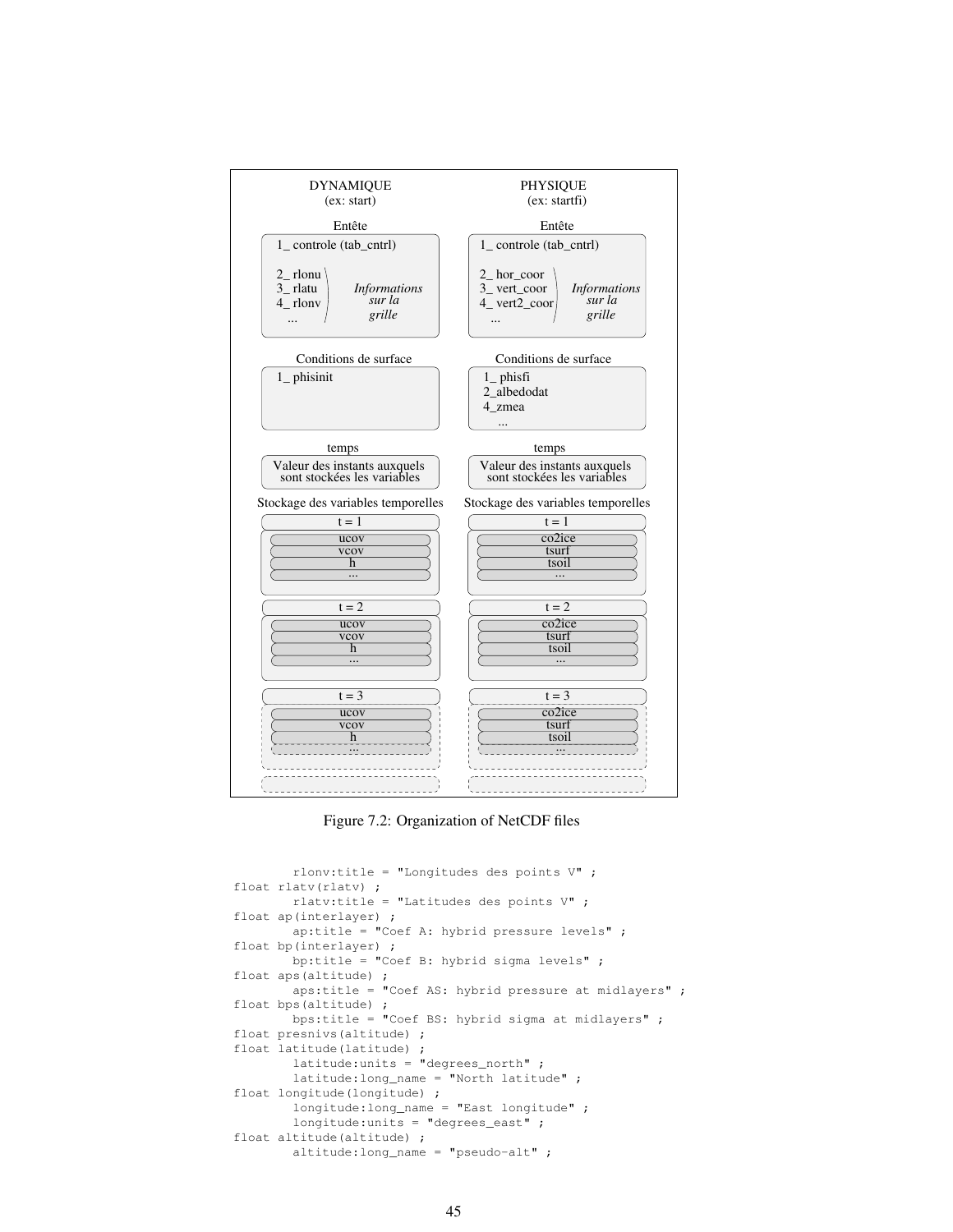| DYNAMIQUE (ex: start) | PHYSIQUE (ex: startfi) |
|---|---|
| **Entête** | **Entête** |
| 1_ controle (tab_cntrl) | 1_ controle (tab_cntrl) |
| 2_ rlonu, 3_ rlatu, 4_ rlonv, ... — *Informations sur la grille* | 2_ hor_coor, 3_ vert_coor, 4_ vert2_coor, ... — *Informations sur la grille* |
| **Conditions de surface** | **Conditions de surface** |
| 1_ phisinit | 1_ phisfi, 2_albedodat, 4_zmea, ... |
| **temps** | **temps** |
| Valeur des instants auxquels sont stockées les variables | Valeur des instants auxquels sont stockées les variables |
| **Stockage des variables temporelles** | **Stockage des variables temporelles** |
| t = 1: ucov, vcov, h, ... | t = 1: co2ice, tsurf, tsoil, ... |
| t = 2: ucov, vcov, h, ... | t = 2: co2ice, tsurf, tsoil, ... |
| t = 3: ucov, vcov, h, ... | t = 3: co2ice, tsurf, tsoil, ... |

Figure 7.2: Organization of NetCDF files

```
        rlonv:title = "Longitudes des points V" ;
float rlatv(rlatv) ;
        rlatv:title = "Latitudes des points V" ;
float ap(interlayer) ;
        ap:title = "Coef A: hybrid pressure levels" ;
float bp(interlayer) ;
        bp:title = "Coef B: hybrid sigma levels" ;
float aps(altitude) ;
        aps:title = "Coef AS: hybrid pressure at midlayers" ;
float bps(altitude) ;
        bps:title = "Coef BS: hybrid sigma at midlayers" ;
float presnivs(altitude) ;
float latitude(latitude) ;
        latitude:units = "degrees_north" ;
        latitude:long_name = "North latitude" ;
float longitude(longitude) ;
        longitude:long_name = "East longitude" ;
        longitude:units = "degrees_east" ;
float altitude(altitude) ;
        altitude:long_name = "pseudo-alt" ;
```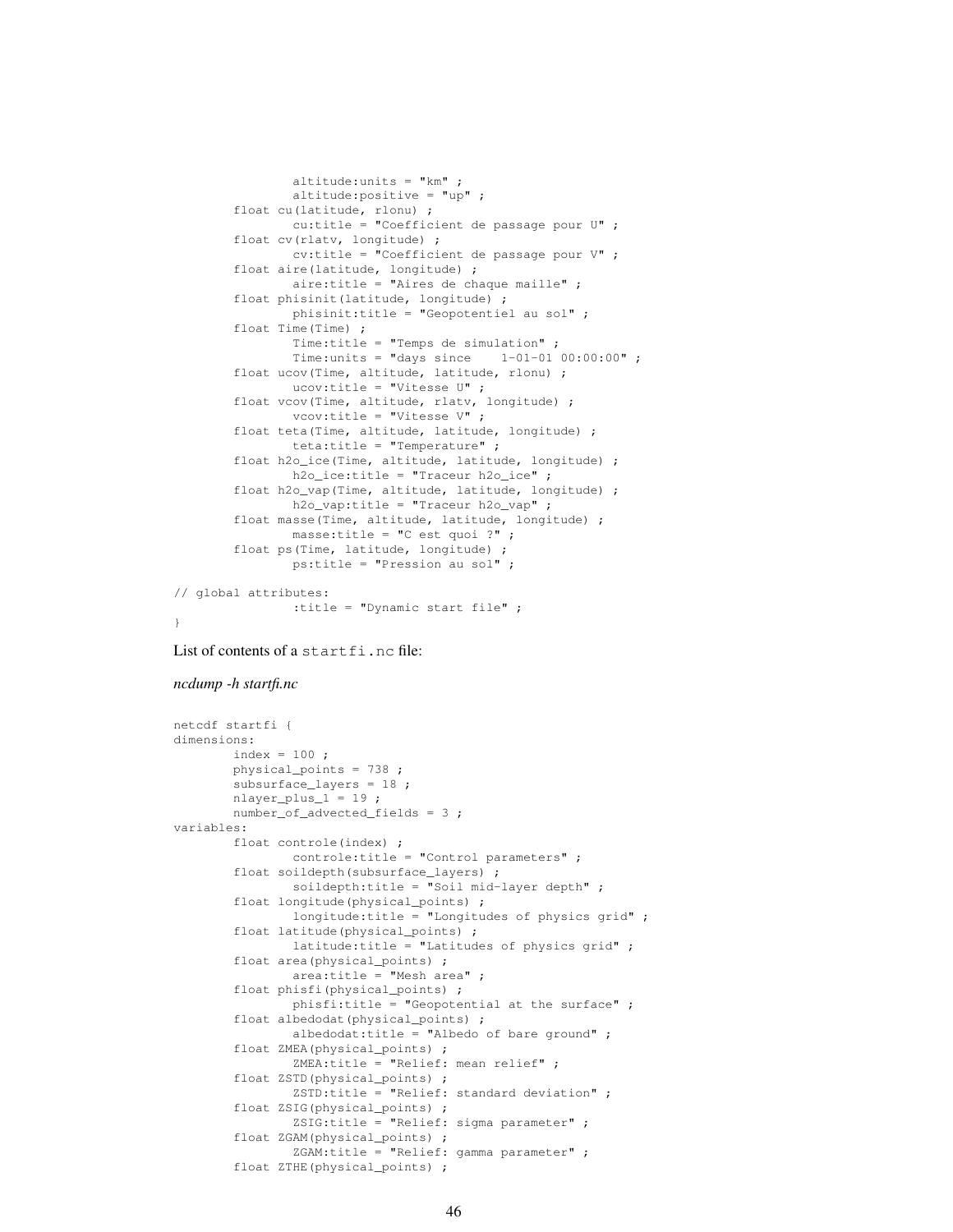```
                altitude:units = "km" ;
                altitude:positive = "up" ;
        float cu(latitude, rlonu) ;
                cu:title = "Coefficient de passage pour U" ;
        float cv(rlatv, longitude) ;
                cv:title = "Coefficient de passage pour V" ;
        float aire(latitude, longitude) ;
                aire:title = "Aires de chaque maille" ;
        float phisinit(latitude, longitude) ;
                phisinit:title = "Geopotentiel au sol" ;
        float Time(Time) ;
                Time:title = "Temps de simulation" ;
                Time:units = "days since    1-01-01 00:00:00" ;
        float ucov(Time, altitude, latitude, rlonu) ;
                ucov:title = "Vitesse U" ;
        float vcov(Time, altitude, rlatv, longitude) ;
                vcov:title = "Vitesse V" ;
        float teta(Time, altitude, latitude, longitude) ;
                teta:title = "Temperature" ;
        float h2o_ice(Time, altitude, latitude, longitude) ;
                h2o_ice:title = "Traceur h2o_ice" ;
        float h2o_vap(Time, altitude, latitude, longitude) ;
                h2o_vap:title = "Traceur h2o_vap" ;
        float masse(Time, altitude, latitude, longitude) ;
                masse:title = "C est quoi ?" ;
        float ps(Time, latitude, longitude) ;
                ps:title = "Pression au sol" ;

// global attributes:
                :title = "Dynamic start file" ;
}
```

List of contents of a `startfi.nc` file:

*ncdump -h startfi.nc*

```
netcdf startfi {
dimensions:
        index = 100 ;
        physical_points = 738 ;
        subsurface_layers = 18 ;
        nlayer_plus_1 = 19 ;
        number_of_advected_fields = 3 ;
variables:
        float controle(index) ;
                controle:title = "Control parameters" ;
        float soildepth(subsurface_layers) ;
                soildepth:title = "Soil mid-layer depth" ;
        float longitude(physical_points) ;
                longitude:title = "Longitudes of physics grid" ;
        float latitude(physical_points) ;
                latitude:title = "Latitudes of physics grid" ;
        float area(physical_points) ;
                area:title = "Mesh area" ;
        float phisfi(physical_points) ;
                phisfi:title = "Geopotential at the surface" ;
        float albedodat(physical_points) ;
                albedodat:title = "Albedo of bare ground" ;
        float ZMEA(physical_points) ;
                ZMEA:title = "Relief: mean relief" ;
        float ZSTD(physical_points) ;
                ZSTD:title = "Relief: standard deviation" ;
        float ZSIG(physical_points) ;
                ZSIG:title = "Relief: sigma parameter" ;
        float ZGAM(physical_points) ;
                ZGAM:title = "Relief: gamma parameter" ;
        float ZTHE(physical_points) ;
```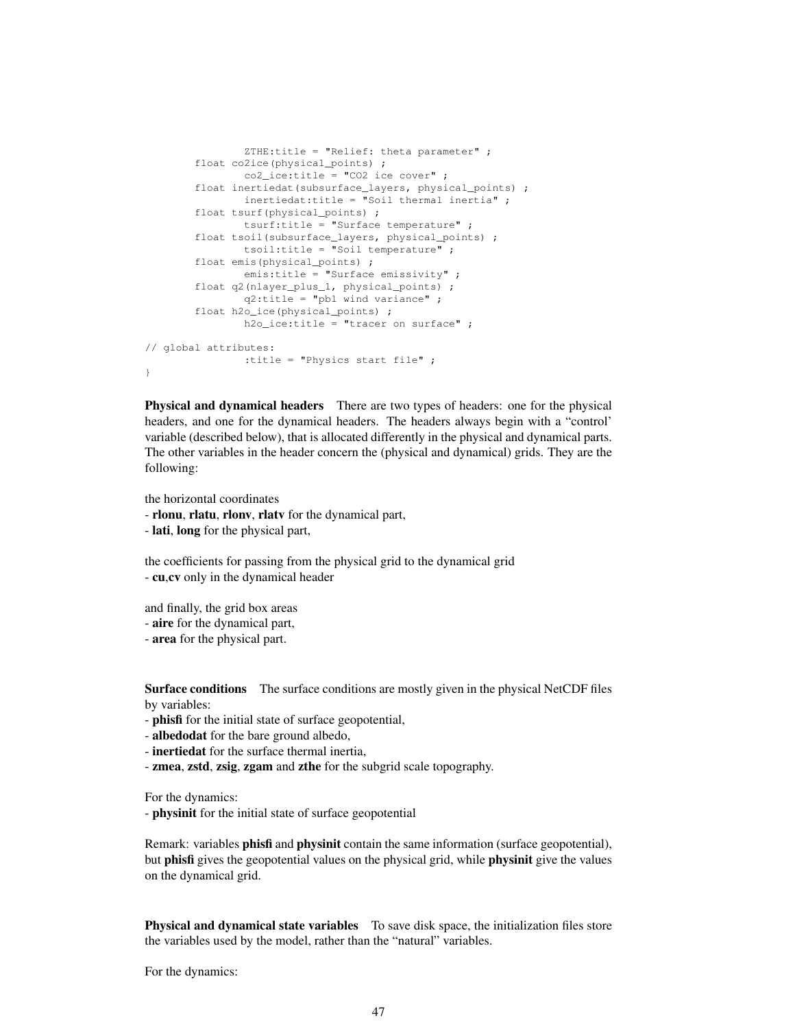```
                ZTHE:title = "Relief: theta parameter" ;
        float co2ice(physical_points) ;
                co2_ice:title = "CO2 ice cover" ;
        float inertiedat(subsurface_layers, physical_points) ;
                inertiedat:title = "Soil thermal inertia" ;
        float tsurf(physical_points) ;
                tsurf:title = "Surface temperature" ;
        float tsoil(subsurface_layers, physical_points) ;
                tsoil:title = "Soil temperature" ;
        float emis(physical_points) ;
                emis:title = "Surface emissivity" ;
        float q2(nlayer_plus_1, physical_points) ;
                q2:title = "pbl wind variance" ;
        float h2o_ice(physical_points) ;
                h2o_ice:title = "tracer on surface" ;

// global attributes:
                :title = "Physics start file" ;
}
```

**Physical and dynamical headers** There are two types of headers: one for the physical headers, and one for the dynamical headers. The headers always begin with a "control' variable (described below), that is allocated differently in the physical and dynamical parts. The other variables in the header concern the (physical and dynamical) grids. They are the following:

the horizontal coordinates
- **rlonu**, **rlatu**, **rlonv**, **rlatv** for the dynamical part,
- **lati**, **long** for the physical part,

the coefficients for passing from the physical grid to the dynamical grid
- **cu**,**cv** only in the dynamical header

and finally, the grid box areas
- **aire** for the dynamical part,
- **area** for the physical part.

**Surface conditions** The surface conditions are mostly given in the physical NetCDF files by variables:
- **phisfi** for the initial state of surface geopotential,
- **albedodat** for the bare ground albedo,
- **inertiedat** for the surface thermal inertia,
- **zmea**, **zstd**, **zsig**, **zgam** and **zthe** for the subgrid scale topography.

For the dynamics:
- **physinit** for the initial state of surface geopotential

Remark: variables **phisfi** and **physinit** contain the same information (surface geopotential), but **phisfi** gives the geopotential values on the physical grid, while **physinit** give the values on the dynamical grid.

**Physical and dynamical state variables** To save disk space, the initialization files store the variables used by the model, rather than the "natural" variables.

For the dynamics: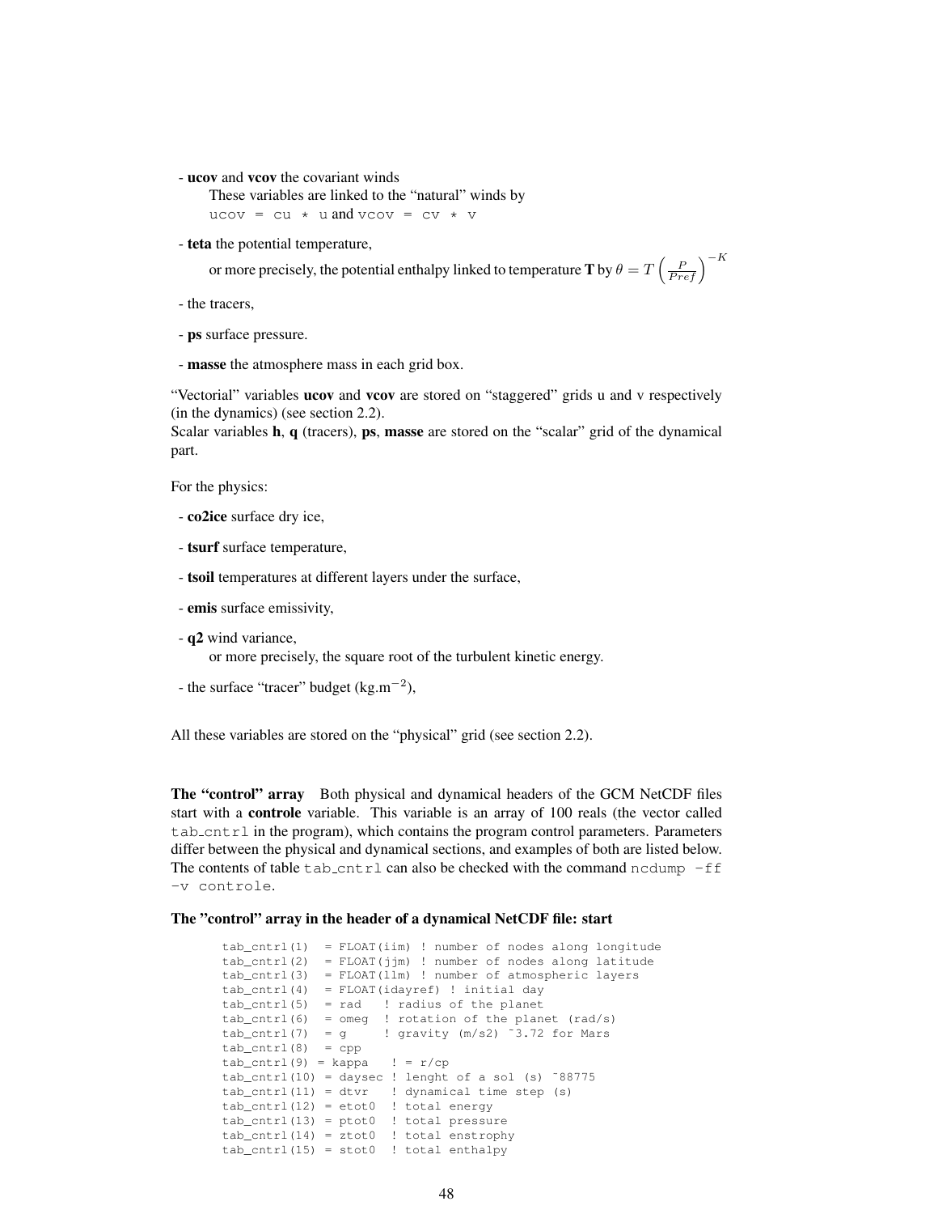- **ucov** and **vcov** the covariant winds

  These variables are linked to the "natural" winds by
  `ucov = cu * u` and `vcov = cv * v`

- **teta** the potential temperature,

  or more precisely, the potential enthalpy linked to temperature **T** by $\theta = T\left(\frac{P}{Pref}\right)^{-K}$

- the tracers,

- **ps** surface pressure.

- **masse** the atmosphere mass in each grid box.

"Vectorial" variables **ucov** and **vcov** are stored on "staggered" grids u and v respectively (in the dynamics) (see section 2.2).
Scalar variables **h**, **q** (tracers), **ps**, **masse** are stored on the "scalar" grid of the dynamical part.

For the physics:

- **co2ice** surface dry ice,

- **tsurf** surface temperature,

- **tsoil** temperatures at different layers under the surface,

- **emis** surface emissivity,

- **q2** wind variance,

  or more precisely, the square root of the turbulent kinetic energy.

- the surface "tracer" budget (kg.m$^{-2}$),

All these variables are stored on the "physical" grid (see section 2.2).

**The "control" array** Both physical and dynamical headers of the GCM NetCDF files start with a **controle** variable. This variable is an array of 100 reals (the vector called `tab_cntrl` in the program), which contains the program control parameters. Parameters differ between the physical and dynamical sections, and examples of both are listed below. The contents of table `tab_cntrl` can also be checked with the command `ncdump -ff -v controle`.

### The "control" array in the header of a dynamical NetCDF file: start

```
tab_cntrl(1)  = FLOAT(iim) ! number of nodes along longitude
tab_cntrl(2)  = FLOAT(jjm) ! number of nodes along latitude
tab_cntrl(3)  = FLOAT(llm) ! number of atmospheric layers
tab_cntrl(4)  = FLOAT(idayref) ! initial day
tab_cntrl(5)  = rad   ! radius of the planet
tab_cntrl(6)  = omeg  ! rotation of the planet (rad/s)
tab_cntrl(7)  = g     ! gravity (m/s2) ~3.72 for Mars
tab_cntrl(8)  = cpp
tab_cntrl(9) = kappa   ! = r/cp
tab_cntrl(10) = daysec ! lenght of a sol (s) ~88775
tab_cntrl(11) = dtvr   ! dynamical time step (s)
tab_cntrl(12) = etot0  ! total energy
tab_cntrl(13) = ptot0  ! total pressure
tab_cntrl(14) = ztot0  ! total enstrophy
tab_cntrl(15) = stot0  ! total enthalpy
```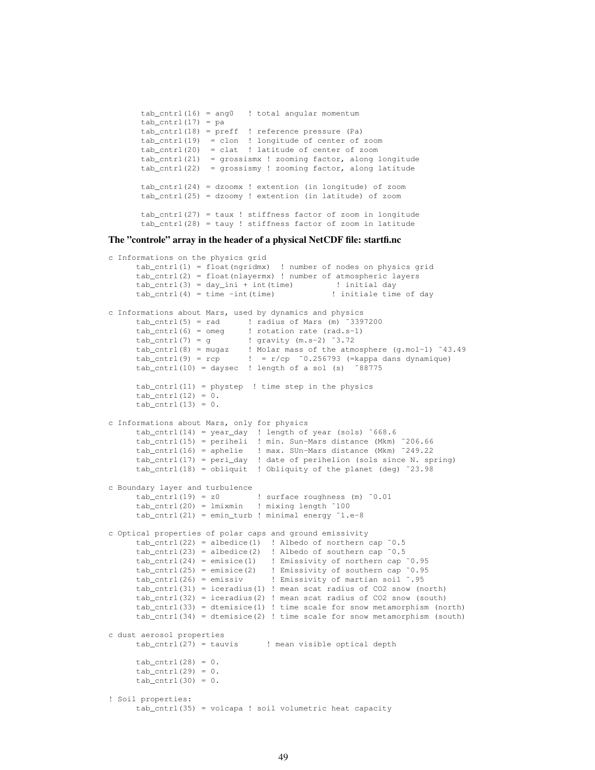```
      tab_cntrl(16) = ang0   ! total angular momentum
      tab_cntrl(17) = pa
      tab_cntrl(18) = preff  ! reference pressure (Pa)
      tab_cntrl(19)  = clon  ! longitude of center of zoom
      tab_cntrl(20)  = clat  ! latitude of center of zoom
      tab_cntrl(21)  = grossismx ! zooming factor, along longitude
      tab_cntrl(22)  = grossismy ! zooming factor, along latitude

      tab_cntrl(24) = dzoomx ! extention (in longitude) of zoom
      tab_cntrl(25) = dzoomy ! extention (in latitude) of zoom

      tab_cntrl(27) = taux ! stiffness factor of zoom in longitude
      tab_cntrl(28) = tauy ! stiffness factor of zoom in latitude
```

**The "controle" array in the header of a physical NetCDF file: startfi.nc**

```
c Informations on the physics grid
      tab_cntrl(1) = float(ngridmx)  ! number of nodes on physics grid
      tab_cntrl(2) = float(nlayermx) ! number of atmospheric layers
      tab_cntrl(3) = day_ini + int(time)         ! initial day
      tab_cntrl(4) = time -int(time)            ! initiale time of day

c Informations about Mars, used by dynamics and physics
      tab_cntrl(5) = rad      ! radius of Mars (m) ~3397200
      tab_cntrl(6) = omeg     ! rotation rate (rad.s-1)
      tab_cntrl(7) = g        ! gravity (m.s-2) ~3.72
      tab_cntrl(8) = mugaz    ! Molar mass of the atmosphere (g.mol-1) ~43.49
      tab_cntrl(9) = rcp      !  = r/cp  ~0.256793 (=kappa dans dynamique)
      tab_cntrl(10) = daysec  ! length of a sol (s)  ~88775

      tab_cntrl(11) = phystep  ! time step in the physics
      tab_cntrl(12) = 0.
      tab_cntrl(13) = 0.

c Informations about Mars, only for physics
      tab_cntrl(14) = year_day  ! length of year (sols) ~668.6
      tab_cntrl(15) = periheli  ! min. Sun-Mars distance (Mkm) ~206.66
      tab_cntrl(16) = aphelie   ! max. SUn-Mars distance (Mkm) ~249.22
      tab_cntrl(17) = peri_day  ! date of perihelion (sols since N. spring)
      tab_cntrl(18) = obliquit  ! Obliquity of the planet (deg) ~23.98

c Boundary layer and turbulence
      tab_cntrl(19) = z0        ! surface roughness (m) ~0.01
      tab_cntrl(20) = lmixmin   ! mixing length ~100
      tab_cntrl(21) = emin_turb ! minimal energy ~1.e-8

c Optical properties of polar caps and ground emissivity
      tab_cntrl(22) = albedice(1)  ! Albedo of northern cap ~0.5
      tab_cntrl(23) = albedice(2)  ! Albedo of southern cap ~0.5
      tab_cntrl(24) = emisice(1)   ! Emissivity of northern cap ~0.95
      tab_cntrl(25) = emisice(2)   ! Emissivity of southern cap ~0.95
      tab_cntrl(26) = emissiv      ! Emissivity of martian soil ~.95
      tab_cntrl(31) = iceradius(1) ! mean scat radius of CO2 snow (north)
      tab_cntrl(32) = iceradius(2) ! mean scat radius of CO2 snow (south)
      tab_cntrl(33) = dtemisice(1) ! time scale for snow metamorphism (north)
      tab_cntrl(34) = dtemisice(2) ! time scale for snow metamorphism (south)

c dust aerosol properties
      tab_cntrl(27) = tauvis      ! mean visible optical depth

      tab_cntrl(28) = 0.
      tab_cntrl(29) = 0.
      tab_cntrl(30) = 0.

! Soil properties:
      tab_cntrl(35) = volcapa ! soil volumetric heat capacity
```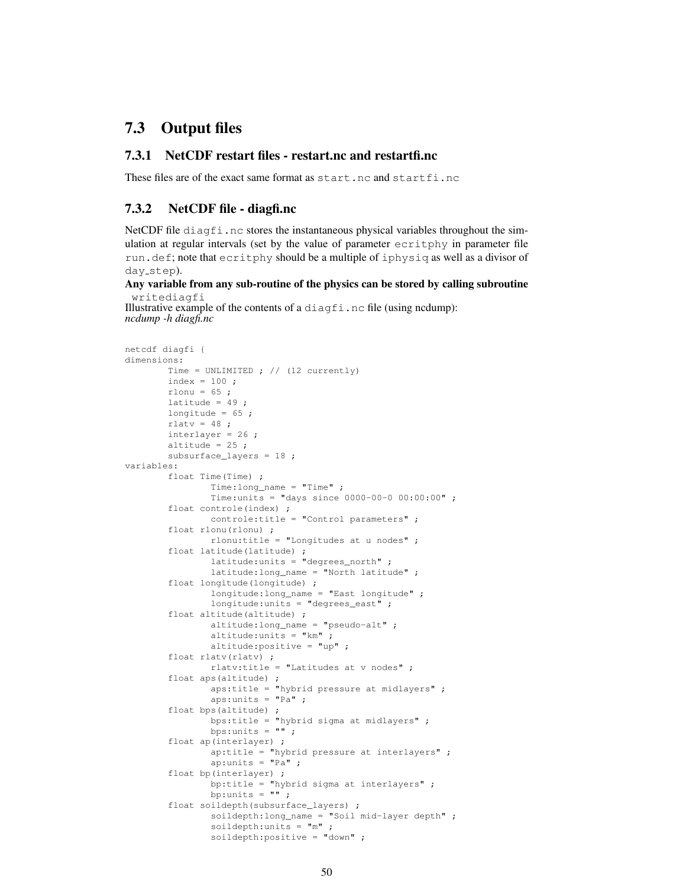## 7.3 Output files

### 7.3.1 NetCDF restart files - restart.nc and restartfi.nc

These files are of the exact same format as `start.nc` and `startfi.nc`

### 7.3.2 NetCDF file - diagfi.nc

NetCDF file `diagfi.nc` stores the instantaneous physical variables throughout the simulation at regular intervals (set by the value of parameter `ecritphy` in parameter file `run.def`; note that `ecritphy` should be a multiple of `iphysiq` as well as a divisor of `day_step`).

**Any variable from any sub-routine of the physics can be stored by calling subroutine** `writediagfi`

Illustrative example of the contents of a `diagfi.nc` file (using ncdump):

*ncdump -h diagfi.nc*

```
netcdf diagfi {
dimensions:
        Time = UNLIMITED ; // (12 currently)
        index = 100 ;
        rlonu = 65 ;
        latitude = 49 ;
        longitude = 65 ;
        rlatv = 48 ;
        interlayer = 26 ;
        altitude = 25 ;
        subsurface_layers = 18 ;
variables:
        float Time(Time) ;
                Time:long_name = "Time" ;
                Time:units = "days since 0000-00-0 00:00:00" ;
        float controle(index) ;
                controle:title = "Control parameters" ;
        float rlonu(rlonu) ;
                rlonu:title = "Longitudes at u nodes" ;
        float latitude(latitude) ;
                latitude:units = "degrees_north" ;
                latitude:long_name = "North latitude" ;
        float longitude(longitude) ;
                longitude:long_name = "East longitude" ;
                longitude:units = "degrees_east" ;
        float altitude(altitude) ;
                altitude:long_name = "pseudo-alt" ;
                altitude:units = "km" ;
                altitude:positive = "up" ;
        float rlatv(rlatv) ;
                rlatv:title = "Latitudes at v nodes" ;
        float aps(altitude) ;
                aps:title = "hybrid pressure at midlayers" ;
                aps:units = "Pa" ;
        float bps(altitude) ;
                bps:title = "hybrid sigma at midlayers" ;
                bps:units = "" ;
        float ap(interlayer) ;
                ap:title = "hybrid pressure at interlayers" ;
                ap:units = "Pa" ;
        float bp(interlayer) ;
                bp:title = "hybrid sigma at interlayers" ;
                bp:units = "" ;
        float soildepth(subsurface_layers) ;
                soildepth:long_name = "Soil mid-layer depth" ;
                soildepth:units = "m" ;
                soildepth:positive = "down" ;
```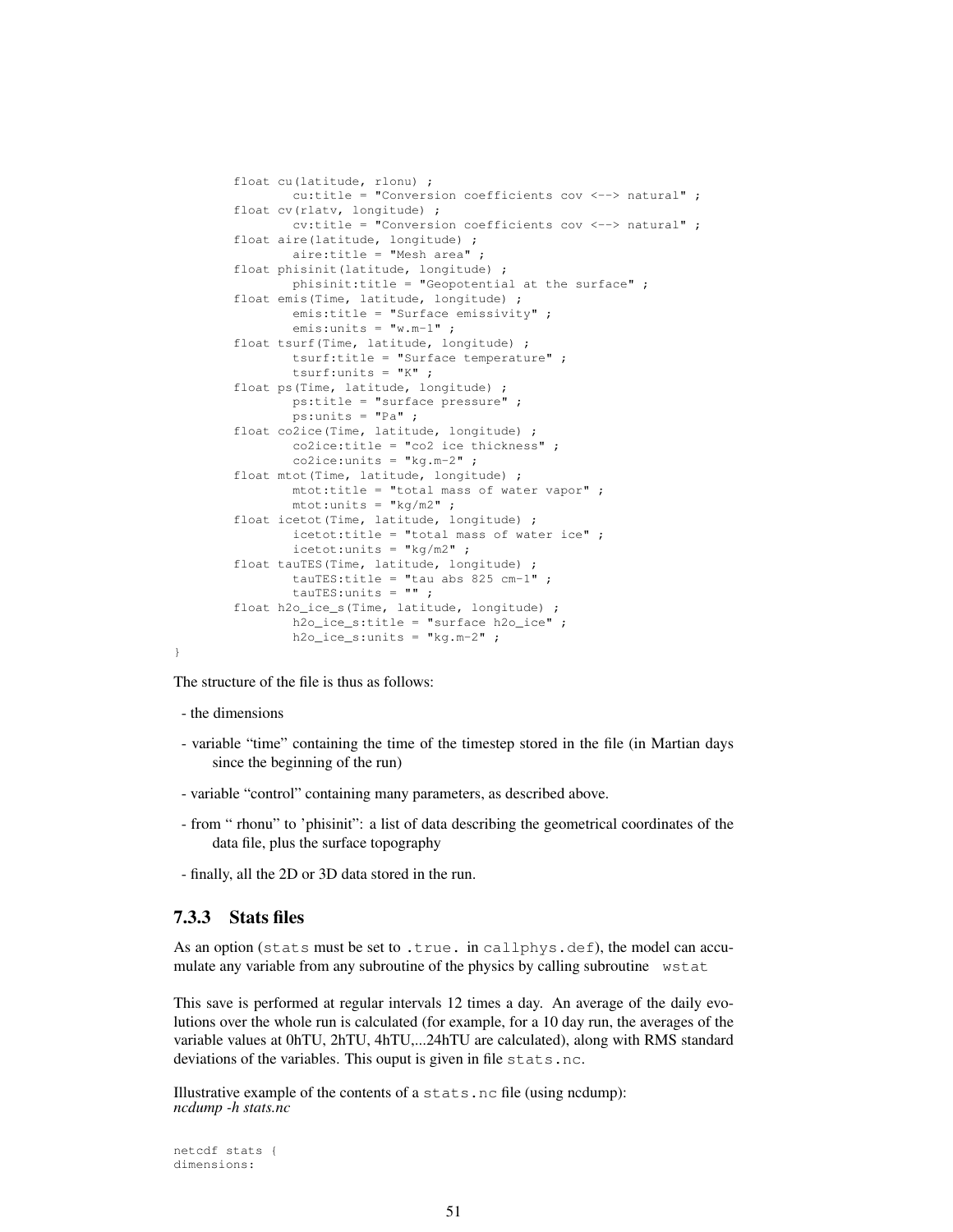```
        float cu(latitude, rlonu) ;
                cu:title = "Conversion coefficients cov <--> natural" ;
        float cv(rlatv, longitude) ;
                cv:title = "Conversion coefficients cov <--> natural" ;
        float aire(latitude, longitude) ;
                aire:title = "Mesh area" ;
        float phisinit(latitude, longitude) ;
                phisinit:title = "Geopotential at the surface" ;
        float emis(Time, latitude, longitude) ;
                emis:title = "Surface emissivity" ;
                emis:units = "w.m-1" ;
        float tsurf(Time, latitude, longitude) ;
                tsurf:title = "Surface temperature" ;
                tsurf:units = "K" ;
        float ps(Time, latitude, longitude) ;
                ps:title = "surface pressure" ;
                ps:units = "Pa" ;
        float co2ice(Time, latitude, longitude) ;
                co2ice:title = "co2 ice thickness" ;
                co2ice:units = "kg.m-2" ;
        float mtot(Time, latitude, longitude) ;
                mtot:title = "total mass of water vapor" ;
                mtot:units = "kg/m2" ;
        float icetot(Time, latitude, longitude) ;
                icetot:title = "total mass of water ice" ;
                icetot:units = "kg/m2" ;
        float tauTES(Time, latitude, longitude) ;
                tauTES:title = "tau abs 825 cm-1" ;
                tauTES:units = "" ;
        float h2o_ice_s(Time, latitude, longitude) ;
                h2o_ice_s:title = "surface h2o_ice" ;
                h2o_ice_s:units = "kg.m-2" ;
}
```

The structure of the file is thus as follows:

- the dimensions
- variable "time" containing the time of the timestep stored in the file (in Martian days since the beginning of the run)
- variable "control" containing many parameters, as described above.
- from " rhonu" to 'phisinit": a list of data describing the geometrical coordinates of the data file, plus the surface topography
- finally, all the 2D or 3D data stored in the run.

### 7.3.3 Stats files

As an option (`stats` must be set to `.true.` in `callphys.def`), the model can accumulate any variable from any subroutine of the physics by calling subroutine `wstat`

This save is performed at regular intervals 12 times a day. An average of the daily evolutions over the whole run is calculated (for example, for a 10 day run, the averages of the variable values at 0hTU, 2hTU, 4hTU,...24hTU are calculated), along with RMS standard deviations of the variables. This ouput is given in file `stats.nc`.

Illustrative example of the contents of a `stats.nc` file (using ncdump):
*ncdump -h stats.nc*

```
netcdf stats {
dimensions:
```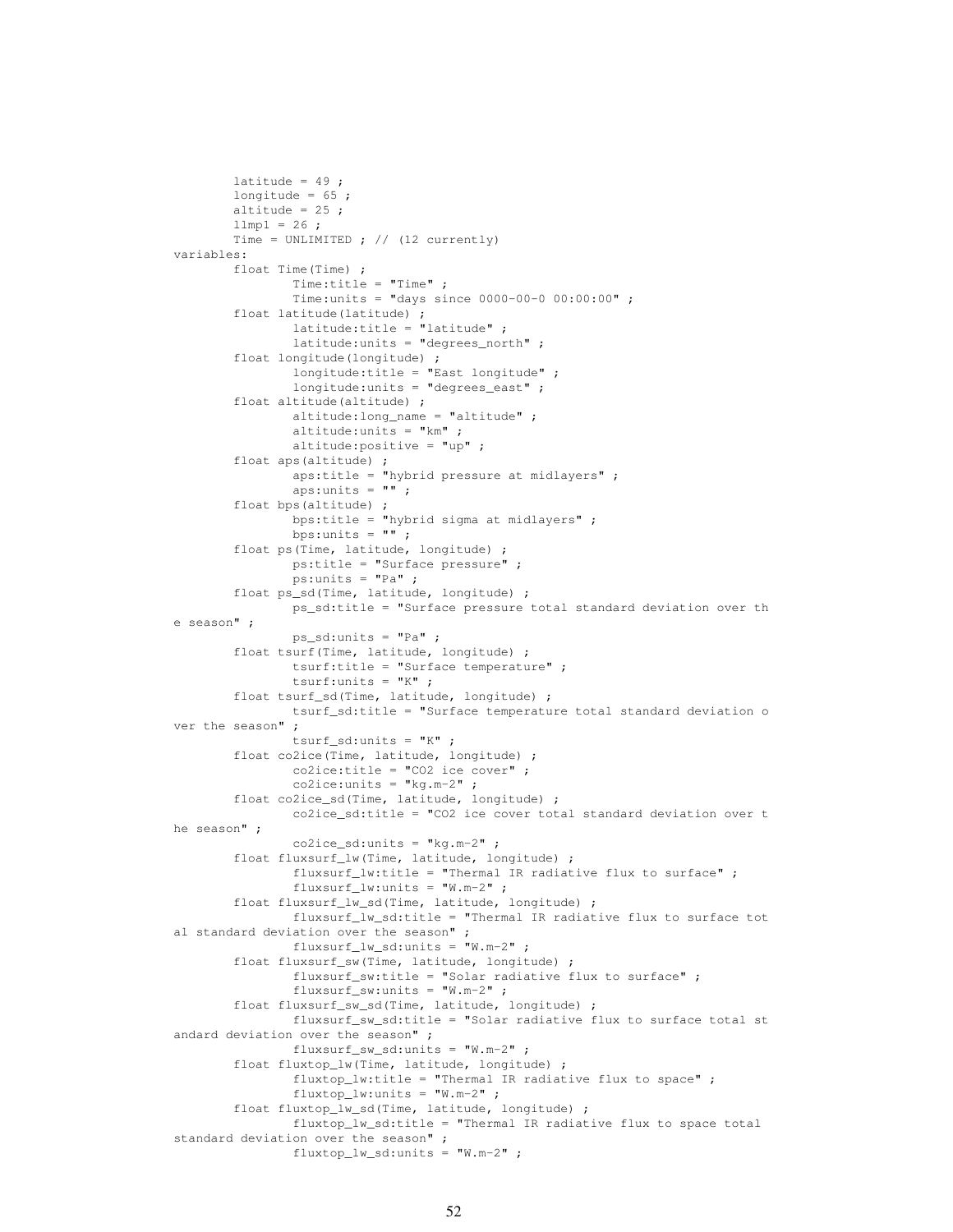```
        latitude = 49 ;
        longitude = 65 ;
        altitude = 25 ;
        llmpl = 26 ;
        Time = UNLIMITED ; // (12 currently)
variables:
        float Time(Time) ;
                Time:title = "Time" ;
                Time:units = "days since 0000-00-0 00:00:00" ;
        float latitude(latitude) ;
                latitude:title = "latitude" ;
                latitude:units = "degrees_north" ;
        float longitude(longitude) ;
                longitude:title = "East longitude" ;
                longitude:units = "degrees_east" ;
        float altitude(altitude) ;
                altitude:long_name = "altitude" ;
                altitude:units = "km" ;
                altitude:positive = "up" ;
        float aps(altitude) ;
                aps:title = "hybrid pressure at midlayers" ;
                aps:units = "" ;
        float bps(altitude) ;
                bps:title = "hybrid sigma at midlayers" ;
                bps:units = "" ;
        float ps(Time, latitude, longitude) ;
                ps:title = "Surface pressure" ;
                ps:units = "Pa" ;
        float ps_sd(Time, latitude, longitude) ;
                ps_sd:title = "Surface pressure total standard deviation over th
e season" ;
                ps_sd:units = "Pa" ;
        float tsurf(Time, latitude, longitude) ;
                tsurf:title = "Surface temperature" ;
                tsurf:units = "K" ;
        float tsurf_sd(Time, latitude, longitude) ;
                tsurf_sd:title = "Surface temperature total standard deviation o
ver the season" ;
                tsurf_sd:units = "K" ;
        float co2ice(Time, latitude, longitude) ;
                co2ice:title = "CO2 ice cover" ;
                co2ice:units = "kg.m-2" ;
        float co2ice_sd(Time, latitude, longitude) ;
                co2ice_sd:title = "CO2 ice cover total standard deviation over t
he season" ;
                co2ice_sd:units = "kg.m-2" ;
        float fluxsurf_lw(Time, latitude, longitude) ;
                fluxsurf_lw:title = "Thermal IR radiative flux to surface" ;
                fluxsurf_lw:units = "W.m-2" ;
        float fluxsurf_lw_sd(Time, latitude, longitude) ;
                fluxsurf_lw_sd:title = "Thermal IR radiative flux to surface tot
al standard deviation over the season" ;
                fluxsurf_lw_sd:units = "W.m-2" ;
        float fluxsurf_sw(Time, latitude, longitude) ;
                fluxsurf_sw:title = "Solar radiative flux to surface" ;
                fluxsurf_sw:units = "W.m-2" ;
        float fluxsurf_sw_sd(Time, latitude, longitude) ;
                fluxsurf_sw_sd:title = "Solar radiative flux to surface total st
andard deviation over the season" ;
                fluxsurf_sw_sd:units = "W.m-2" ;
        float fluxtop_lw(Time, latitude, longitude) ;
                fluxtop_lw:title = "Thermal IR radiative flux to space" ;
                fluxtop_lw:units = "W.m-2" ;
        float fluxtop_lw_sd(Time, latitude, longitude) ;
                fluxtop_lw_sd:title = "Thermal IR radiative flux to space total
standard deviation over the season" ;
                fluxtop_lw_sd:units = "W.m-2" ;
```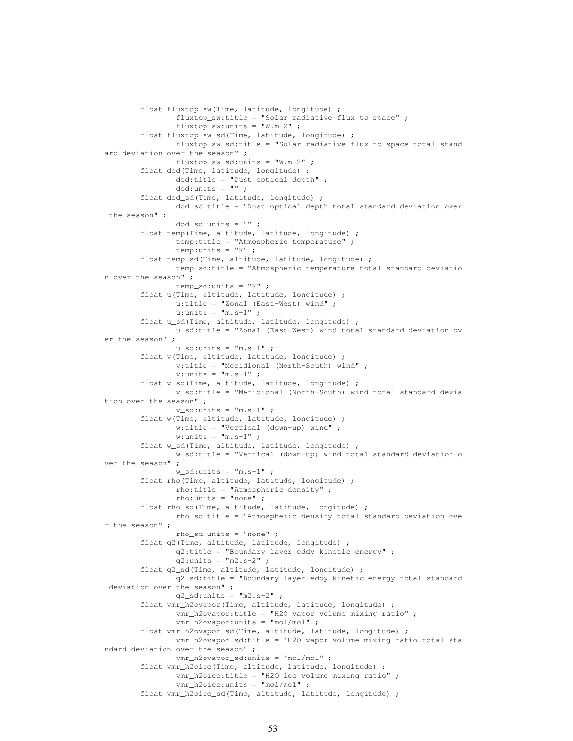```
        float fluxtop_sw(Time, latitude, longitude) ;
                fluxtop_sw:title = "Solar radiative flux to space" ;
                fluxtop_sw:units = "W.m-2" ;
        float fluxtop_sw_sd(Time, latitude, longitude) ;
                fluxtop_sw_sd:title = "Solar radiative flux to space total stand
ard deviation over the season" ;
                fluxtop_sw_sd:units = "W.m-2" ;
        float dod(Time, latitude, longitude) ;
                dod:title = "Dust optical depth" ;
                dod:units = "" ;
        float dod_sd(Time, latitude, longitude) ;
                dod_sd:title = "Dust optical depth total standard deviation over
 the season" ;
                dod_sd:units = "" ;
        float temp(Time, altitude, latitude, longitude) ;
                temp:title = "Atmospheric temperature" ;
                temp:units = "K" ;
        float temp_sd(Time, altitude, latitude, longitude) ;
                temp_sd:title = "Atmospheric temperature total standard deviatio
n over the season" ;
                temp_sd:units = "K" ;
        float u(Time, altitude, latitude, longitude) ;
                u:title = "Zonal (East-West) wind" ;
                u:units = "m.s-1" ;
        float u_sd(Time, altitude, latitude, longitude) ;
                u_sd:title = "Zonal (East-West) wind total standard deviation ov
er the season" ;
                u_sd:units = "m.s-1" ;
        float v(Time, altitude, latitude, longitude) ;
                v:title = "Meridional (North-South) wind" ;
                v:units = "m.s-1" ;
        float v_sd(Time, altitude, latitude, longitude) ;
                v_sd:title = "Meridional (North-South) wind total standard devia
tion over the season" ;
                v_sd:units = "m.s-1" ;
        float w(Time, altitude, latitude, longitude) ;
                w:title = "Vertical (down-up) wind" ;
                w:units = "m.s-1" ;
        float w_sd(Time, altitude, latitude, longitude) ;
                w_sd:title = "Vertical (down-up) wind total standard deviation o
ver the season" ;
                w_sd:units = "m.s-1" ;
        float rho(Time, altitude, latitude, longitude) ;
                rho:title = "Atmospheric density" ;
                rho:units = "none" ;
        float rho_sd(Time, altitude, latitude, longitude) ;
                rho_sd:title = "Atmospheric density total standard deviation ove
r the season" ;
                rho_sd:units = "none" ;
        float q2(Time, altitude, latitude, longitude) ;
                q2:title = "Boundary layer eddy kinetic energy" ;
                q2:units = "m2.s-2" ;
        float q2_sd(Time, altitude, latitude, longitude) ;
                q2_sd:title = "Boundary layer eddy kinetic energy total standard
 deviation over the season" ;
                q2_sd:units = "m2.s-2" ;
        float vmr_h2ovapor(Time, altitude, latitude, longitude) ;
                vmr_h2ovapor:title = "H2O vapor volume mixing ratio" ;
                vmr_h2ovapor:units = "mol/mol" ;
        float vmr_h2ovapor_sd(Time, altitude, latitude, longitude) ;
                vmr_h2ovapor_sd:title = "H2O vapor volume mixing ratio total sta
ndard deviation over the season" ;
                vmr_h2ovapor_sd:units = "mol/mol" ;
        float vmr_h2oice(Time, altitude, latitude, longitude) ;
                vmr_h2oice:title = "H2O ice volume mixing ratio" ;
                vmr_h2oice:units = "mol/mol" ;
        float vmr_h2oice_sd(Time, altitude, latitude, longitude) ;
```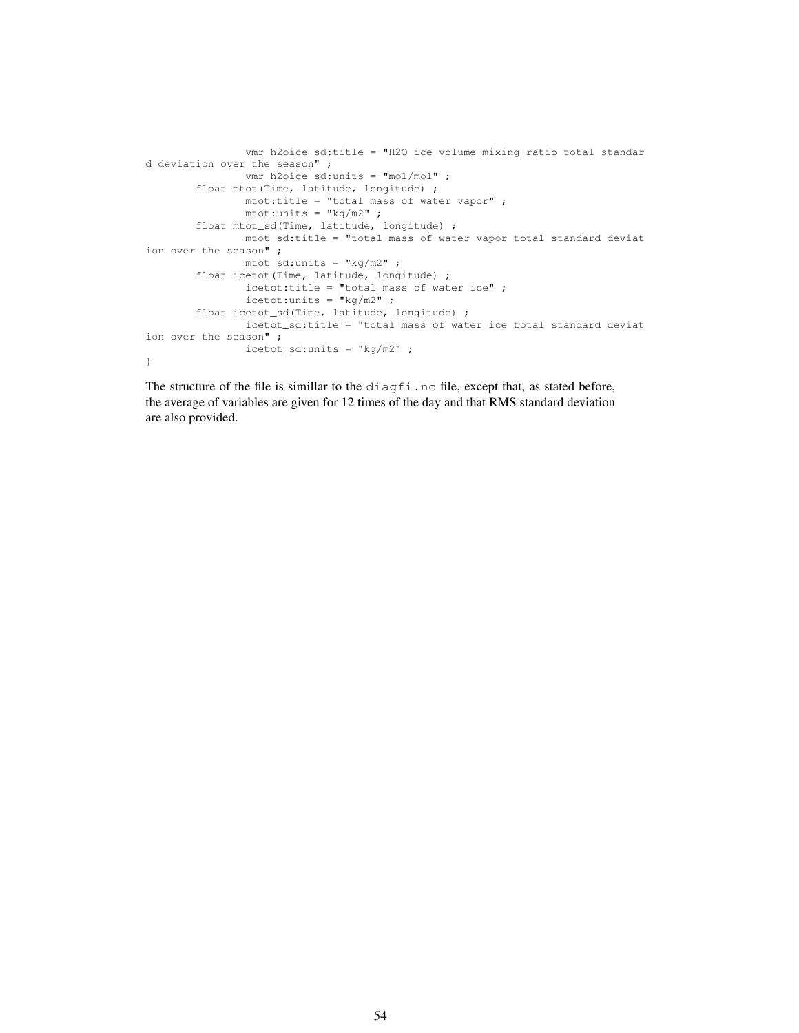```
                vmr_h2oice_sd:title = "H2O ice volume mixing ratio total standar
d deviation over the season" ;
                vmr_h2oice_sd:units = "mol/mol" ;
        float mtot(Time, latitude, longitude) ;
                mtot:title = "total mass of water vapor" ;
                mtot:units = "kg/m2" ;
        float mtot_sd(Time, latitude, longitude) ;
                mtot_sd:title = "total mass of water vapor total standard deviat
ion over the season" ;
                mtot_sd:units = "kg/m2" ;
        float icetot(Time, latitude, longitude) ;
                icetot:title = "total mass of water ice" ;
                icetot:units = "kg/m2" ;
        float icetot_sd(Time, latitude, longitude) ;
                icetot_sd:title = "total mass of water ice total standard deviat
ion over the season" ;
                icetot_sd:units = "kg/m2" ;
}
```

The structure of the file is simillar to the `diagfi.nc` file, except that, as stated before, the average of variables are given for 12 times of the day and that RMS standard deviation are also provided.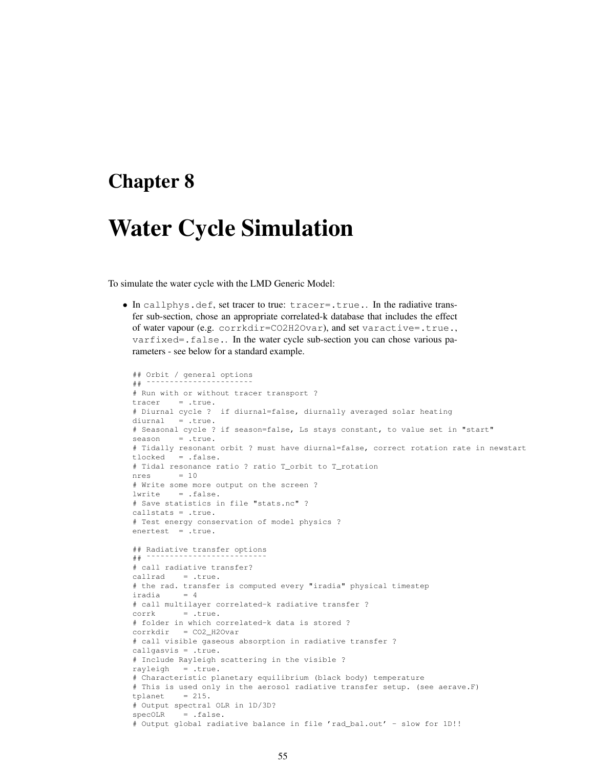# Chapter 8

# Water Cycle Simulation

To simulate the water cycle with the LMD Generic Model:

- In `callphys.def`, set tracer to true: `tracer=.true.`. In the radiative transfer sub-section, chose an appropriate correlated-k database that includes the effect of water vapour (e.g. `corrkdir=CO2H2Ovar`), and set `varactive=.true.`, `varfixed=.false.`. In the water cycle sub-section you can chose various parameters - see below for a standard example.

```
## Orbit / general options
## ~~~~~~~~~~~~~~~~~~~~~~~
# Run with or without tracer transport ?
tracer    = .true.
# Diurnal cycle ?  if diurnal=false, diurnally averaged solar heating
diurnal   = .true.
# Seasonal cycle ? if season=false, Ls stays constant, to value set in "start"
season    = .true.
# Tidally resonant orbit ? must have diurnal=false, correct rotation rate in newstart
tlocked   = .false.
# Tidal resonance ratio ? ratio T_orbit to T_rotation
nres      = 10
# Write some more output on the screen ?
lwrite    = .false.
# Save statistics in file "stats.nc" ?
callstats = .true.
# Test energy conservation of model physics ?
enertest  = .true.

## Radiative transfer options
## ~~~~~~~~~~~~~~~~~~~~~~~~~~
# call radiative transfer?
callrad    = .true.
# the rad. transfer is computed every "iradia" physical timestep
iradia     = 4
# call multilayer correlated-k radiative transfer ?
corrk      = .true.
# folder in which correlated-k data is stored ?
corrkdir   = CO2_H2Ovar
# call visible gaseous absorption in radiative transfer ?
callgasvis = .true.
# Include Rayleigh scattering in the visible ?
rayleigh   = .true.
# Characteristic planetary equilibrium (black body) temperature
# This is used only in the aerosol radiative transfer setup. (see aerave.F)
tplanet    = 215.
# Output spectral OLR in 1D/3D?
specOLR    = .false.
# Output global radiative balance in file 'rad_bal.out' - slow for 1D!!
```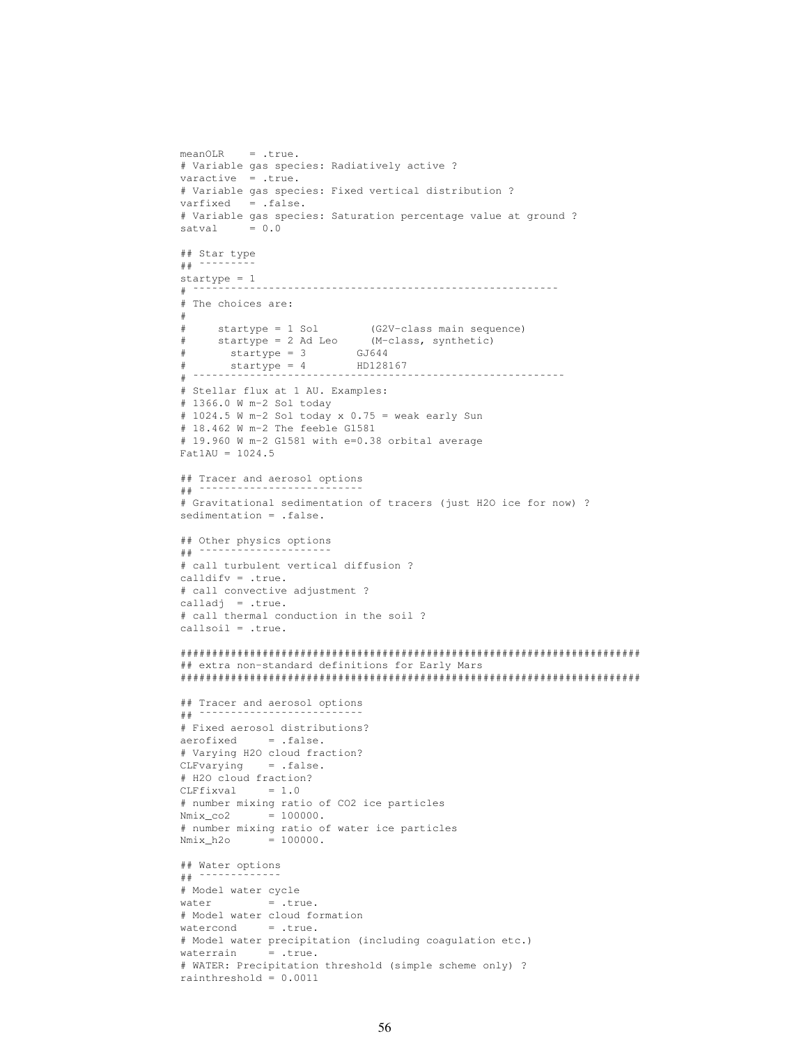```
meanOLR    = .true.
# Variable gas species: Radiatively active ?
varactive  = .true.
# Variable gas species: Fixed vertical distribution ?
varfixed   = .false.
# Variable gas species: Saturation percentage value at ground ?
satval     = 0.0

## Star type
## ~~~~~~~~~
startype = 1
# ---------------------------------------------------------
# The choices are:
#
#     startype = 1 Sol        (G2V-class main sequence)
#     startype = 2 Ad Leo     (M-class, synthetic)
#       startype = 3        GJ644
#       startype = 4        HD128167
# ----------------------------------------------------------
# Stellar flux at 1 AU. Examples:
# 1366.0 W m-2 Sol today
# 1024.5 W m-2 Sol today x 0.75 = weak early Sun
# 18.462 W m-2 The feeble Gl581
# 19.960 W m-2 Gl581 with e=0.38 orbital average
Fat1AU = 1024.5

## Tracer and aerosol options
## ~~~~~~~~~~~~~~~~~~~~~~~~~~
# Gravitational sedimentation of tracers (just H2O ice for now) ?
sedimentation = .false.

## Other physics options
## ~~~~~~~~~~~~~~~~~~~~~
# call turbulent vertical diffusion ?
calldifv = .true.
# call convective adjustment ?
calladj  = .true.
# call thermal conduction in the soil ?
callsoil = .true.

#########################################################################
## extra non-standard definitions for Early Mars
#########################################################################

## Tracer and aerosol options
## ~~~~~~~~~~~~~~~~~~~~~~~~~~
# Fixed aerosol distributions?
aerofixed     = .false.
# Varying H2O cloud fraction?
CLFvarying    = .false.
# H2O cloud fraction?
CLFfixval     = 1.0
# number mixing ratio of CO2 ice particles
Nmix_co2      = 100000.
# number mixing ratio of water ice particles
Nmix_h2o      = 100000.

## Water options
## ~~~~~~~~~~~~~
# Model water cycle
water         = .true.
# Model water cloud formation
watercond     = .true.
# Model water precipitation (including coagulation etc.)
waterrain     = .true.
# WATER: Precipitation threshold (simple scheme only) ?
rainthreshold = 0.0011
```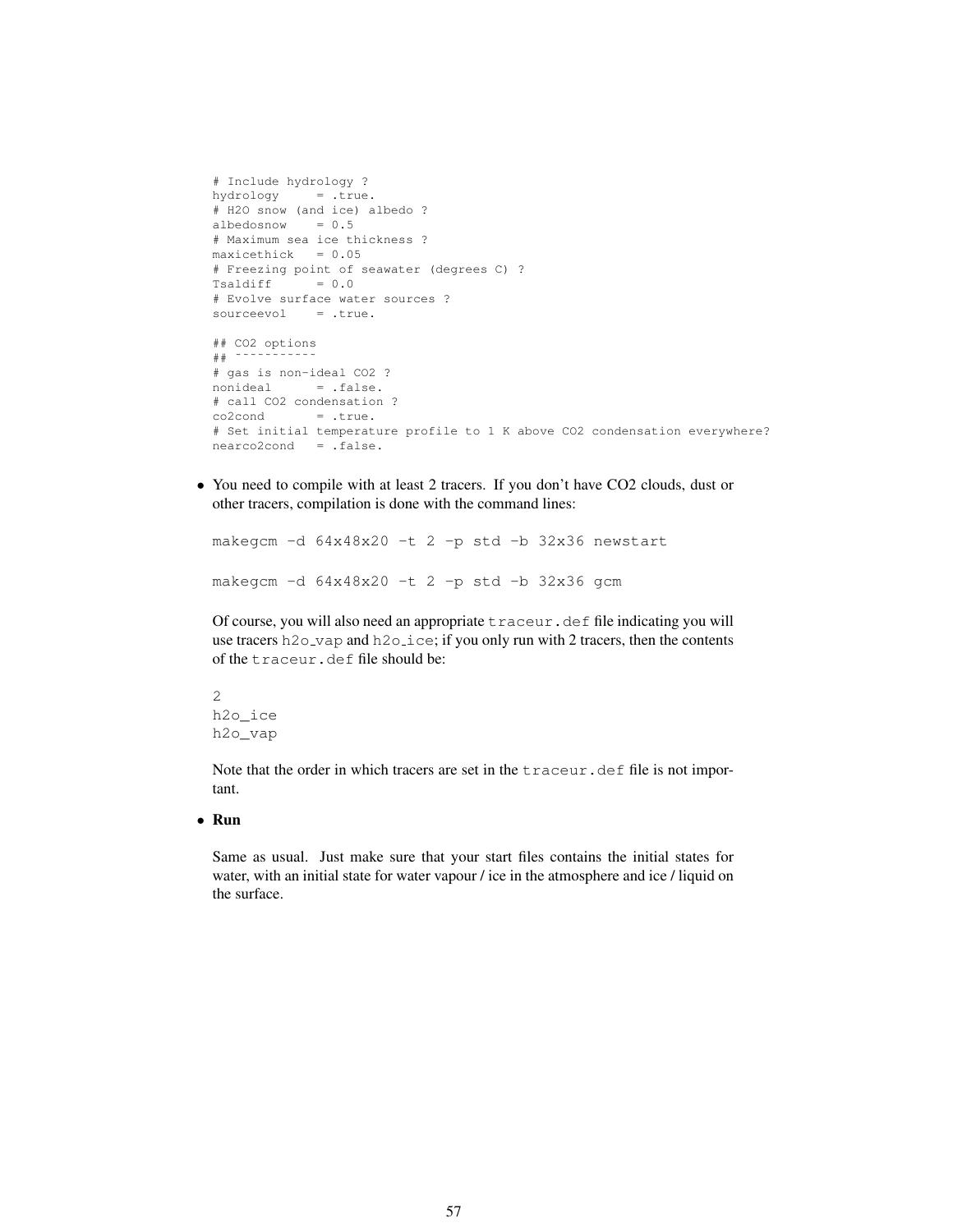```
# Include hydrology ?
hydrology      = .true.
# H2O snow (and ice) albedo ?
albedosnow     = 0.5
# Maximum sea ice thickness ?
maxicethick    = 0.05
# Freezing point of seawater (degrees C) ?
Tsaldiff       = 0.0
# Evolve surface water sources ?
sourceevol     = .true.

## CO2 options
## ~~~~~~~~~~~
# gas is non-ideal CO2 ?
nonideal       = .false.
# call CO2 condensation ?
co2cond        = .true.
# Set initial temperature profile to 1 K above CO2 condensation everywhere?
nearco2cond    = .false.
```

- You need to compile with at least 2 tracers. If you don't have CO2 clouds, dust or other tracers, compilation is done with the command lines:

  ```
  makegcm -d 64x48x20 -t 2 -p std -b 32x36 newstart

  makegcm -d 64x48x20 -t 2 -p std -b 32x36 gcm
  ```

  Of course, you will also need an appropriate `traceur.def` file indicating you will use tracers `h2o_vap` and `h2o_ice`; if you only run with 2 tracers, then the contents of the `traceur.def` file should be:

  ```
  2
  h2o_ice
  h2o_vap
  ```

  Note that the order in which tracers are set in the `traceur.def` file is not important.

- **Run**

  Same as usual. Just make sure that your start files contains the initial states for water, with an initial state for water vapour / ice in the atmosphere and ice / liquid on the surface.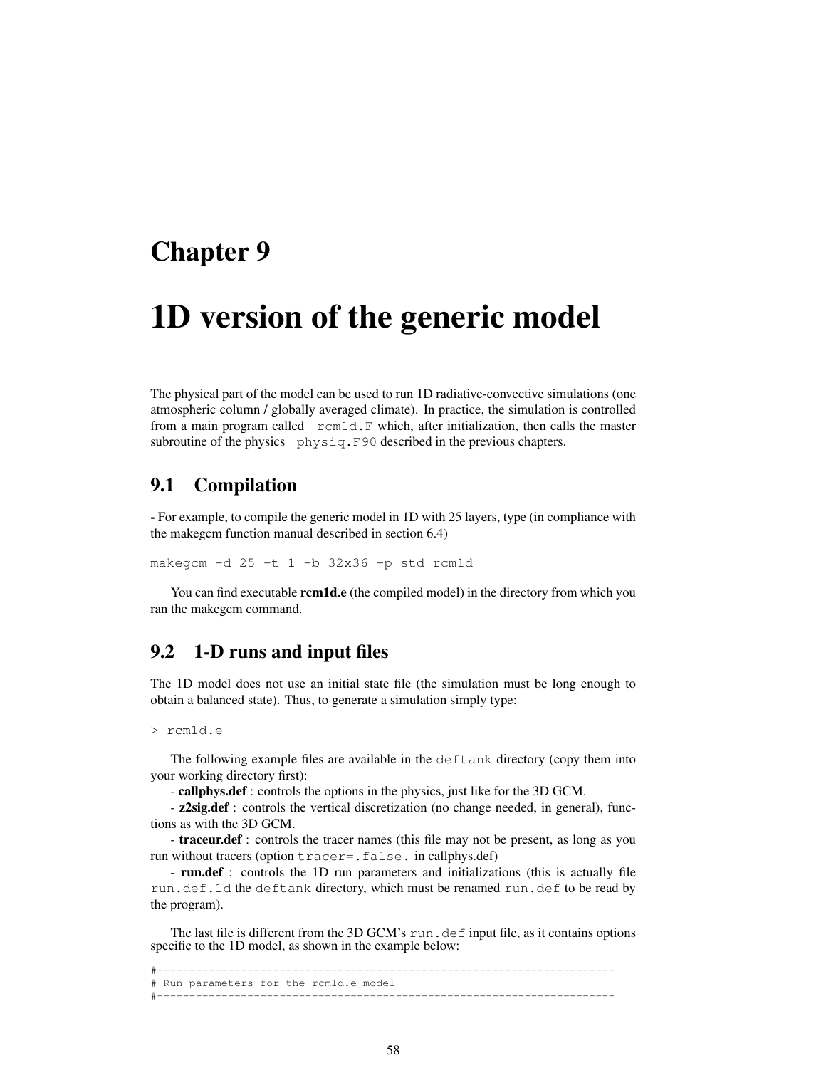# Chapter 9

# 1D version of the generic model

The physical part of the model can be used to run 1D radiative-convective simulations (one atmospheric column / globally averaged climate). In practice, the simulation is controlled from a main program called `rcm1d.F` which, after initialization, then calls the master subroutine of the physics `physiq.F90` described in the previous chapters.

## 9.1 Compilation

**-** For example, to compile the generic model in 1D with 25 layers, type (in compliance with the makegcm function manual described in section 6.4)

```
makegcm -d 25 -t 1 -b 32x36 -p std rcm1d
```

You can find executable **rcm1d.e** (the compiled model) in the directory from which you ran the makegcm command.

## 9.2 1-D runs and input files

The 1D model does not use an initial state file (the simulation must be long enough to obtain a balanced state). Thus, to generate a simulation simply type:

```
> rcm1d.e
```

The following example files are available in the `deftank` directory (copy them into your working directory first):

- **callphys.def** : controls the options in the physics, just like for the 3D GCM.
- **z2sig.def** : controls the vertical discretization (no change needed, in general), functions as with the 3D GCM.
- **traceur.def** : controls the tracer names (this file may not be present, as long as you run without tracers (option `tracer=.false.` in callphys.def)
- **run.def** : controls the 1D run parameters and initializations (this is actually file `run.def.1d` the `deftank` directory, which must be renamed `run.def` to be read by the program).

The last file is different from the 3D GCM's `run.def` input file, as it contains options specific to the 1D model, as shown in the example below:

```
#-----------------------------------------------------------------------
# Run parameters for the rcm1d.e model
#-----------------------------------------------------------------------
```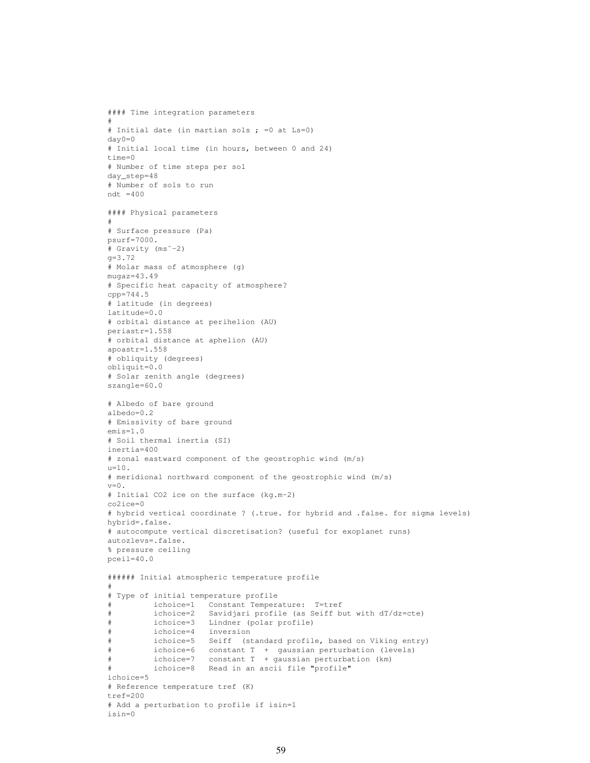```
#### Time integration parameters
#
# Initial date (in martian sols ; =0 at Ls=0)
day0=0
# Initial local time (in hours, between 0 and 24)
time=0
# Number of time steps per sol
day_step=48
# Number of sols to run
ndt =400

#### Physical parameters
#
# Surface pressure (Pa)
psurf=7000.
# Gravity (ms^-2)
g=3.72
# Molar mass of atmosphere (g)
mugaz=43.49
# Specific heat capacity of atmosphere?
cpp=744.5
# latitude (in degrees)
latitude=0.0
# orbital distance at perihelion (AU)
periastr=1.558
# orbital distance at aphelion (AU)
apoastr=1.558
# obliquity (degrees)
obliquit=0.0
# Solar zenith angle (degrees)
szangle=60.0

# Albedo of bare ground
albedo=0.2
# Emissivity of bare ground
emis=1.0
# Soil thermal inertia (SI)
inertia=400
# zonal eastward component of the geostrophic wind (m/s)
u=10.
# meridional northward component of the geostrophic wind (m/s)
v=0.
# Initial CO2 ice on the surface (kg.m-2)
co2ice=0
# hybrid vertical coordinate ? (.true. for hybrid and .false. for sigma levels)
hybrid=.false.
# autocompute vertical discretisation? (useful for exoplanet runs)
autozlevs=.false.
% pressure ceiling
pceil=40.0

###### Initial atmospheric temperature profile
#
# Type of initial temperature profile
#         ichoice=1   Constant Temperature:  T=tref
#         ichoice=2   Savidjari profile (as Seiff but with dT/dz=cte)
#         ichoice=3   Lindner (polar profile)
#         ichoice=4   inversion
#         ichoice=5   Seiff  (standard profile, based on Viking entry)
#         ichoice=6   constant T  +  gaussian perturbation (levels)
#         ichoice=7   constant T  + gaussian perturbation (km)
#         ichoice=8   Read in an ascii file "profile"
ichoice=5
# Reference temperature tref (K)
tref=200
# Add a perturbation to profile if isin=1
isin=0
```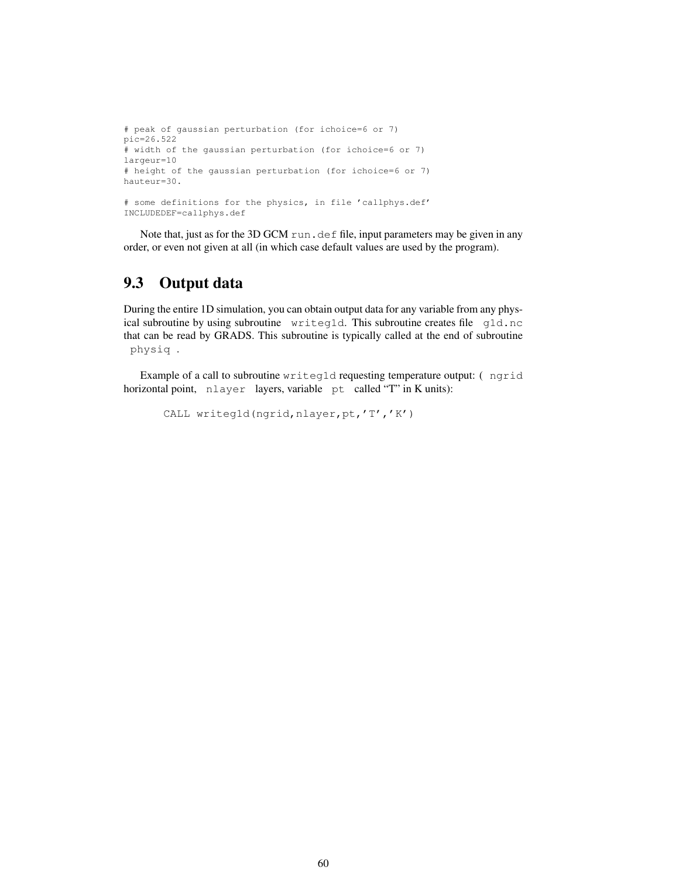```
# peak of gaussian perturbation (for ichoice=6 or 7)
pic=26.522
# width of the gaussian perturbation (for ichoice=6 or 7)
largeur=10
# height of the gaussian perturbation (for ichoice=6 or 7)
hauteur=30.

# some definitions for the physics, in file 'callphys.def'
INCLUDEDEF=callphys.def
```

Note that, just as for the 3D GCM `run.def` file, input parameters may be given in any order, or even not given at all (in which case default values are used by the program).

## 9.3 Output data

During the entire 1D simulation, you can obtain output data for any variable from any physical subroutine by using subroutine `writeg1d`. This subroutine creates file `g1d.nc` that can be read by GRADS. This subroutine is typically called at the end of subroutine `physiq`.

Example of a call to subroutine `writeg1d` requesting temperature output: ( `ngrid` horizontal point, `nlayer` layers, variable `pt` called "T" in K units):

```
CALL writeg1d(ngrid,nlayer,pt,'T','K')
```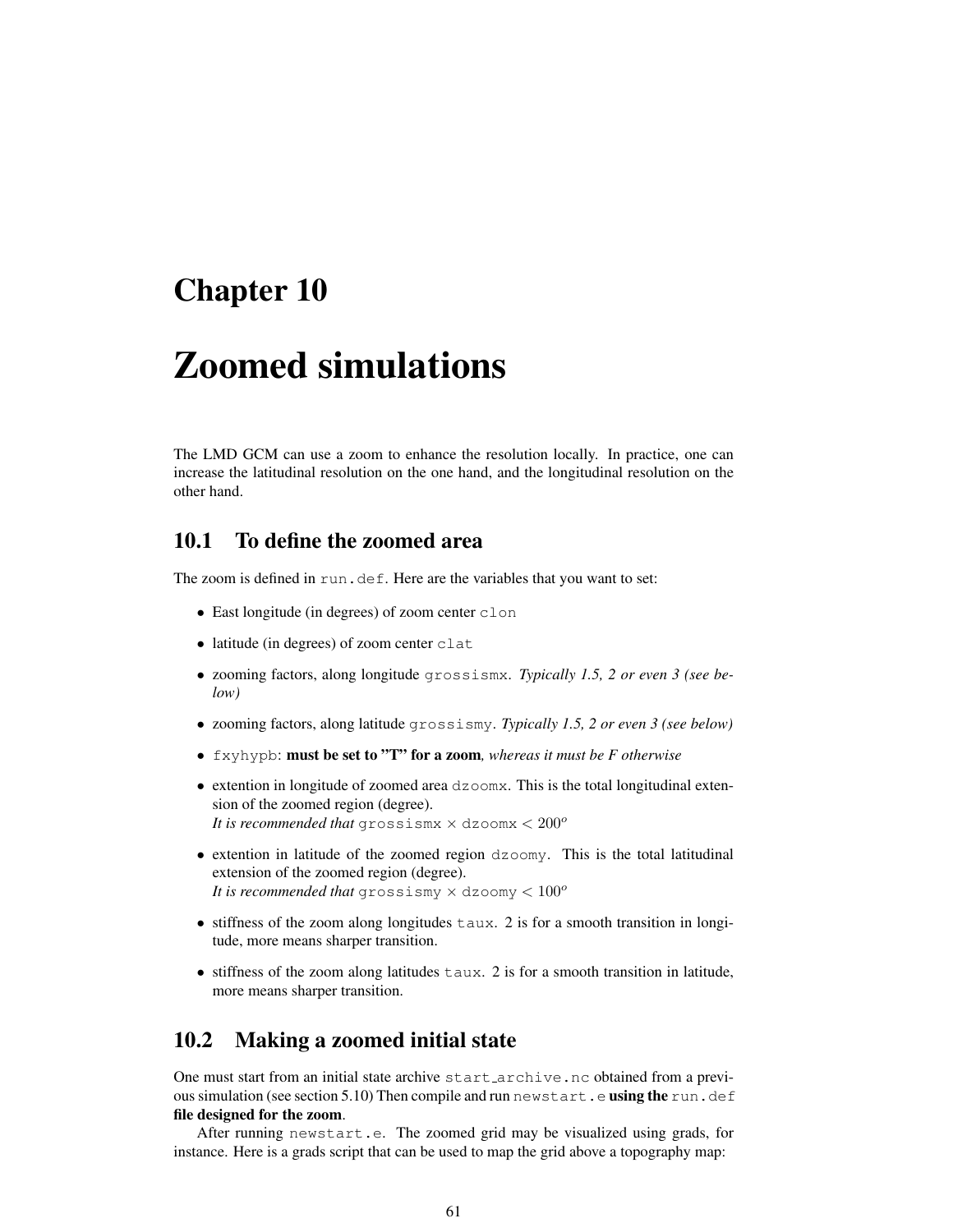# Chapter 10

# Zoomed simulations

The LMD GCM can use a zoom to enhance the resolution locally. In practice, one can increase the latitudinal resolution on the one hand, and the longitudinal resolution on the other hand.

## 10.1 To define the zoomed area

The zoom is defined in `run.def`. Here are the variables that you want to set:

- East longitude (in degrees) of zoom center `clon`
- latitude (in degrees) of zoom center `clat`
- zooming factors, along longitude `grossismx`. *Typically 1.5, 2 or even 3 (see below)*
- zooming factors, along latitude `grossismy`. *Typically 1.5, 2 or even 3 (see below)*
- `fxyhypb`: **must be set to "T" for a zoom**, *whereas it must be F otherwise*
- extention in longitude of zoomed area `dzoomx`. This is the total longitudinal extension of the zoomed region (degree).
  *It is recommended that* `grossismx` $\times$ `dzoomx` $< 200^o$
- extention in latitude of the zoomed region `dzoomy`. This is the total latitudinal extension of the zoomed region (degree).
  *It is recommended that* `grossismy` $\times$ `dzoomy` $< 100^o$
- stiffness of the zoom along longitudes `taux`. 2 is for a smooth transition in longitude, more means sharper transition.
- stiffness of the zoom along latitudes `taux`. 2 is for a smooth transition in latitude, more means sharper transition.

## 10.2 Making a zoomed initial state

One must start from an initial state archive `start_archive.nc` obtained from a previous simulation (see section 5.10) Then compile and run `newstart.e` **using the** `run.def` **file designed for the zoom**.

After running `newstart.e`. The zoomed grid may be visualized using grads, for instance. Here is a grads script that can be used to map the grid above a topography map: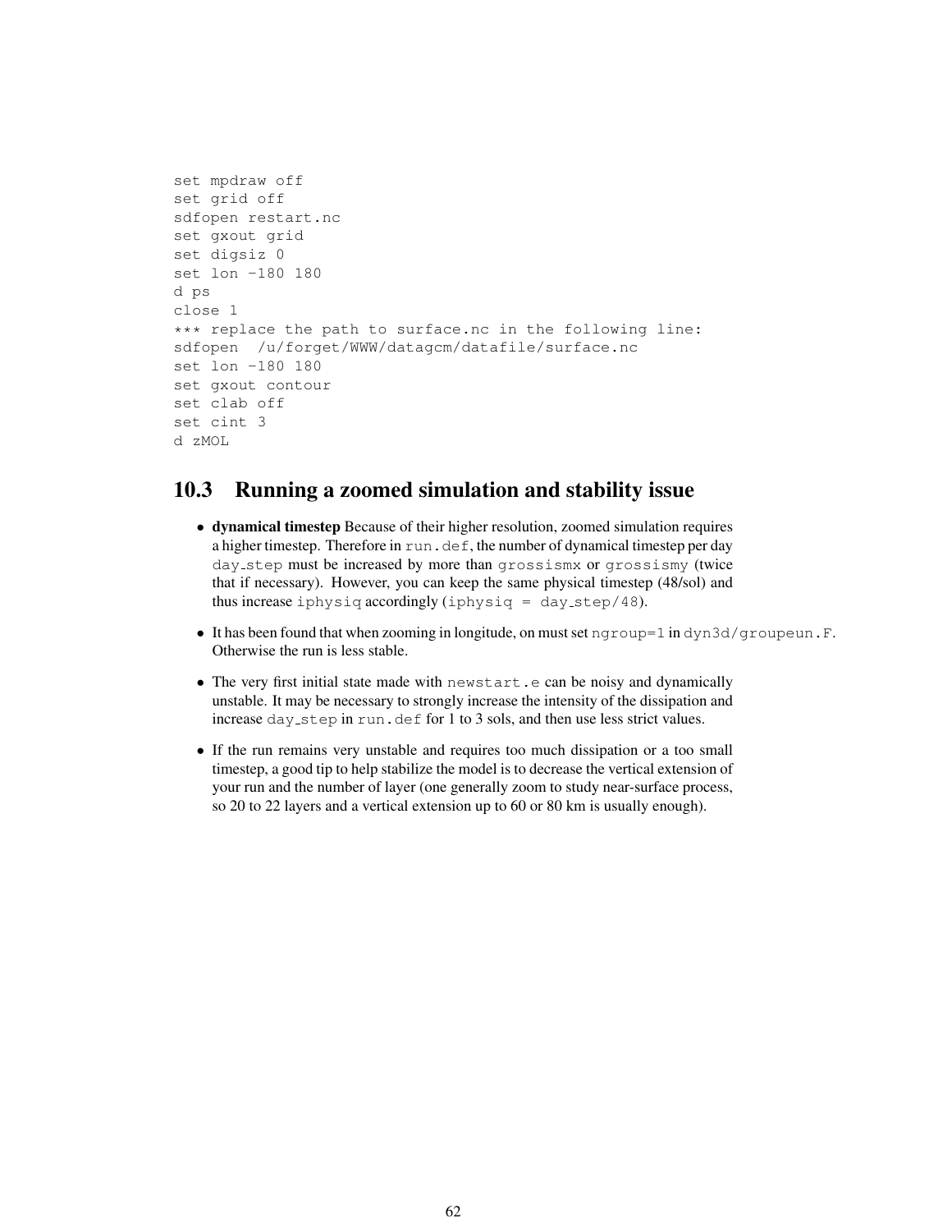```
set mpdraw off
set grid off
sdfopen restart.nc
set gxout grid
set digsiz 0
set lon -180 180
d ps
close 1
*** replace the path to surface.nc in the following line:
sdfopen  /u/forget/WWW/datagcm/datafile/surface.nc
set lon -180 180
set gxout contour
set clab off
set cint 3
d zMOL
```

## 10.3 Running a zoomed simulation and stability issue

- **dynamical timestep** Because of their higher resolution, zoomed simulation requires a higher timestep. Therefore in `run.def`, the number of dynamical timestep per day `day_step` must be increased by more than `grossismx` or `grossismy` (twice that if necessary). However, you can keep the same physical timestep (48/sol) and thus increase `iphysiq` accordingly (`iphysiq = day_step/48`).
- It has been found that when zooming in longitude, on must set `ngroup=1` in `dyn3d/groupeun.F`. Otherwise the run is less stable.
- The very first initial state made with `newstart.e` can be noisy and dynamically unstable. It may be necessary to strongly increase the intensity of the dissipation and increase `day_step` in `run.def` for 1 to 3 sols, and then use less strict values.
- If the run remains very unstable and requires too much dissipation or a too small timestep, a good tip to help stabilize the model is to decrease the vertical extension of your run and the number of layer (one generally zoom to study near-surface process, so 20 to 22 layers and a vertical extension up to 60 or 80 km is usually enough).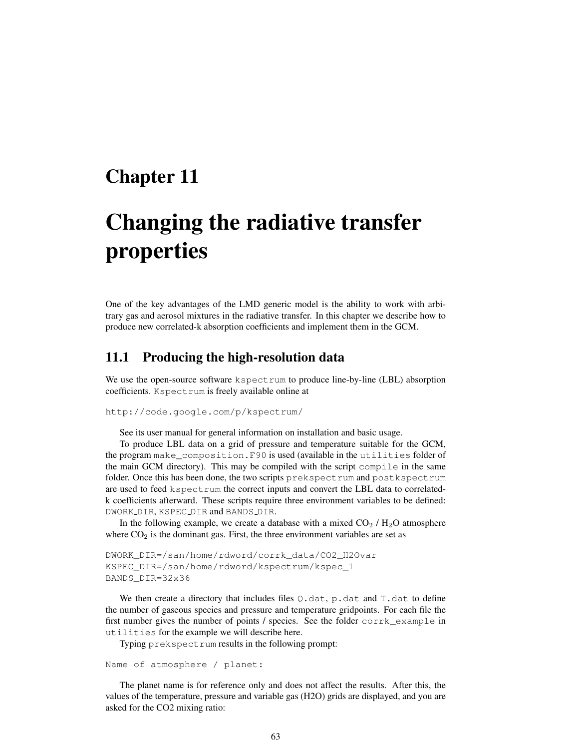# Chapter 11

# Changing the radiative transfer properties

One of the key advantages of the LMD generic model is the ability to work with arbitrary gas and aerosol mixtures in the radiative transfer. In this chapter we describe how to produce new correlated-k absorption coefficients and implement them in the GCM.

## 11.1 Producing the high-resolution data

We use the open-source software `kspectrum` to produce line-by-line (LBL) absorption coefficients. `Kspectrum` is freely available online at

```
http://code.google.com/p/kspectrum/
```

See its user manual for general information on installation and basic usage.

To produce LBL data on a grid of pressure and temperature suitable for the GCM, the program `make_composition.F90` is used (available in the `utilities` folder of the main GCM directory). This may be compiled with the script `compile` in the same folder. Once this has been done, the two scripts `prekspectrum` and `postkspectrum` are used to feed `kspectrum` the correct inputs and convert the LBL data to correlated-k coefficients afterward. These scripts require three environment variables to be defined: DWORK_DIR, KSPEC_DIR and BANDS_DIR.

In the following example, we create a database with a mixed $CO_2$ / $H_2O$ atmosphere where $CO_2$ is the dominant gas. First, the three environment variables are set as

```
DWORK_DIR=/san/home/rdword/corrk_data/CO2_H2Ovar
KSPEC_DIR=/san/home/rdword/kspectrum/kspec_1
BANDS_DIR=32x36
```

We then create a directory that includes files `Q.dat`, `p.dat` and `T.dat` to define the number of gaseous species and pressure and temperature gridpoints. For each file the first number gives the number of points / species. See the folder `corrk_example` in `utilities` for the example we will describe here.

Typing `prekspectrum` results in the following prompt:

```
Name of atmosphere / planet:
```

The planet name is for reference only and does not affect the results. After this, the values of the temperature, pressure and variable gas (H2O) grids are displayed, and you are asked for the CO2 mixing ratio: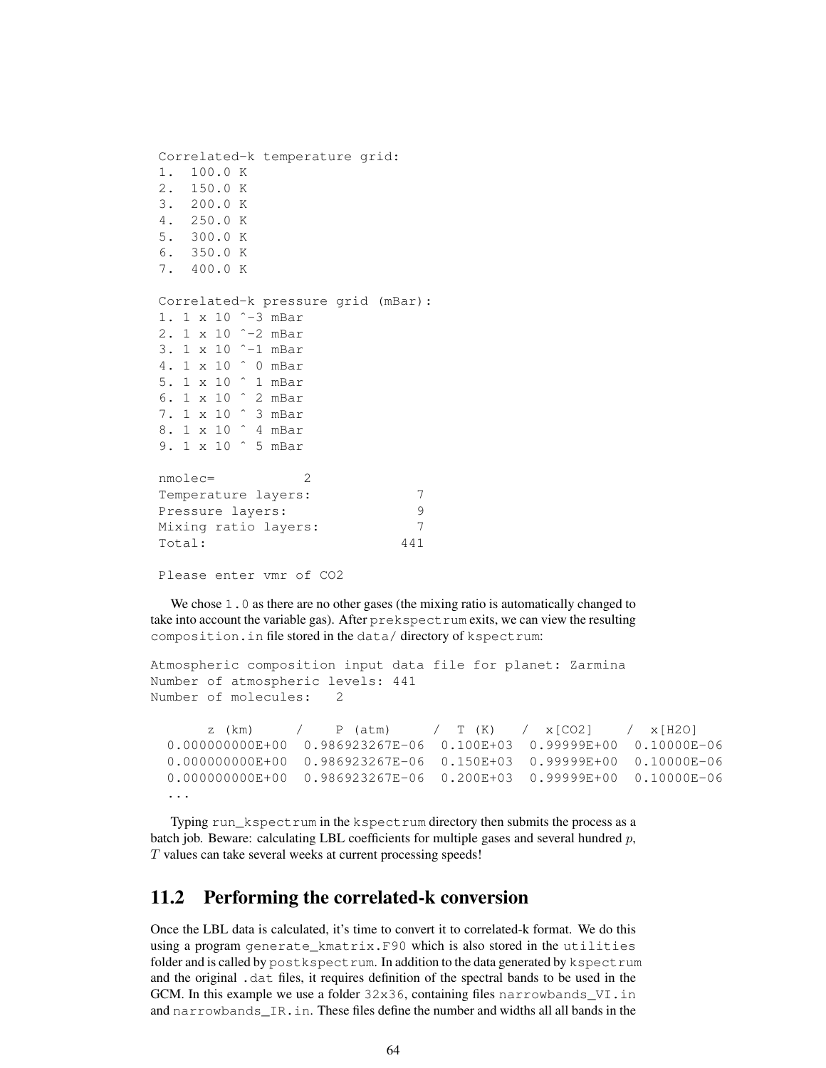```
Correlated-k temperature grid:
1.  100.0 K
2.  150.0 K
3.  200.0 K
4.  250.0 K
5.  300.0 K
6.  350.0 K
7.  400.0 K

Correlated-k pressure grid (mBar):
1. 1 x 10 ^-3 mBar
2. 1 x 10 ^-2 mBar
3. 1 x 10 ^-1 mBar
4. 1 x 10 ^ 0 mBar
5. 1 x 10 ^ 1 mBar
6. 1 x 10 ^ 2 mBar
7. 1 x 10 ^ 3 mBar
8. 1 x 10 ^ 4 mBar
9. 1 x 10 ^ 5 mBar

nmolec=           2
Temperature layers:            7
Pressure layers:               9
Mixing ratio layers:           7
Total:                       441

Please enter vmr of CO2
```

We chose `1.0` as there are no other gases (the mixing ratio is automatically changed to take into account the variable gas). After `prekspectrum` exits, we can view the resulting `composition.in` file stored in the `data/` directory of `kspectrum`:

```
Atmospheric composition input data file for planet: Zarmina
Number of atmospheric levels: 441
Number of molecules:   2

      z (km)     /    P (atm)     /  T (K)   /  x[CO2]    /  x[H2O]
  0.000000000E+00  0.986923267E-06  0.100E+03  0.99999E+00  0.10000E-06
  0.000000000E+00  0.986923267E-06  0.150E+03  0.99999E+00  0.10000E-06
  0.000000000E+00  0.986923267E-06  0.200E+03  0.99999E+00  0.10000E-06
  ...
```

Typing `run_kspectrum` in the `kspectrum` directory then submits the process as a batch job. Beware: calculating LBL coefficients for multiple gases and several hundred $p$, $T$ values can take several weeks at current processing speeds!

## 11.2 Performing the correlated-k conversion

Once the LBL data is calculated, it's time to convert it to correlated-k format. We do this using a program `generate_kmatrix.F90` which is also stored in the `utilities` folder and is called by `postkspectrum`. In addition to the data generated by `kspectrum` and the original `.dat` files, it requires definition of the spectral bands to be used in the GCM. In this example we use a folder `32x36`, containing files `narrowbands_VI.in` and `narrowbands_IR.in`. These files define the number and widths all all bands in the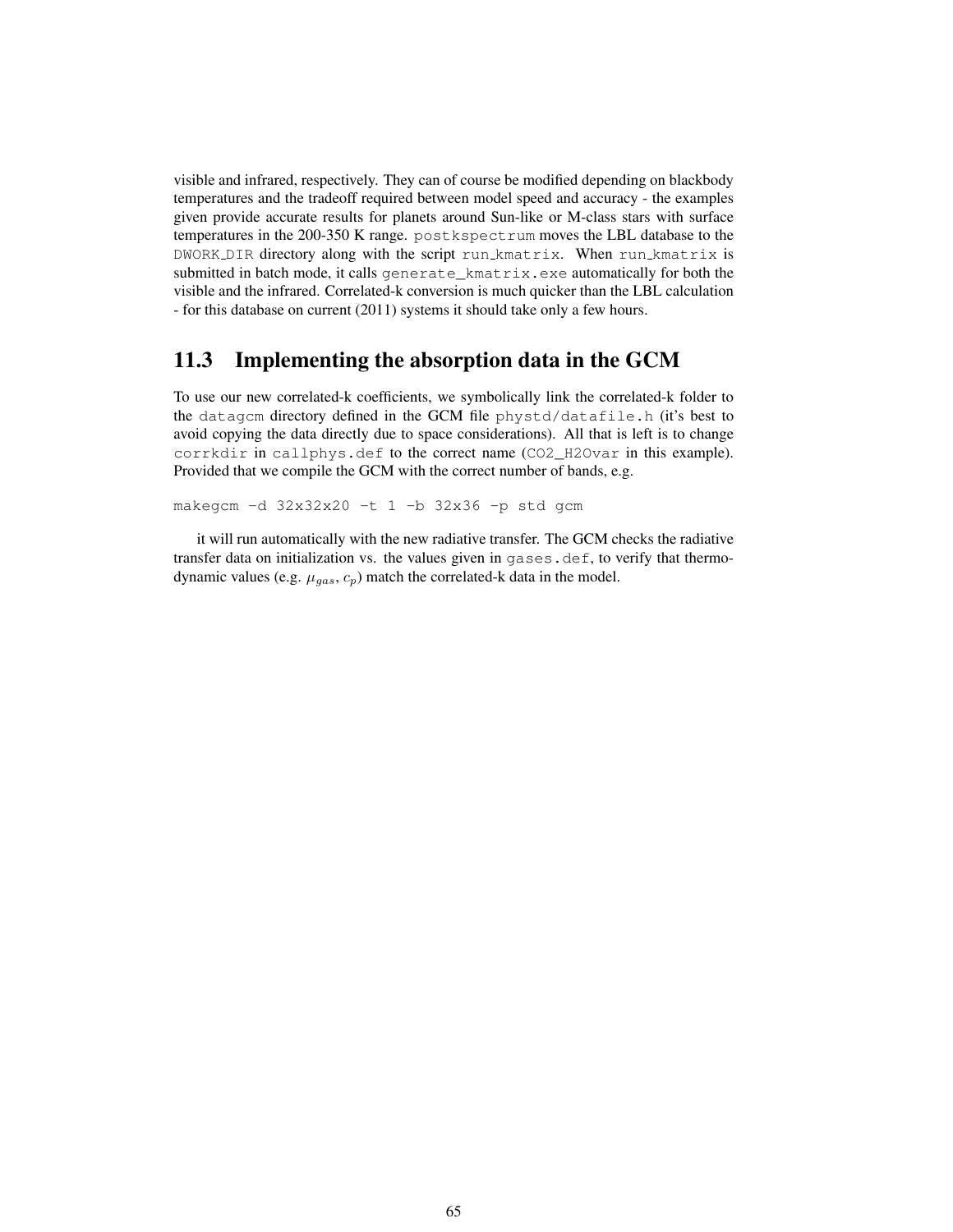visible and infrared, respectively. They can of course be modified depending on blackbody temperatures and the tradeoff required between model speed and accuracy - the examples given provide accurate results for planets around Sun-like or M-class stars with surface temperatures in the 200-350 K range. `postkspectrum` moves the LBL database to the `DWORK_DIR` directory along with the script `run_kmatrix`. When `run_kmatrix` is submitted in batch mode, it calls `generate_kmatrix.exe` automatically for both the visible and the infrared. Correlated-k conversion is much quicker than the LBL calculation - for this database on current (2011) systems it should take only a few hours.

## 11.3 Implementing the absorption data in the GCM

To use our new correlated-k coefficients, we symbolically link the correlated-k folder to the `datagcm` directory defined in the GCM file `phystd/datafile.h` (it's best to avoid copying the data directly due to space considerations). All that is left is to change `corrkdir` in `callphys.def` to the correct name (`CO2_H2Ovar` in this example). Provided that we compile the GCM with the correct number of bands, e.g.

```
makegcm -d 32x32x20 -t 1 -b 32x36 -p std gcm
```

it will run automatically with the new radiative transfer. The GCM checks the radiative transfer data on initialization vs. the values given in `gases.def`, to verify that thermodynamic values (e.g. $\mu_{gas}$, $c_p$) match the correlated-k data in the model.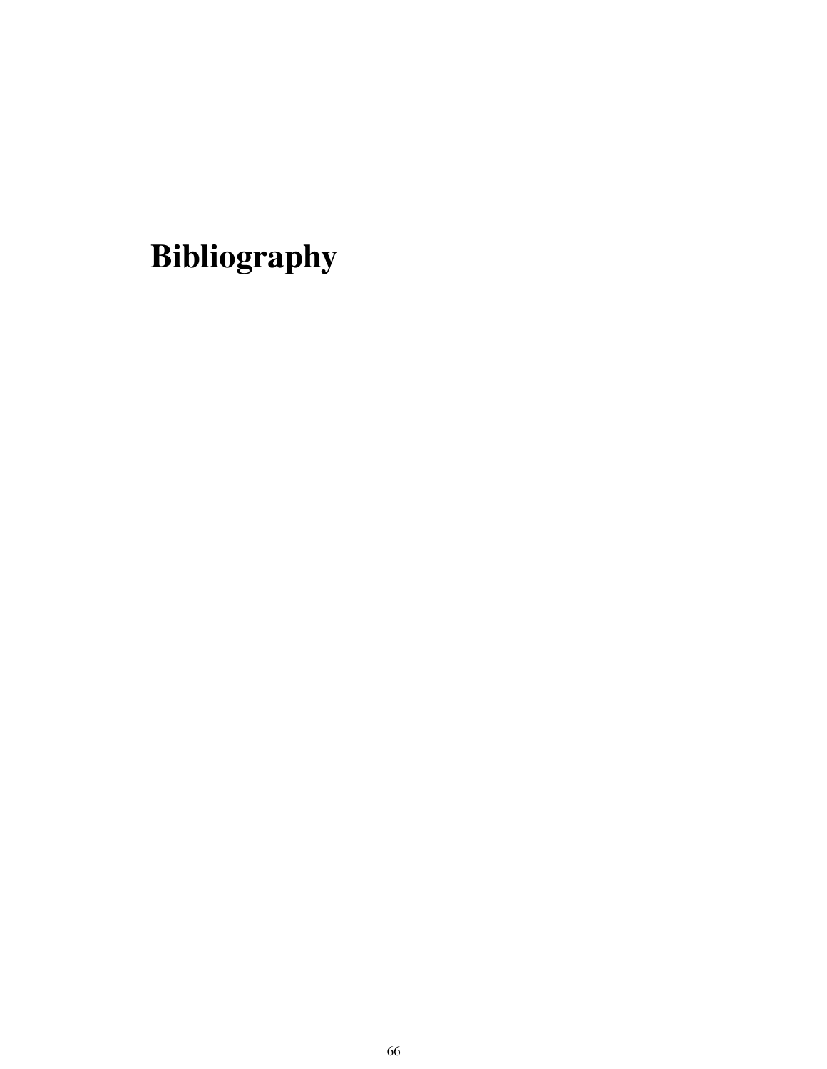# Bibliography